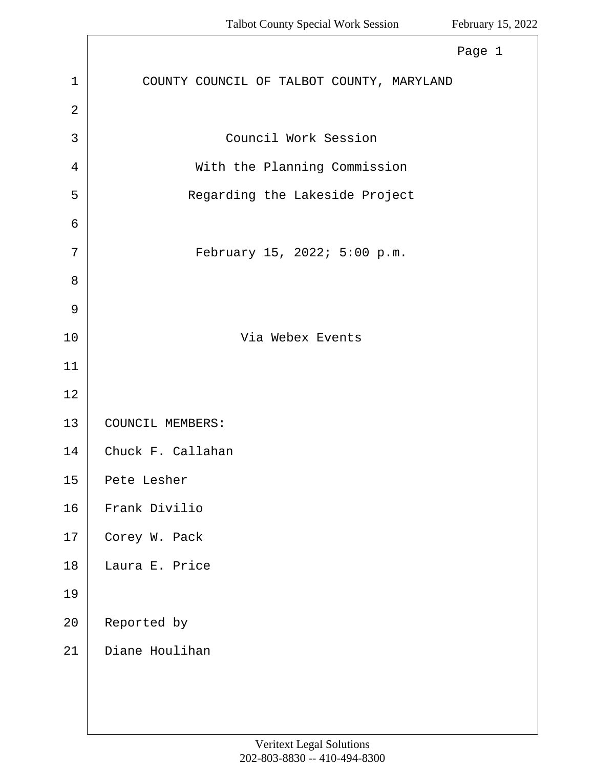# COUNTY COUNCIL OF TALBOT COUNTY, MARYLAND

Council Work Session

With the Planning Commission

Regarding the Lakeside Project

February 15, 2022; 5:00 p.m.

Via Webex Events

COUNCIL MEMBERS:

Chuck F. Callahan

Pete Lesher

Frank Divilio

Corey W. Pack

Laura E. Price

Reported by

Diane Houlihan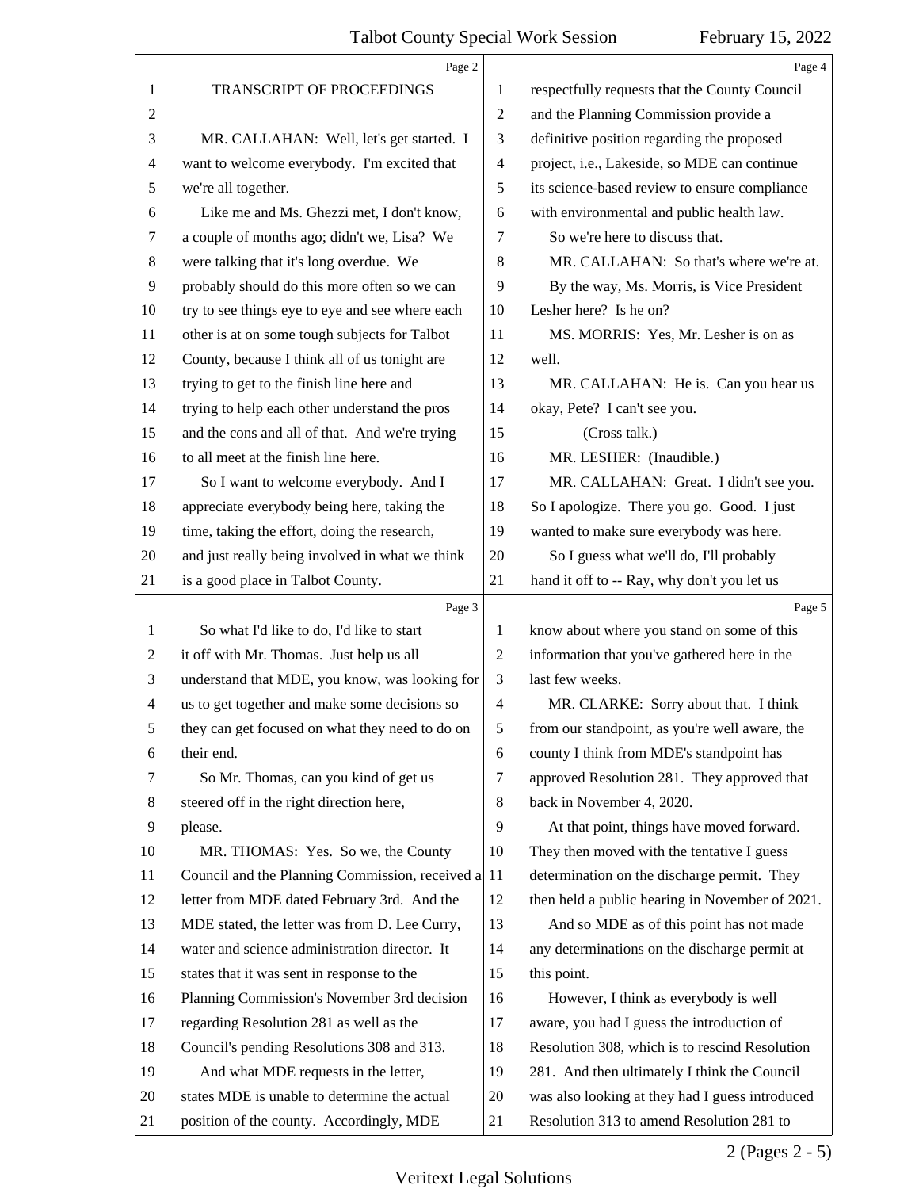TRANSCRIPT OF PROCEEDINGS

MR. CALLAHAN: Well, let's get started. I want to welcome everybody. I'm excited that we're all together.

Like me and Ms. Ghezzi met, I don't know, a couple of months ago; didn't we, Lisa? We were talking that it's long overdue. We probably should do this more often so we can try to see things eye to eye and see where each other is at on some tough subjects for Talbot County, because I think all of us tonight are trying to get to the finish line here and trying to help each other understand the pros and the cons and all of that. And we're trying to all meet at the finish line here.

So I want to welcome everybody. And I appreciate everybody being here, taking the time, taking the effort, doing the research, and just really being involved in what we think is a good place in Talbot County.

So what I'd like to do, I'd like to start it off with Mr. Thomas. Just help us all understand that MDE, you know, was looking for us to get together and make some decisions so they can get focused on what they need to do on their end.

So Mr. Thomas, can you kind of get us steered off in the right direction here, please.

MR. THOMAS: Yes. So we, the County Council and the Planning Commission, received a letter from MDE dated February 3rd. And the MDE stated, the letter was from D. Lee Curry, water and science administration director. It states that it was sent in response to the Planning Commission's November 3rd decision regarding Resolution 281 as well as the Council's pending Resolutions 308 and 313.

And what MDE requests in the letter, states MDE is unable to determine the actual position of the county. Accordingly, MDE respectfully requests that the County Council and the Planning Commission provide a definitive position regarding the proposed project, i.e., Lakeside, so MDE can continue its science-based review to ensure compliance with environmental and public health law.

So we're here to discuss that.

MR. CALLAHAN: So that's where we're at.

By the way, Ms. Morris, is Vice President Lesher here? Is he on?

MS. MORRIS: Yes, Mr. Lesher is on as well.

MR. CALLAHAN: He is. Can you hear us okay, Pete? I can't see you.

(Cross talk.)

MR. LESHER: (Inaudible.)

MR. CALLAHAN: Great. I didn't see you. So I apologize. There you go. Good. I just wanted to make sure everybody was here.

So I guess what we'll do, I'll probably hand it off to -- Ray, why don't you let us know about where you stand on some of this information that you've gathered here in the last few weeks.

MR. CLARKE: Sorry about that. I think from our standpoint, as you're well aware, the county I think from MDE's standpoint has approved Resolution 281. They approved that back in November 4, 2020.

At that point, things have moved forward. They then moved with the tentative I guess determination on the discharge permit. They then held a public hearing in November of 2021.

And so MDE as of this point has not made any determinations on the discharge permit at this point.

However, I think as everybody is well aware, you had I guess the introduction of Resolution 308, which is to rescind Resolution 281. And then ultimately I think the Council was also looking at they had I guess introduced Resolution 313 to amend Resolution 281 to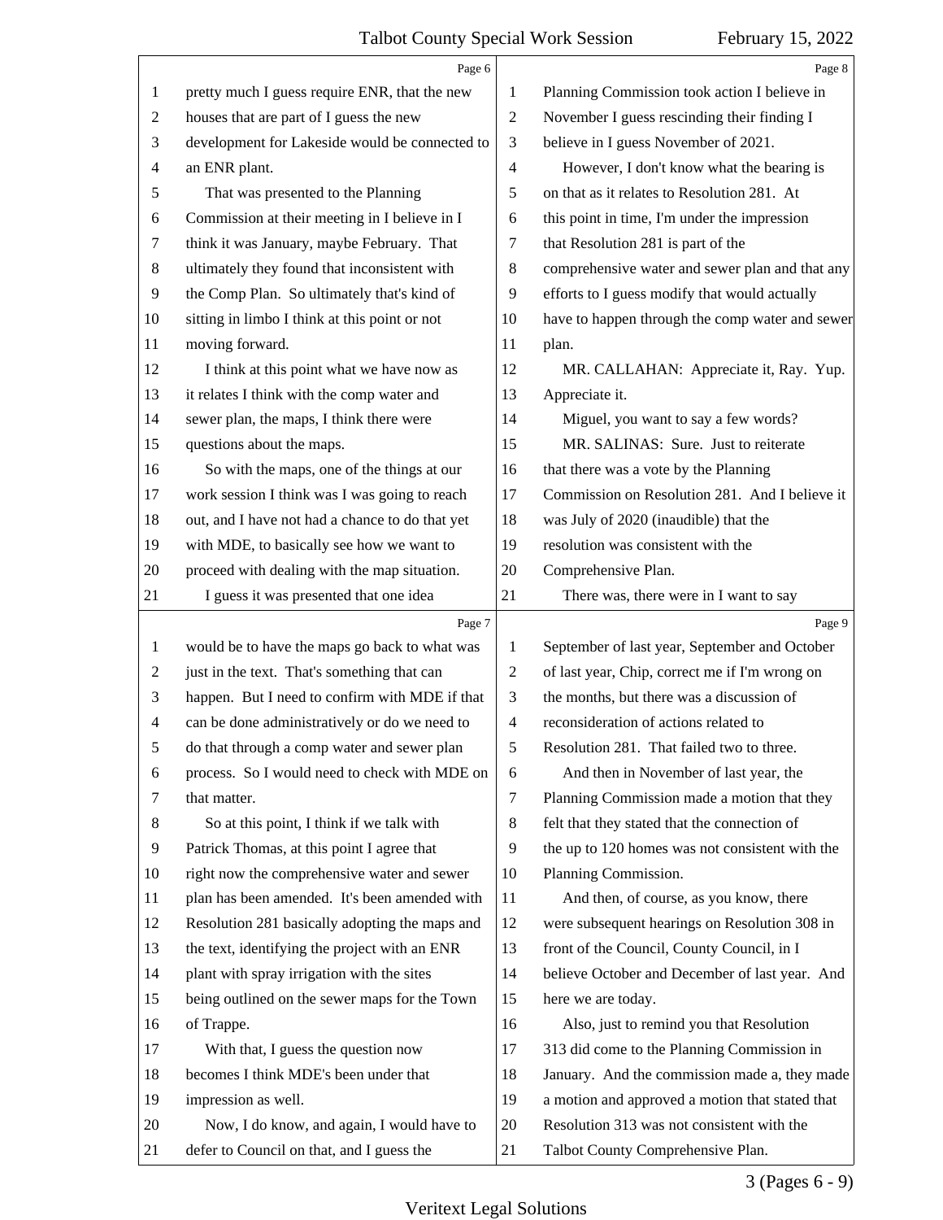Page 6

1 pretty much I guess require ENR, that the new
2 houses that are part of I guess the new
3 development for Lakeside would be connected to
4 an ENR plant.
5 That was presented to the Planning
6 Commission at their meeting in I believe in I
7 think it was January, maybe February. That
8 ultimately they found that inconsistent with
9 the Comp Plan. So ultimately that's kind of
10 sitting in limbo I think at this point or not
11 moving forward.
12 I think at this point what we have now as
13 it relates I think with the comp water and
14 sewer plan, the maps, I think there were
15 questions about the maps.
16 So with the maps, one of the things at our
17 work session I think was I was going to reach
18 out, and I have not had a chance to do that yet
19 with MDE, to basically see how we want to
20 proceed with dealing with the map situation.
21 I guess it was presented that one idea

Page 7

1 would be to have the maps go back to what was
2 just in the text. That's something that can
3 happen. But I need to confirm with MDE if that
4 can be done administratively or do we need to
5 do that through a comp water and sewer plan
6 process. So I would need to check with MDE on
7 that matter.
8 So at this point, I think if we talk with
9 Patrick Thomas, at this point I agree that
10 right now the comprehensive water and sewer
11 plan has been amended. It's been amended with
12 Resolution 281 basically adopting the maps and
13 the text, identifying the project with an ENR
14 plant with spray irrigation with the sites
15 being outlined on the sewer maps for the Town
16 of Trappe.
17 With that, I guess the question now
18 becomes I think MDE's been under that
19 impression as well.
20 Now, I do know, and again, I would have to
21 defer to Council on that, and I guess the

Page 8

1 Planning Commission took action I believe in
2 November I guess rescinding their finding I
3 believe in I guess November of 2021.
4 However, I don't know what the bearing is
5 on that as it relates to Resolution 281. At
6 this point in time, I'm under the impression
7 that Resolution 281 is part of the
8 comprehensive water and sewer plan and that any
9 efforts to I guess modify that would actually
10 have to happen through the comp water and sewer
11 plan.
12 MR. CALLAHAN: Appreciate it, Ray. Yup.
13 Appreciate it.
14 Miguel, you want to say a few words?
15 MR. SALINAS: Sure. Just to reiterate
16 that there was a vote by the Planning
17 Commission on Resolution 281. And I believe it
18 was July of 2020 (inaudible) that the
19 resolution was consistent with the
20 Comprehensive Plan.
21 There was, there were in I want to say

Page 9

1 September of last year, September and October
2 of last year, Chip, correct me if I'm wrong on
3 the months, but there was a discussion of
4 reconsideration of actions related to
5 Resolution 281. That failed two to three.
6 And then in November of last year, the
7 Planning Commission made a motion that they
8 felt that they stated that the connection of
9 the up to 120 homes was not consistent with the
10 Planning Commission.
11 And then, of course, as you know, there
12 were subsequent hearings on Resolution 308 in
13 front of the Council, County Council, in I
14 believe October and December of last year. And
15 here we are today.
16 Also, just to remind you that Resolution
17 313 did come to the Planning Commission in
18 January. And the commission made a, they made
19 a motion and approved a motion that stated that
20 Resolution 313 was not consistent with the
21 Talbot County Comprehensive Plan.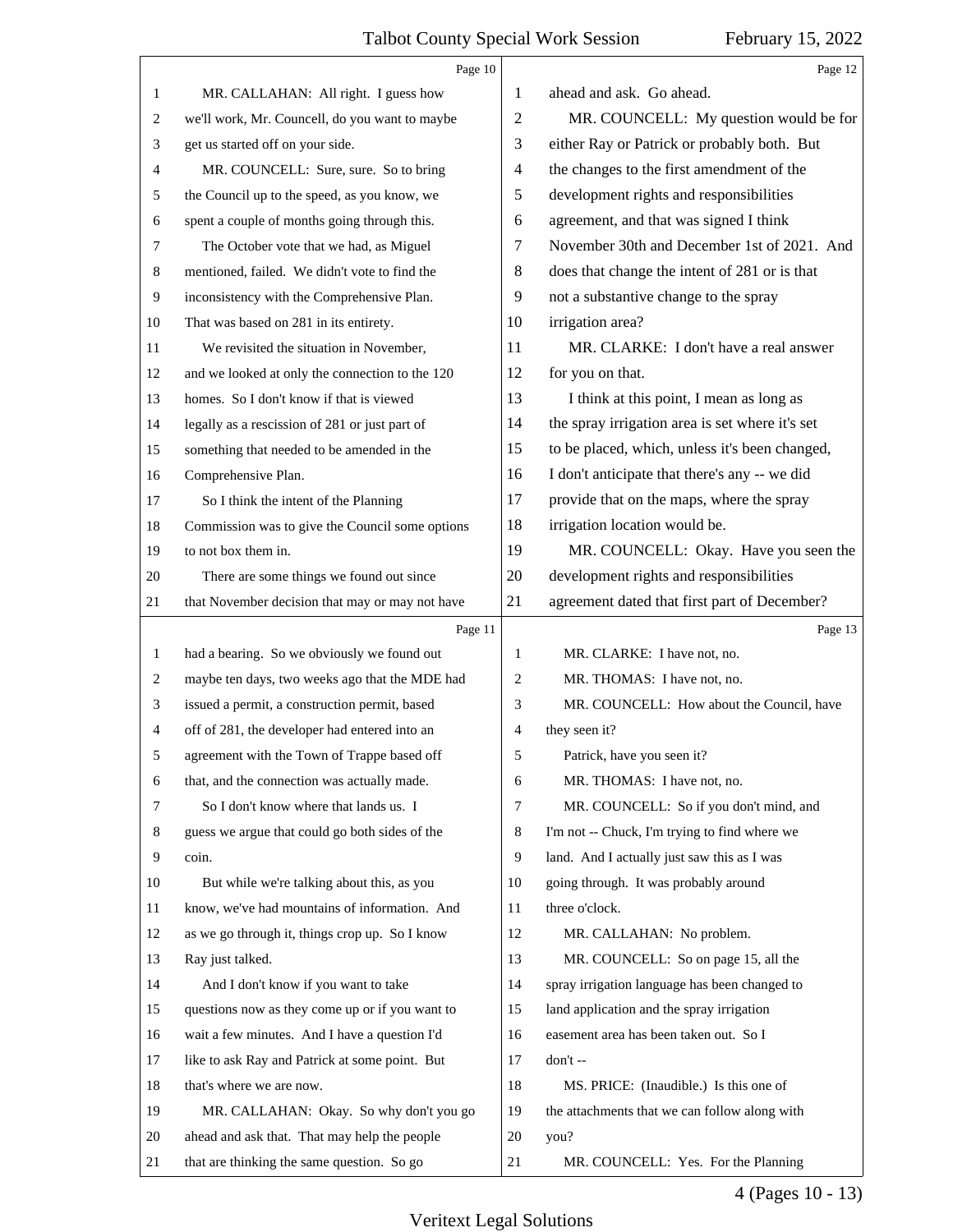Page 10

1 MR. CALLAHAN: All right. I guess how
2 we'll work, Mr. Councell, do you want to maybe
3 get us started off on your side.
4 MR. COUNCELL: Sure, sure. So to bring
5 the Council up to the speed, as you know, we
6 spent a couple of months going through this.
7 The October vote that we had, as Miguel
8 mentioned, failed. We didn't vote to find the
9 inconsistency with the Comprehensive Plan.
10 That was based on 281 in its entirety.
11 We revisited the situation in November,
12 and we looked at only the connection to the 120
13 homes. So I don't know if that is viewed
14 legally as a rescission of 281 or just part of
15 something that needed to be amended in the
16 Comprehensive Plan.
17 So I think the intent of the Planning
18 Commission was to give the Council some options
19 to not box them in.
20 There are some things we found out since
21 that November decision that may or may not have

Page 11

1 had a bearing. So we obviously we found out
2 maybe ten days, two weeks ago that the MDE had
3 issued a permit, a construction permit, based
4 off of 281, the developer had entered into an
5 agreement with the Town of Trappe based off
6 that, and the connection was actually made.
7 So I don't know where that lands us. I
8 guess we argue that could go both sides of the
9 coin.
10 But while we're talking about this, as you
11 know, we've had mountains of information. And
12 as we go through it, things crop up. So I know
13 Ray just talked.
14 And I don't know if you want to take
15 questions now as they come up or if you want to
16 wait a few minutes. And I have a question I'd
17 like to ask Ray and Patrick at some point. But
18 that's where we are now.
19 MR. CALLAHAN: Okay. So why don't you go
20 ahead and ask that. That may help the people
21 that are thinking the same question. So go

Page 12

1 ahead and ask. Go ahead.
2 MR. COUNCELL: My question would be for
3 either Ray or Patrick or probably both. But
4 the changes to the first amendment of the
5 development rights and responsibilities
6 agreement, and that was signed I think
7 November 30th and December 1st of 2021. And
8 does that change the intent of 281 or is that
9 not a substantive change to the spray
10 irrigation area?
11 MR. CLARKE: I don't have a real answer
12 for you on that.
13 I think at this point, I mean as long as
14 the spray irrigation area is set where it's set
15 to be placed, which, unless it's been changed,
16 I don't anticipate that there's any -- we did
17 provide that on the maps, where the spray
18 irrigation location would be.
19 MR. COUNCELL: Okay. Have you seen the
20 development rights and responsibilities
21 agreement dated that first part of December?

Page 13

1 MR. CLARKE: I have not, no.
2 MR. THOMAS: I have not, no.
3 MR. COUNCELL: How about the Council, have
4 they seen it?
5 Patrick, have you seen it?
6 MR. THOMAS: I have not, no.
7 MR. COUNCELL: So if you don't mind, and
8 I'm not -- Chuck, I'm trying to find where we
9 land. And I actually just saw this as I was
10 going through. It was probably around
11 three o'clock.
12 MR. CALLAHAN: No problem.
13 MR. COUNCELL: So on page 15, all the
14 spray irrigation language has been changed to
15 land application and the spray irrigation
16 easement area has been taken out. So I
17 don't --
18 MS. PRICE: (Inaudible.) Is this one of
19 the attachments that we can follow along with
20 you?
21 MR. COUNCELL: Yes. For the Planning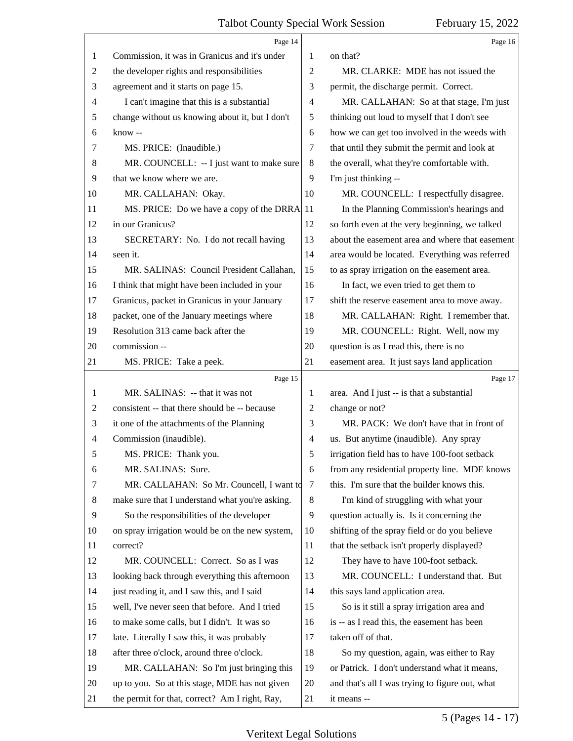Page 14

1 Commission, it was in Granicus and it's under
2 the developer rights and responsibilities
3 agreement and it starts on page 15.
4 I can't imagine that this is a substantial
5 change without us knowing about it, but I don't
6 know --
7 MS. PRICE: (Inaudible.)
8 MR. COUNCELL: -- I just want to make sure
9 that we know where we are.
10 MR. CALLAHAN: Okay.
11 MS. PRICE: Do we have a copy of the DRRA
12 in our Granicus?
13 SECRETARY: No. I do not recall having
14 seen it.
15 MR. SALINAS: Council President Callahan,
16 I think that might have been included in your
17 Granicus, packet in Granicus in your January
18 packet, one of the January meetings where
19 Resolution 313 came back after the
20 commission --
21 MS. PRICE: Take a peek.

Page 15

1 MR. SALINAS: -- that it was not
2 consistent -- that there should be -- because
3 it one of the attachments of the Planning
4 Commission (inaudible).
5 MS. PRICE: Thank you.
6 MR. SALINAS: Sure.
7 MR. CALLAHAN: So Mr. Councell, I want to
8 make sure that I understand what you're asking.
9 So the responsibilities of the developer
10 on spray irrigation would be on the new system,
11 correct?
12 MR. COUNCELL: Correct. So as I was
13 looking back through everything this afternoon
14 just reading it, and I saw this, and I said
15 well, I've never seen that before. And I tried
16 to make some calls, but I didn't. It was so
17 late. Literally I saw this, it was probably
18 after three o'clock, around three o'clock.
19 MR. CALLAHAN: So I'm just bringing this
20 up to you. So at this stage, MDE has not given
21 the permit for that, correct? Am I right, Ray,

Page 16

1 on that?
2 MR. CLARKE: MDE has not issued the
3 permit, the discharge permit. Correct.
4 MR. CALLAHAN: So at that stage, I'm just
5 thinking out loud to myself that I don't see
6 how we can get too involved in the weeds with
7 that until they submit the permit and look at
8 the overall, what they're comfortable with.
9 I'm just thinking --
10 MR. COUNCELL: I respectfully disagree.
11 In the Planning Commission's hearings and
12 so forth even at the very beginning, we talked
13 about the easement area and where that easement
14 area would be located. Everything was referred
15 to as spray irrigation on the easement area.
16 In fact, we even tried to get them to
17 shift the reserve easement area to move away.
18 MR. CALLAHAN: Right. I remember that.
19 MR. COUNCELL: Right. Well, now my
20 question is as I read this, there is no
21 easement area. It just says land application

Page 17

1 area. And I just -- is that a substantial
2 change or not?
3 MR. PACK: We don't have that in front of
4 us. But anytime (inaudible). Any spray
5 irrigation field has to have 100-foot setback
6 from any residential property line. MDE knows
7 this. I'm sure that the builder knows this.
8 I'm kind of struggling with what your
9 question actually is. Is it concerning the
10 shifting of the spray field or do you believe
11 that the setback isn't properly displayed?
12 They have to have 100-foot setback.
13 MR. COUNCELL: I understand that. But
14 this says land application area.
15 So is it still a spray irrigation area and
16 is -- as I read this, the easement has been
17 taken off of that.
18 So my question, again, was either to Ray
19 or Patrick. I don't understand what it means,
20 and that's all I was trying to figure out, what
21 it means --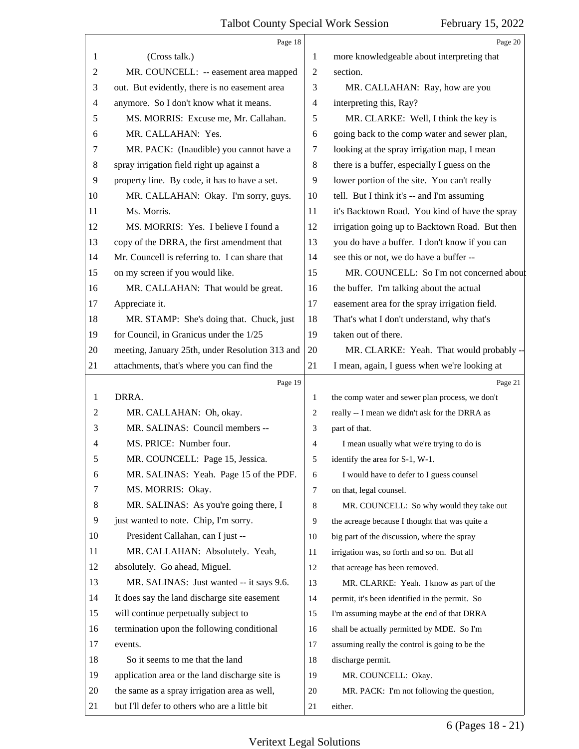(Cross talk.)

MR. COUNCELL: -- easement area mapped out. But evidently, there is no easement area anymore. So I don't know what it means.

MS. MORRIS: Excuse me, Mr. Callahan.

MR. CALLAHAN: Yes.

MR. PACK: (Inaudible) you cannot have a spray irrigation field right up against a property line. By code, it has to have a set.

MR. CALLAHAN: Okay. I'm sorry, guys. Ms. Morris.

MS. MORRIS: Yes. I believe I found a copy of the DRRA, the first amendment that Mr. Councell is referring to. I can share that on my screen if you would like.

MR. CALLAHAN: That would be great. Appreciate it.

MR. STAMP: She's doing that. Chuck, just for Council, in Granicus under the 1/25 meeting, January 25th, under Resolution 313 and attachments, that's where you can find the DRRA.

MR. CALLAHAN: Oh, okay.

MR. SALINAS: Council members --

MS. PRICE: Number four.

MR. COUNCELL: Page 15, Jessica.

MR. SALINAS: Yeah. Page 15 of the PDF.

MS. MORRIS: Okay.

MR. SALINAS: As you're going there, I just wanted to note. Chip, I'm sorry.

President Callahan, can I just --

MR. CALLAHAN: Absolutely. Yeah, absolutely. Go ahead, Miguel.

MR. SALINAS: Just wanted -- it says 9.6. It does say the land discharge site easement will continue perpetually subject to termination upon the following conditional events.

So it seems to me that the land application area or the land discharge site is the same as a spray irrigation area as well, but I'll defer to others who are a little bit more knowledgeable about interpreting that section.

MR. CALLAHAN: Ray, how are you interpreting this, Ray?

MR. CLARKE: Well, I think the key is going back to the comp water and sewer plan, looking at the spray irrigation map, I mean there is a buffer, especially I guess on the lower portion of the site. You can't really tell. But I think it's -- and I'm assuming it's Backtown Road. You kind of have the spray irrigation going up to Backtown Road. But then you do have a buffer. I don't know if you can see this or not, we do have a buffer --

MR. COUNCELL: So I'm not concerned about the buffer. I'm talking about the actual easement area for the spray irrigation field. That's what I don't understand, why that's taken out of there.

MR. CLARKE: Yeah. That would probably -- I mean, again, I guess when we're looking at the comp water and sewer plan process, we don't really -- I mean we didn't ask for the DRRA as part of that.

I mean usually what we're trying to do is identify the area for S-1, W-1.

I would have to defer to I guess counsel on that, legal counsel.

MR. COUNCELL: So why would they take out the acreage because I thought that was quite a big part of the discussion, where the spray irrigation was, so forth and so on. But all that acreage has been removed.

MR. CLARKE: Yeah. I know as part of the permit, it's been identified in the permit. So I'm assuming maybe at the end of that DRRA shall be actually permitted by MDE. So I'm assuming really the control is going to be the discharge permit.

MR. COUNCELL: Okay.

MR. PACK: I'm not following the question, either.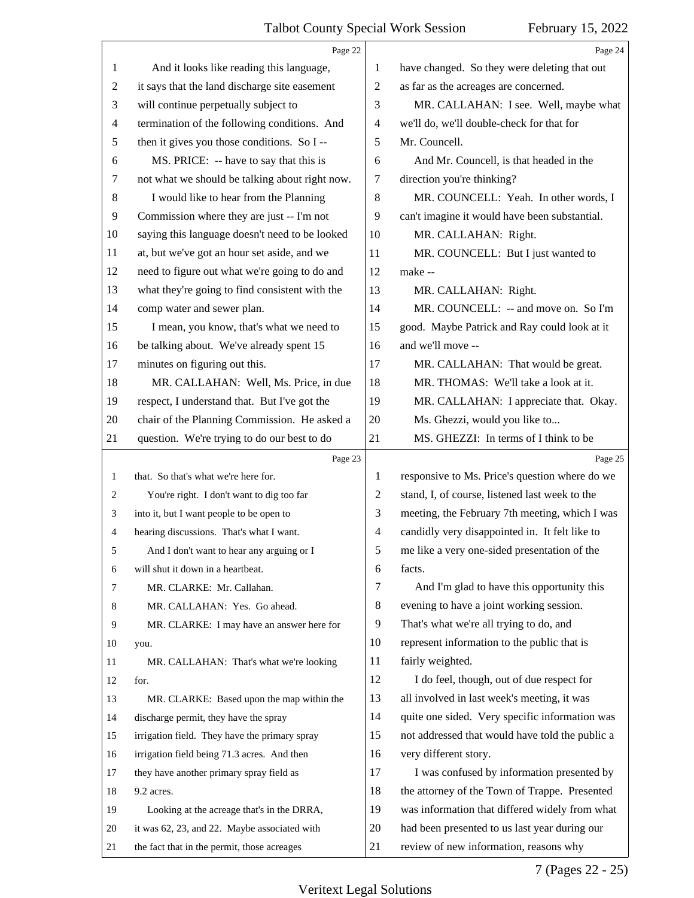Page 22

1 And it looks like reading this language,
2 it says that the land discharge site easement
3 will continue perpetually subject to
4 termination of the following conditions. And
5 then it gives you those conditions. So I --
6 MS. PRICE: -- have to say that this is
7 not what we should be talking about right now.
8 I would like to hear from the Planning
9 Commission where they are just -- I'm not
10 saying this language doesn't need to be looked
11 at, but we've got an hour set aside, and we
12 need to figure out what we're going to do and
13 what they're going to find consistent with the
14 comp water and sewer plan.
15 I mean, you know, that's what we need to
16 be talking about. We've already spent 15
17 minutes on figuring out this.
18 MR. CALLAHAN: Well, Ms. Price, in due
19 respect, I understand that. But I've got the
20 chair of the Planning Commission. He asked a
21 question. We're trying to do our best to do

Page 23

1 that. So that's what we're here for.
2 You're right. I don't want to dig too far
3 into it, but I want people to be open to
4 hearing discussions. That's what I want.
5 And I don't want to hear any arguing or I
6 will shut it down in a heartbeat.
7 MR. CLARKE: Mr. Callahan.
8 MR. CALLAHAN: Yes. Go ahead.
9 MR. CLARKE: I may have an answer here for
10 you.
11 MR. CALLAHAN: That's what we're looking
12 for.
13 MR. CLARKE: Based upon the map within the
14 discharge permit, they have the spray
15 irrigation field. They have the primary spray
16 irrigation field being 71.3 acres. And then
17 they have another primary spray field as
18 9.2 acres.
19 Looking at the acreage that's in the DRRA,
20 it was 62, 23, and 22. Maybe associated with
21 the fact that in the permit, those acreages

Page 24

1 have changed. So they were deleting that out
2 as far as the acreages are concerned.
3 MR. CALLAHAN: I see. Well, maybe what
4 we'll do, we'll double-check for that for
5 Mr. Councell.
6 And Mr. Councell, is that headed in the
7 direction you're thinking?
8 MR. COUNCELL: Yeah. In other words, I
9 can't imagine it would have been substantial.
10 MR. CALLAHAN: Right.
11 MR. COUNCELL: But I just wanted to
12 make --
13 MR. CALLAHAN: Right.
14 MR. COUNCELL: -- and move on. So I'm
15 good. Maybe Patrick and Ray could look at it
16 and we'll move --
17 MR. CALLAHAN: That would be great.
18 MR. THOMAS: We'll take a look at it.
19 MR. CALLAHAN: I appreciate that. Okay.
20 Ms. Ghezzi, would you like to...
21 MS. GHEZZI: In terms of I think to be

Page 25

1 responsive to Ms. Price's question where do we
2 stand, I, of course, listened last week to the
3 meeting, the February 7th meeting, which I was
4 candidly very disappointed in. It felt like to
5 me like a very one-sided presentation of the
6 facts.
7 And I'm glad to have this opportunity this
8 evening to have a joint working session.
9 That's what we're all trying to do, and
10 represent information to the public that is
11 fairly weighted.
12 I do feel, though, out of due respect for
13 all involved in last week's meeting, it was
14 quite one sided. Very specific information was
15 not addressed that would have told the public a
16 very different story.
17 I was confused by information presented by
18 the attorney of the Town of Trappe. Presented
19 was information that differed widely from what
20 had been presented to us last year during our
21 review of new information, reasons why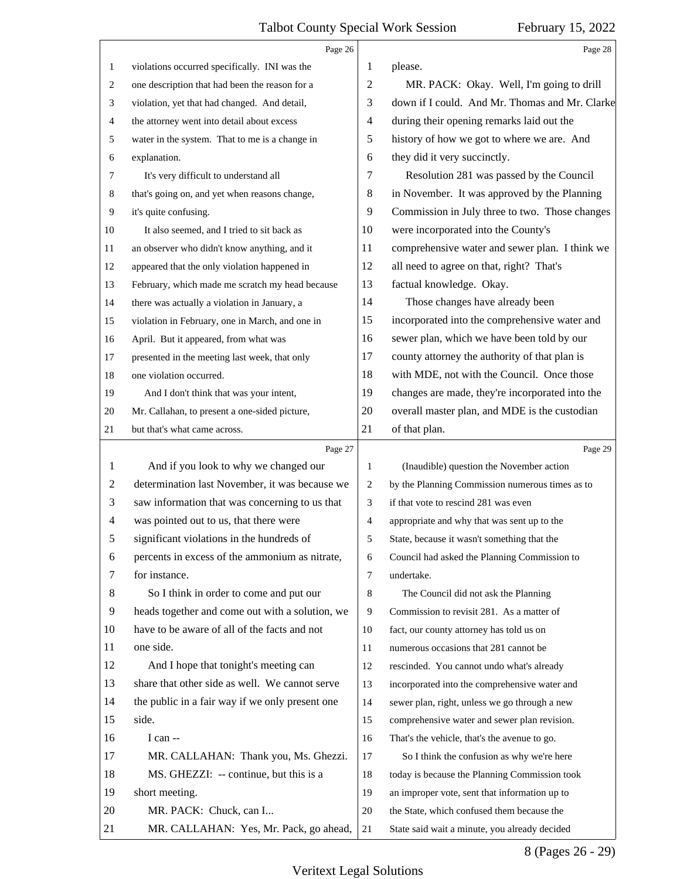violations occurred specifically. INI was the one description that had been the reason for a violation, yet that had changed. And detail, the attorney went into detail about excess water in the system. That to me is a change in explanation.

It's very difficult to understand all that's going on, and yet when reasons change, it's quite confusing.

It also seemed, and I tried to sit back as an observer who didn't know anything, and it appeared that the only violation happened in February, which made me scratch my head because there was actually a violation in January, a violation in February, one in March, and one in April. But it appeared, from what was presented in the meeting last week, that only one violation occurred.

And I don't think that was your intent, Mr. Callahan, to present a one-sided picture, but that's what came across.

And if you look to why we changed our determination last November, it was because we saw information that was concerning to us that was pointed out to us, that there were significant violations in the hundreds of percents in excess of the ammonium as nitrate, for instance.

So I think in order to come and put our heads together and come out with a solution, we have to be aware of all of the facts and not one side.

And I hope that tonight's meeting can share that other side as well. We cannot serve the public in a fair way if we only present one side.

I can --

MR. CALLAHAN: Thank you, Ms. Ghezzi.

MS. GHEZZI: -- continue, but this is a short meeting.

MR. PACK: Chuck, can I...

MR. CALLAHAN: Yes, Mr. Pack, go ahead, please.

MR. PACK: Okay. Well, I'm going to drill down if I could. And Mr. Thomas and Mr. Clarke during their opening remarks laid out the history of how we got to where we are. And they did it very succinctly.

Resolution 281 was passed by the Council in November. It was approved by the Planning Commission in July three to two. Those changes were incorporated into the County's comprehensive water and sewer plan. I think we all need to agree on that, right? That's factual knowledge. Okay.

Those changes have already been incorporated into the comprehensive water and sewer plan, which we have been told by our county attorney the authority of that plan is with MDE, not with the Council. Once those changes are made, they're incorporated into the overall master plan, and MDE is the custodian of that plan.

(Inaudible) question the November action by the Planning Commission numerous times as to if that vote to rescind 281 was even appropriate and why that was sent up to the State, because it wasn't something that the Council had asked the Planning Commission to undertake.

The Council did not ask the Planning Commission to revisit 281. As a matter of fact, our county attorney has told us on numerous occasions that 281 cannot be rescinded. You cannot undo what's already incorporated into the comprehensive water and sewer plan, right, unless we go through a new comprehensive water and sewer plan revision. That's the vehicle, that's the avenue to go.

So I think the confusion as why we're here today is because the Planning Commission took an improper vote, sent that information up to the State, which confused them because the State said wait a minute, you already decided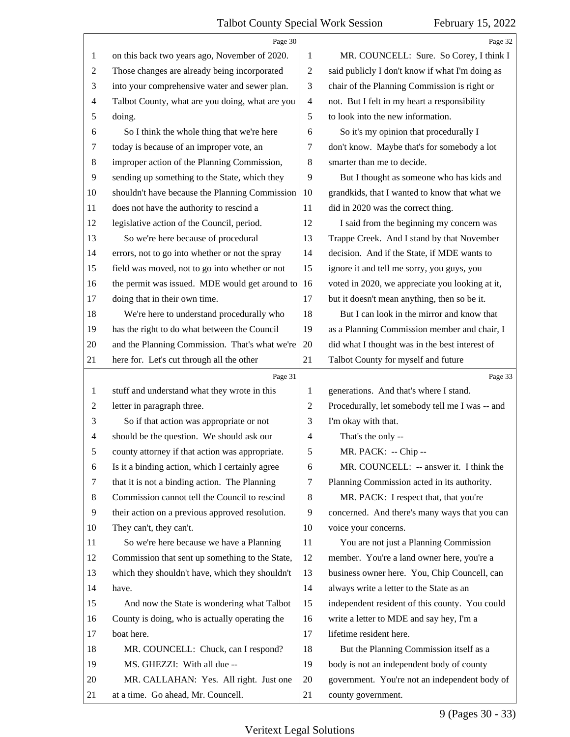on this back two years ago, November of 2020. Those changes are already being incorporated into your comprehensive water and sewer plan. Talbot County, what are you doing, what are you doing.

So I think the whole thing that we're here today is because of an improper vote, an improper action of the Planning Commission, sending up something to the State, which they shouldn't have because the Planning Commission does not have the authority to rescind a legislative action of the Council, period.

So we're here because of procedural errors, not to go into whether or not the spray field was moved, not to go into whether or not the permit was issued. MDE would get around to doing that in their own time.

We're here to understand procedurally who has the right to do what between the Council and the Planning Commission. That's what we're here for. Let's cut through all the other stuff and understand what they wrote in this letter in paragraph three.

So if that action was appropriate or not should be the question. We should ask our county attorney if that action was appropriate. Is it a binding action, which I certainly agree that it is not a binding action. The Planning Commission cannot tell the Council to rescind their action on a previous approved resolution. They can't, they can't.

So we're here because we have a Planning Commission that sent up something to the State, which they shouldn't have, which they shouldn't have.

And now the State is wondering what Talbot County is doing, who is actually operating the boat here.

MR. COUNCELL: Chuck, can I respond?

MS. GHEZZI: With all due --

MR. CALLAHAN: Yes. All right. Just one at a time. Go ahead, Mr. Councell.

MR. COUNCELL: Sure. So Corey, I think I said publicly I don't know if what I'm doing as chair of the Planning Commission is right or not. But I felt in my heart a responsibility to look into the new information.

So it's my opinion that procedurally I don't know. Maybe that's for somebody a lot smarter than me to decide.

But I thought as someone who has kids and grandkids, that I wanted to know that what we did in 2020 was the correct thing.

I said from the beginning my concern was Trappe Creek. And I stand by that November decision. And if the State, if MDE wants to ignore it and tell me sorry, you guys, you voted in 2020, we appreciate you looking at it, but it doesn't mean anything, then so be it.

But I can look in the mirror and know that as a Planning Commission member and chair, I did what I thought was in the best interest of Talbot County for myself and future generations. And that's where I stand. Procedurally, let somebody tell me I was -- and I'm okay with that.

That's the only --

MR. PACK: -- Chip --

MR. COUNCELL: -- answer it. I think the Planning Commission acted in its authority.

MR. PACK: I respect that, that you're concerned. And there's many ways that you can voice your concerns.

You are not just a Planning Commission member. You're a land owner here, you're a business owner here. You, Chip Councell, can always write a letter to the State as an independent resident of this county. You could write a letter to MDE and say hey, I'm a lifetime resident here.

But the Planning Commission itself as a body is not an independent body of county government. You're not an independent body of county government.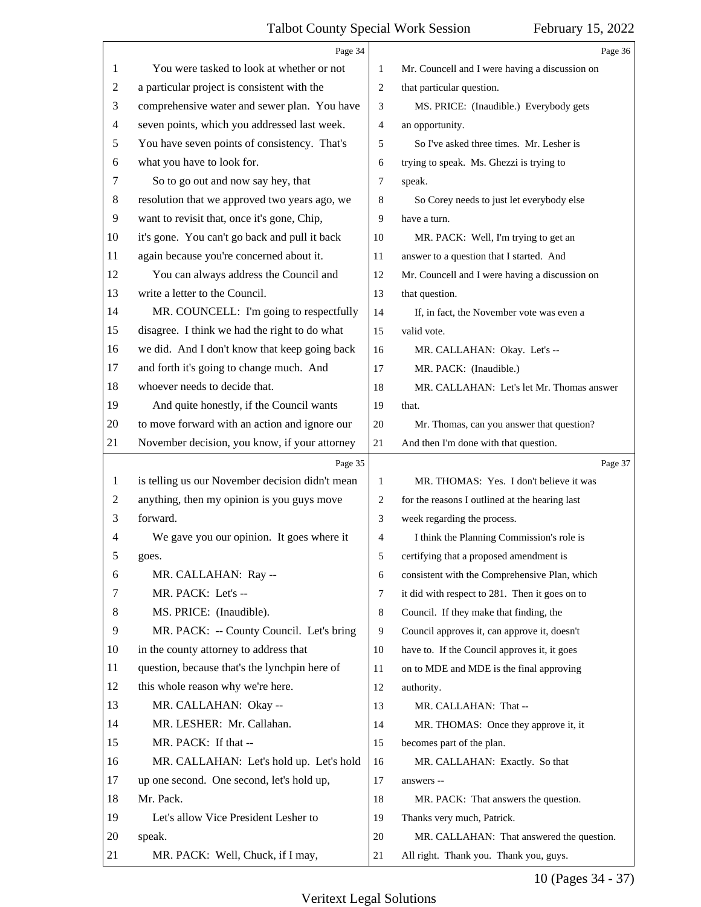Page 34

1 You were tasked to look at whether or not
2 a particular project is consistent with the
3 comprehensive water and sewer plan. You have
4 seven points, which you addressed last week.
5 You have seven points of consistency. That's
6 what you have to look for.
7 So to go out and now say hey, that
8 resolution that we approved two years ago, we
9 want to revisit that, once it's gone, Chip,
10 it's gone. You can't go back and pull it back
11 again because you're concerned about it.
12 You can always address the Council and
13 write a letter to the Council.
14 MR. COUNCELL: I'm going to respectfully
15 disagree. I think we had the right to do what
16 we did. And I don't know that keep going back
17 and forth it's going to change much. And
18 whoever needs to decide that.
19 And quite honestly, if the Council wants
20 to move forward with an action and ignore our
21 November decision, you know, if your attorney

Page 35

1 is telling us our November decision didn't mean
2 anything, then my opinion is you guys move
3 forward.
4 We gave you our opinion. It goes where it
5 goes.
6 MR. CALLAHAN: Ray --
7 MR. PACK: Let's --
8 MS. PRICE: (Inaudible).
9 MR. PACK: -- County Council. Let's bring
10 in the county attorney to address that
11 question, because that's the lynchpin here of
12 this whole reason why we're here.
13 MR. CALLAHAN: Okay --
14 MR. LESHER: Mr. Callahan.
15 MR. PACK: If that --
16 MR. CALLAHAN: Let's hold up. Let's hold
17 up one second. One second, let's hold up,
18 Mr. Pack.
19 Let's allow Vice President Lesher to
20 speak.
21 MR. PACK: Well, Chuck, if I may,

Page 36

1 Mr. Councell and I were having a discussion on
2 that particular question.
3 MS. PRICE: (Inaudible.) Everybody gets
4 an opportunity.
5 So I've asked three times. Mr. Lesher is
6 trying to speak. Ms. Ghezzi is trying to
7 speak.
8 So Corey needs to just let everybody else
9 have a turn.
10 MR. PACK: Well, I'm trying to get an
11 answer to a question that I started. And
12 Mr. Councell and I were having a discussion on
13 that question.
14 If, in fact, the November vote was even a
15 valid vote.
16 MR. CALLAHAN: Okay. Let's --
17 MR. PACK: (Inaudible.)
18 MR. CALLAHAN: Let's let Mr. Thomas answer
19 that.
20 Mr. Thomas, can you answer that question?
21 And then I'm done with that question.

Page 37

1 MR. THOMAS: Yes. I don't believe it was
2 for the reasons I outlined at the hearing last
3 week regarding the process.
4 I think the Planning Commission's role is
5 certifying that a proposed amendment is
6 consistent with the Comprehensive Plan, which
7 it did with respect to 281. Then it goes on to
8 Council. If they make that finding, the
9 Council approves it, can approve it, doesn't
10 have to. If the Council approves it, it goes
11 on to MDE and MDE is the final approving
12 authority.
13 MR. CALLAHAN: That --
14 MR. THOMAS: Once they approve it, it
15 becomes part of the plan.
16 MR. CALLAHAN: Exactly. So that
17 answers --
18 MR. PACK: That answers the question.
19 Thanks very much, Patrick.
20 MR. CALLAHAN: That answered the question.
21 All right. Thank you. Thank you, guys.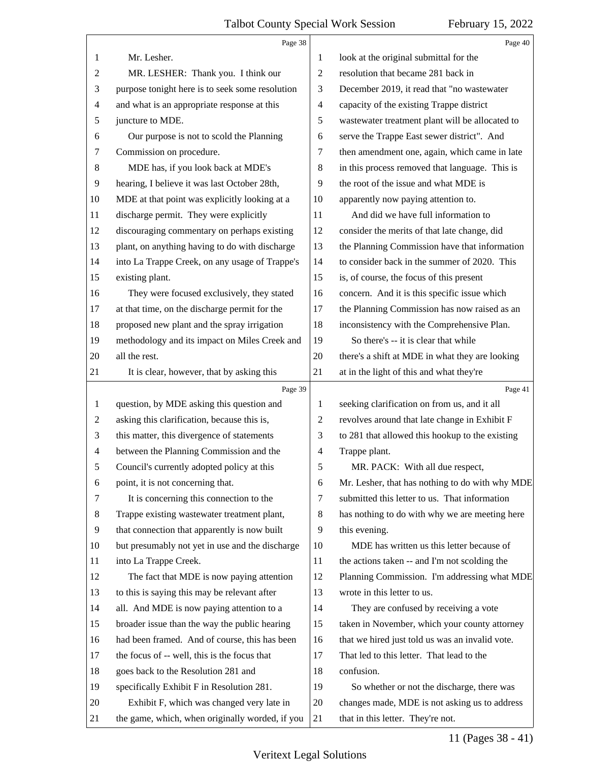Mr. Lesher.

MR. LESHER: Thank you. I think our purpose tonight here is to seek some resolution and what is an appropriate response at this juncture to MDE.

Our purpose is not to scold the Planning Commission on procedure.

MDE has, if you look back at MDE's hearing, I believe it was last October 28th, MDE at that point was explicitly looking at a discharge permit. They were explicitly discouraging commentary on perhaps existing plant, on anything having to do with discharge into La Trappe Creek, on any usage of Trappe's existing plant.

They were focused exclusively, they stated at that time, on the discharge permit for the proposed new plant and the spray irrigation methodology and its impact on Miles Creek and all the rest.

It is clear, however, that by asking this question, by MDE asking this question and asking this clarification, because this is, this matter, this divergence of statements between the Planning Commission and the Council's currently adopted policy at this point, it is not concerning that.

It is concerning this connection to the Trappe existing wastewater treatment plant, that connection that apparently is now built but presumably not yet in use and the discharge into La Trappe Creek.

The fact that MDE is now paying attention to this is saying this may be relevant after all. And MDE is now paying attention to a broader issue than the way the public hearing had been framed. And of course, this has been the focus of -- well, this is the focus that goes back to the Resolution 281 and specifically Exhibit F in Resolution 281.

Exhibit F, which was changed very late in the game, which, when originally worded, if you look at the original submittal for the resolution that became 281 back in December 2019, it read that "no wastewater capacity of the existing Trappe district wastewater treatment plant will be allocated to serve the Trappe East sewer district". And then amendment one, again, which came in late in this process removed that language. This is the root of the issue and what MDE is apparently now paying attention to.

And did we have full information to consider the merits of that late change, did the Planning Commission have that information to consider back in the summer of 2020. This is, of course, the focus of this present concern. And it is this specific issue which the Planning Commission has now raised as an inconsistency with the Comprehensive Plan.

So there's -- it is clear that while there's a shift at MDE in what they are looking at in the light of this and what they're seeking clarification on from us, and it all revolves around that late change in Exhibit F to 281 that allowed this hookup to the existing Trappe plant.

MR. PACK: With all due respect, Mr. Lesher, that has nothing to do with why MDE submitted this letter to us. That information has nothing to do with why we are meeting here this evening.

MDE has written us this letter because of the actions taken -- and I'm not scolding the Planning Commission. I'm addressing what MDE wrote in this letter to us.

They are confused by receiving a vote taken in November, which your county attorney that we hired just told us was an invalid vote. That led to this letter. That lead to the confusion.

So whether or not the discharge, there was changes made, MDE is not asking us to address that in this letter. They're not.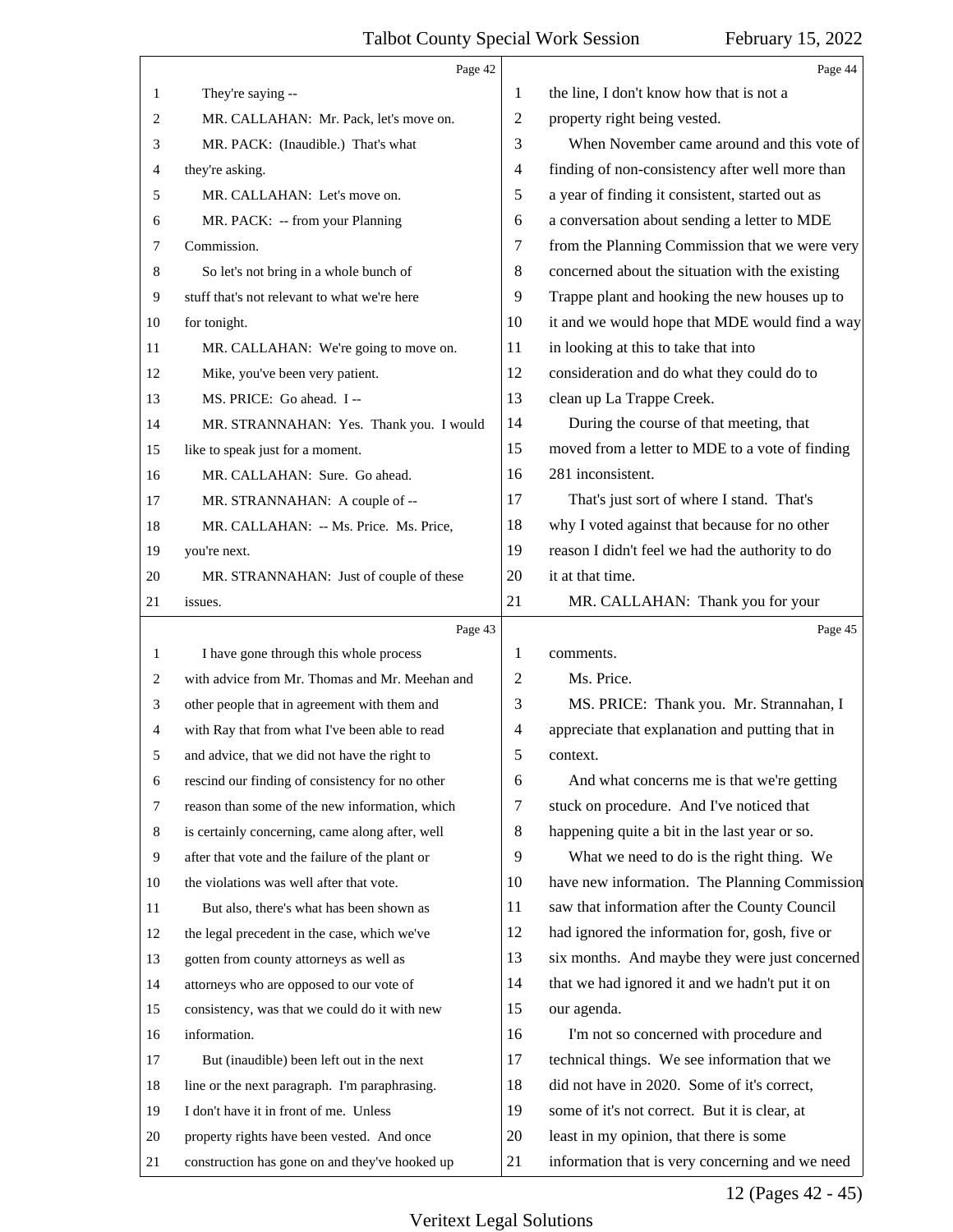Page 42

1 They're saying --
2 MR. CALLAHAN: Mr. Pack, let's move on.
3 MR. PACK: (Inaudible.) That's what
4 they're asking.
5 MR. CALLAHAN: Let's move on.
6 MR. PACK: -- from your Planning
7 Commission.
8 So let's not bring in a whole bunch of
9 stuff that's not relevant to what we're here
10 for tonight.
11 MR. CALLAHAN: We're going to move on.
12 Mike, you've been very patient.
13 MS. PRICE: Go ahead. I --
14 MR. STRANNAHAN: Yes. Thank you. I would
15 like to speak just for a moment.
16 MR. CALLAHAN: Sure. Go ahead.
17 MR. STRANNAHAN: A couple of --
18 MR. CALLAHAN: -- Ms. Price. Ms. Price,
19 you're next.
20 MR. STRANNAHAN: Just of couple of these
21 issues.

Page 43

1 I have gone through this whole process
2 with advice from Mr. Thomas and Mr. Meehan and
3 other people that in agreement with them and
4 with Ray that from what I've been able to read
5 and advice, that we did not have the right to
6 rescind our finding of consistency for no other
7 reason than some of the new information, which
8 is certainly concerning, came along after, well
9 after that vote and the failure of the plant or
10 the violations was well after that vote.
11 But also, there's what has been shown as
12 the legal precedent in the case, which we've
13 gotten from county attorneys as well as
14 attorneys who are opposed to our vote of
15 consistency, was that we could do it with new
16 information.
17 But (inaudible) been left out in the next
18 line or the next paragraph. I'm paraphrasing.
19 I don't have it in front of me. Unless
20 property rights have been vested. And once
21 construction has gone on and they've hooked up

Page 44

1 the line, I don't know how that is not a
2 property right being vested.
3 When November came around and this vote of
4 finding of non-consistency after well more than
5 a year of finding it consistent, started out as
6 a conversation about sending a letter to MDE
7 from the Planning Commission that we were very
8 concerned about the situation with the existing
9 Trappe plant and hooking the new houses up to
10 it and we would hope that MDE would find a way
11 in looking at this to take that into
12 consideration and do what they could do to
13 clean up La Trappe Creek.
14 During the course of that meeting, that
15 moved from a letter to MDE to a vote of finding
16 281 inconsistent.
17 That's just sort of where I stand. That's
18 why I voted against that because for no other
19 reason I didn't feel we had the authority to do
20 it at that time.
21 MR. CALLAHAN: Thank you for your

Page 45

1 comments.
2 Ms. Price.
3 MS. PRICE: Thank you. Mr. Strannahan, I
4 appreciate that explanation and putting that in
5 context.
6 And what concerns me is that we're getting
7 stuck on procedure. And I've noticed that
8 happening quite a bit in the last year or so.
9 What we need to do is the right thing. We
10 have new information. The Planning Commission
11 saw that information after the County Council
12 had ignored the information for, gosh, five or
13 six months. And maybe they were just concerned
14 that we had ignored it and we hadn't put it on
15 our agenda.
16 I'm not so concerned with procedure and
17 technical things. We see information that we
18 did not have in 2020. Some of it's correct,
19 some of it's not correct. But it is clear, at
20 least in my opinion, that there is some
21 information that is very concerning and we need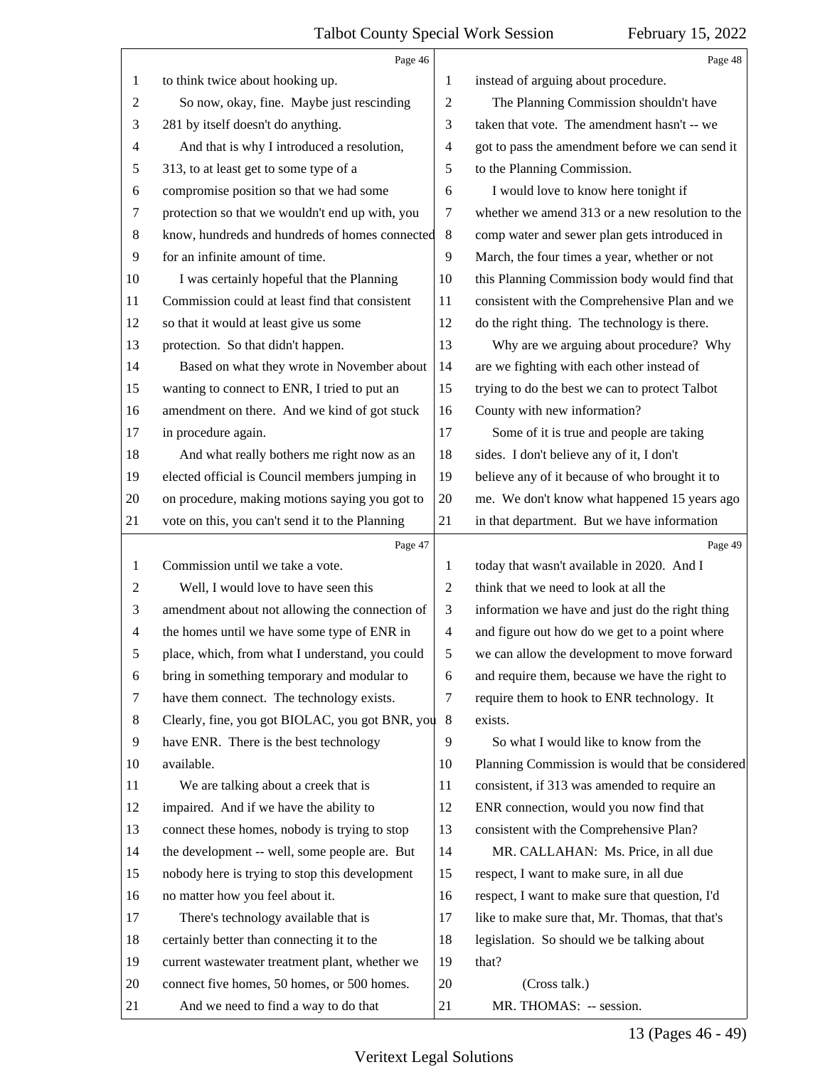Page 46

to think twice about hooking up.

So now, okay, fine. Maybe just rescinding 281 by itself doesn't do anything.

And that is why I introduced a resolution, 313, to at least get to some type of a compromise position so that we had some protection so that we wouldn't end up with, you know, hundreds and hundreds of homes connected for an infinite amount of time.

I was certainly hopeful that the Planning Commission could at least find that consistent so that it would at least give us some protection. So that didn't happen.

Based on what they wrote in November about wanting to connect to ENR, I tried to put an amendment on there. And we kind of got stuck in procedure again.

And what really bothers me right now as an elected official is Council members jumping in on procedure, making motions saying you got to vote on this, you can't send it to the Planning

Page 47

Commission until we take a vote.

Well, I would love to have seen this amendment about not allowing the connection of the homes until we have some type of ENR in place, which, from what I understand, you could bring in something temporary and modular to have them connect. The technology exists. Clearly, fine, you got BIOLAC, you got BNR, you have ENR. There is the best technology available.

We are talking about a creek that is impaired. And if we have the ability to connect these homes, nobody is trying to stop the development -- well, some people are. But nobody here is trying to stop this development no matter how you feel about it.

There's technology available that is certainly better than connecting it to the current wastewater treatment plant, whether we connect five homes, 50 homes, or 500 homes.

And we need to find a way to do that

Page 48

instead of arguing about procedure.

The Planning Commission shouldn't have taken that vote. The amendment hasn't -- we got to pass the amendment before we can send it to the Planning Commission.

I would love to know here tonight if whether we amend 313 or a new resolution to the comp water and sewer plan gets introduced in March, the four times a year, whether or not this Planning Commission body would find that consistent with the Comprehensive Plan and we do the right thing. The technology is there.

Why are we arguing about procedure? Why are we fighting with each other instead of trying to do the best we can to protect Talbot County with new information?

Some of it is true and people are taking sides. I don't believe any of it, I don't believe any of it because of who brought it to me. We don't know what happened 15 years ago in that department. But we have information

Page 49

today that wasn't available in 2020. And I think that we need to look at all the information we have and just do the right thing and figure out how do we get to a point where we can allow the development to move forward and require them, because we have the right to require them to hook to ENR technology. It exists.

So what I would like to know from the Planning Commission is would that be considered consistent, if 313 was amended to require an ENR connection, would you now find that consistent with the Comprehensive Plan?

MR. CALLAHAN: Ms. Price, in all due respect, I want to make sure, in all due respect, I want to make sure that question, I'd like to make sure that, Mr. Thomas, that that's legislation. So should we be talking about that?

(Cross talk.)

MR. THOMAS: -- session.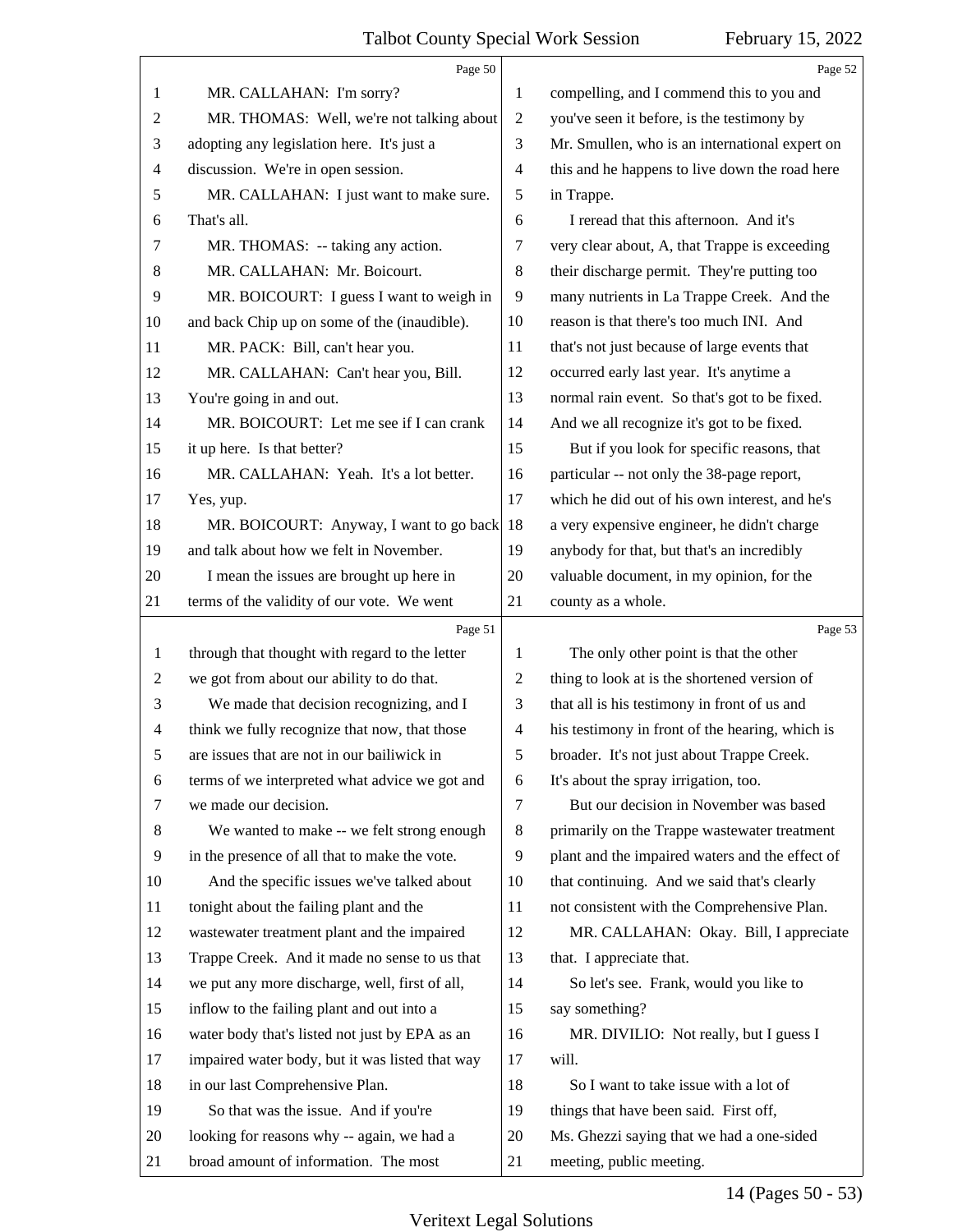MR. CALLAHAN: I'm sorry?

MR. THOMAS: Well, we're not talking about adopting any legislation here. It's just a discussion. We're in open session.

MR. CALLAHAN: I just want to make sure. That's all.

MR. THOMAS: -- taking any action.

MR. CALLAHAN: Mr. Boicourt.

MR. BOICOURT: I guess I want to weigh in and back Chip up on some of the (inaudible).

MR. PACK: Bill, can't hear you.

MR. CALLAHAN: Can't hear you, Bill. You're going in and out.

MR. BOICOURT: Let me see if I can crank it up here. Is that better?

MR. CALLAHAN: Yeah. It's a lot better. Yes, yup.

MR. BOICOURT: Anyway, I want to go back and talk about how we felt in November.

I mean the issues are brought up here in terms of the validity of our vote. We went through that thought with regard to the letter we got from about our ability to do that.

We made that decision recognizing, and I think we fully recognize that now, that those are issues that are not in our bailiwick in terms of we interpreted what advice we got and we made our decision.

We wanted to make -- we felt strong enough in the presence of all that to make the vote.

And the specific issues we've talked about tonight about the failing plant and the wastewater treatment plant and the impaired Trappe Creek. And it made no sense to us that we put any more discharge, well, first of all, inflow to the failing plant and out into a water body that's listed not just by EPA as an impaired water body, but it was listed that way in our last Comprehensive Plan.

So that was the issue. And if you're looking for reasons why -- again, we had a broad amount of information. The most compelling, and I commend this to you and you've seen it before, is the testimony by Mr. Smullen, who is an international expert on this and he happens to live down the road here in Trappe.

I reread that this afternoon. And it's very clear about, A, that Trappe is exceeding their discharge permit. They're putting too many nutrients in La Trappe Creek. And the reason is that there's too much INI. And that's not just because of large events that occurred early last year. It's anytime a normal rain event. So that's got to be fixed. And we all recognize it's got to be fixed.

But if you look for specific reasons, that particular -- not only the 38-page report, which he did out of his own interest, and he's a very expensive engineer, he didn't charge anybody for that, but that's an incredibly valuable document, in my opinion, for the county as a whole.

The only other point is that the other thing to look at is the shortened version of that all is his testimony in front of us and his testimony in front of the hearing, which is broader. It's not just about Trappe Creek. It's about the spray irrigation, too.

But our decision in November was based primarily on the Trappe wastewater treatment plant and the impaired waters and the effect of that continuing. And we said that's clearly not consistent with the Comprehensive Plan.

MR. CALLAHAN: Okay. Bill, I appreciate that. I appreciate that.

So let's see. Frank, would you like to say something?

MR. DIVILIO: Not really, but I guess I will.

So I want to take issue with a lot of things that have been said. First off, Ms. Ghezzi saying that we had a one-sided meeting, public meeting.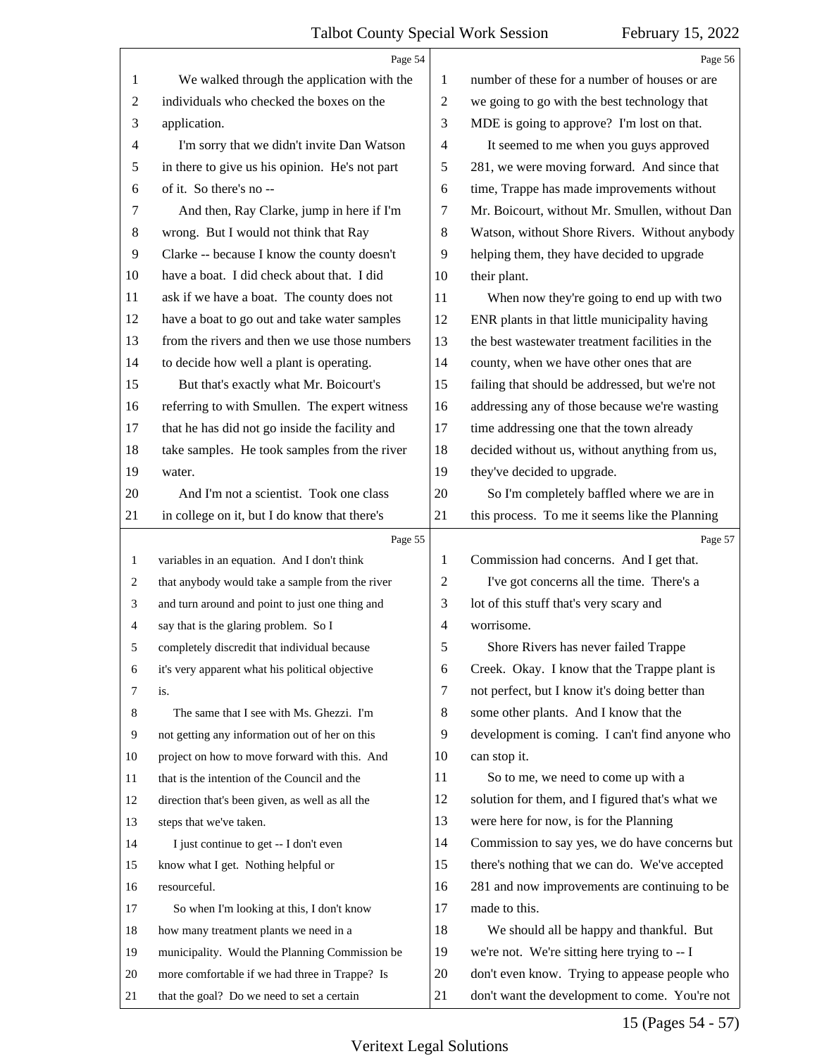We walked through the application with the individuals who checked the boxes on the application.

I'm sorry that we didn't invite Dan Watson in there to give us his opinion. He's not part of it. So there's no --

And then, Ray Clarke, jump in here if I'm wrong. But I would not think that Ray Clarke -- because I know the county doesn't have a boat. I did check about that. I did ask if we have a boat. The county does not have a boat to go out and take water samples from the rivers and then we use those numbers to decide how well a plant is operating.

But that's exactly what Mr. Boicourt's referring to with Smullen. The expert witness that he has did not go inside the facility and take samples. He took samples from the river water.

And I'm not a scientist. Took one class in college on it, but I do know that there's variables in an equation. And I don't think that anybody would take a sample from the river and turn around and point to just one thing and say that is the glaring problem. So I completely discredit that individual because it's very apparent what his political objective is.

The same that I see with Ms. Ghezzi. I'm not getting any information out of her on this project on how to move forward with this. And that is the intention of the Council and the direction that's been given, as well as all the steps that we've taken.

I just continue to get -- I don't even know what I get. Nothing helpful or resourceful.

So when I'm looking at this, I don't know how many treatment plants we need in a municipality. Would the Planning Commission be more comfortable if we had three in Trappe? Is that the goal? Do we need to set a certain number of these for a number of houses or are we going to go with the best technology that MDE is going to approve? I'm lost on that.

It seemed to me when you guys approved 281, we were moving forward. And since that time, Trappe has made improvements without Mr. Boicourt, without Mr. Smullen, without Dan Watson, without Shore Rivers. Without anybody helping them, they have decided to upgrade their plant.

When now they're going to end up with two ENR plants in that little municipality having the best wastewater treatment facilities in the county, when we have other ones that are failing that should be addressed, but we're not addressing any of those because we're wasting time addressing one that the town already decided without us, without anything from us, they've decided to upgrade.

So I'm completely baffled where we are in this process. To me it seems like the Planning Commission had concerns. And I get that.

I've got concerns all the time. There's a lot of this stuff that's very scary and worrisome.

Shore Rivers has never failed Trappe Creek. Okay. I know that the Trappe plant is not perfect, but I know it's doing better than some other plants. And I know that the development is coming. I can't find anyone who can stop it.

So to me, we need to come up with a solution for them, and I figured that's what we were here for now, is for the Planning Commission to say yes, we do have concerns but there's nothing that we can do. We've accepted 281 and now improvements are continuing to be made to this.

We should all be happy and thankful. But we're not. We're sitting here trying to -- I don't even know. Trying to appease people who don't want the development to come. You're not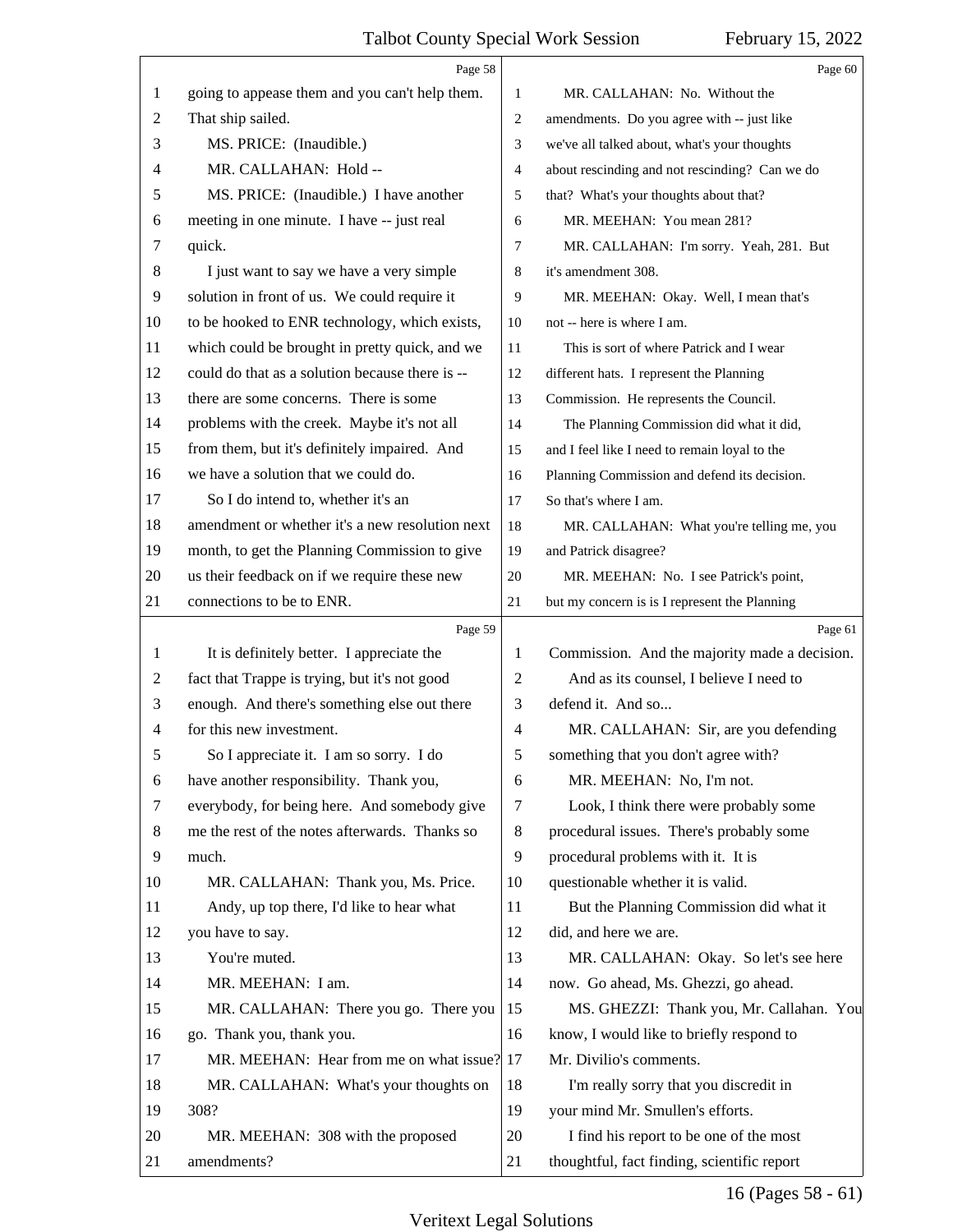Page 58

1 going to appease them and you can't help them.
2 That ship sailed.
3 MS. PRICE: (Inaudible.)
4 MR. CALLAHAN: Hold --
5 MS. PRICE: (Inaudible.) I have another
6 meeting in one minute. I have -- just real
7 quick.
8 I just want to say we have a very simple
9 solution in front of us. We could require it
10 to be hooked to ENR technology, which exists,
11 which could be brought in pretty quick, and we
12 could do that as a solution because there is --
13 there are some concerns. There is some
14 problems with the creek. Maybe it's not all
15 from them, but it's definitely impaired. And
16 we have a solution that we could do.
17 So I do intend to, whether it's an
18 amendment or whether it's a new resolution next
19 month, to get the Planning Commission to give
20 us their feedback on if we require these new
21 connections to be to ENR.

Page 59

1 It is definitely better. I appreciate the
2 fact that Trappe is trying, but it's not good
3 enough. And there's something else out there
4 for this new investment.
5 So I appreciate it. I am so sorry. I do
6 have another responsibility. Thank you,
7 everybody, for being here. And somebody give
8 me the rest of the notes afterwards. Thanks so
9 much.
10 MR. CALLAHAN: Thank you, Ms. Price.
11 Andy, up top there, I'd like to hear what
12 you have to say.
13 You're muted.
14 MR. MEEHAN: I am.
15 MR. CALLAHAN: There you go. There you
16 go. Thank you, thank you.
17 MR. MEEHAN: Hear from me on what issue?
18 MR. CALLAHAN: What's your thoughts on
19 308?
20 MR. MEEHAN: 308 with the proposed
21 amendments?

Page 60

1 MR. CALLAHAN: No. Without the
2 amendments. Do you agree with -- just like
3 we've all talked about, what's your thoughts
4 about rescinding and not rescinding? Can we do
5 that? What's your thoughts about that?
6 MR. MEEHAN: You mean 281?
7 MR. CALLAHAN: I'm sorry. Yeah, 281. But
8 it's amendment 308.
9 MR. MEEHAN: Okay. Well, I mean that's
10 not -- here is where I am.
11 This is sort of where Patrick and I wear
12 different hats. I represent the Planning
13 Commission. He represents the Council.
14 The Planning Commission did what it did,
15 and I feel like I need to remain loyal to the
16 Planning Commission and defend its decision.
17 So that's where I am.
18 MR. CALLAHAN: What you're telling me, you
19 and Patrick disagree?
20 MR. MEEHAN: No. I see Patrick's point,
21 but my concern is is I represent the Planning

Page 61

1 Commission. And the majority made a decision.
2 And as its counsel, I believe I need to
3 defend it. And so...
4 MR. CALLAHAN: Sir, are you defending
5 something that you don't agree with?
6 MR. MEEHAN: No, I'm not.
7 Look, I think there were probably some
8 procedural issues. There's probably some
9 procedural problems with it. It is
10 questionable whether it is valid.
11 But the Planning Commission did what it
12 did, and here we are.
13 MR. CALLAHAN: Okay. So let's see here
14 now. Go ahead, Ms. Ghezzi, go ahead.
15 MS. GHEZZI: Thank you, Mr. Callahan. You
16 know, I would like to briefly respond to
17 Mr. Divilio's comments.
18 I'm really sorry that you discredit in
19 your mind Mr. Smullen's efforts.
20 I find his report to be one of the most
21 thoughtful, fact finding, scientific report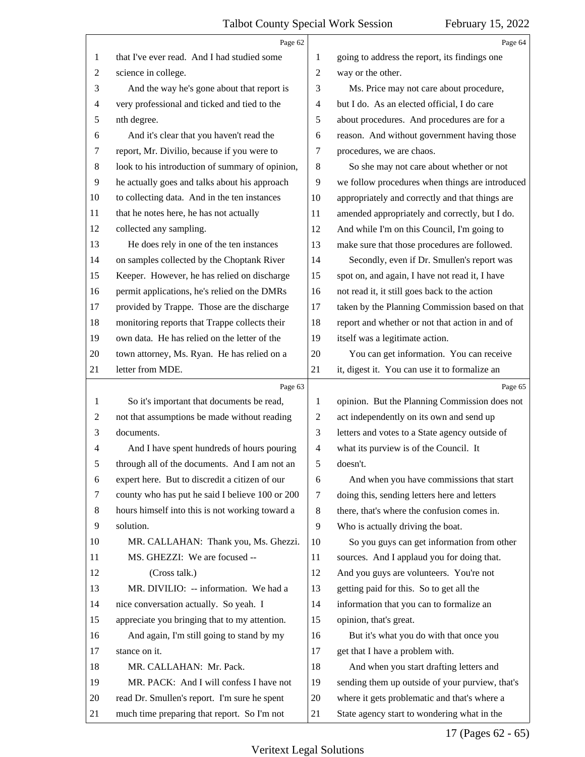that I've ever read. And I had studied some science in college.

And the way he's gone about that report is very professional and ticked and tied to the nth degree.

And it's clear that you haven't read the report, Mr. Divilio, because if you were to look to his introduction of summary of opinion, he actually goes and talks about his approach to collecting data. And in the ten instances that he notes here, he has not actually collected any sampling.

He does rely in one of the ten instances on samples collected by the Choptank River Keeper. However, he has relied on discharge permit applications, he's relied on the DMRs provided by Trappe. Those are the discharge monitoring reports that Trappe collects their own data. He has relied on the letter of the town attorney, Ms. Ryan. He has relied on a letter from MDE.

So it's important that documents be read, not that assumptions be made without reading documents.

And I have spent hundreds of hours pouring through all of the documents. And I am not an expert here. But to discredit a citizen of our county who has put he said I believe 100 or 200 hours himself into this is not working toward a solution.

MR. CALLAHAN: Thank you, Ms. Ghezzi.

MS. GHEZZI: We are focused --

(Cross talk.)

MR. DIVILIO: -- information. We had a nice conversation actually. So yeah. I appreciate you bringing that to my attention.

And again, I'm still going to stand by my stance on it.

MR. CALLAHAN: Mr. Pack.

MR. PACK: And I will confess I have not read Dr. Smullen's report. I'm sure he spent much time preparing that report. So I'm not going to address the report, its findings one way or the other.

Ms. Price may not care about procedure, but I do. As an elected official, I do care about procedures. And procedures are for a reason. And without government having those procedures, we are chaos.

So she may not care about whether or not we follow procedures when things are introduced appropriately and correctly and that things are amended appropriately and correctly, but I do. And while I'm on this Council, I'm going to make sure that those procedures are followed.

Secondly, even if Dr. Smullen's report was spot on, and again, I have not read it, I have not read it, it still goes back to the action taken by the Planning Commission based on that report and whether or not that action in and of itself was a legitimate action.

You can get information. You can receive it, digest it. You can use it to formalize an opinion. But the Planning Commission does not act independently on its own and send up letters and votes to a State agency outside of what its purview is of the Council. It doesn't.

And when you have commissions that start doing this, sending letters here and letters there, that's where the confusion comes in. Who is actually driving the boat.

So you guys can get information from other sources. And I applaud you for doing that. And you guys are volunteers. You're not getting paid for this. So to get all the information that you can to formalize an opinion, that's great.

But it's what you do with that once you get that I have a problem with.

And when you start drafting letters and sending them up outside of your purview, that's where it gets problematic and that's where a State agency start to wondering what in the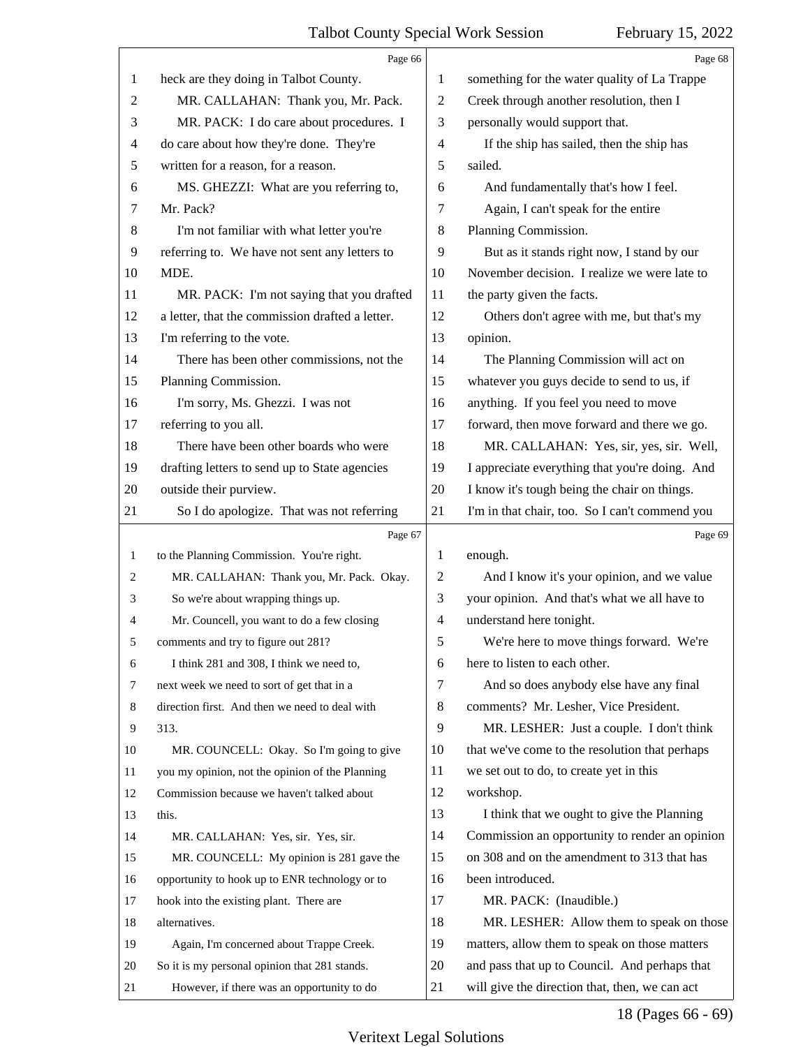Page 66

heck are they doing in Talbot County.

MR. CALLAHAN: Thank you, Mr. Pack.

MR. PACK: I do care about procedures. I do care about how they're done. They're written for a reason, for a reason.

MS. GHEZZI: What are you referring to, Mr. Pack?

I'm not familiar with what letter you're referring to. We have not sent any letters to MDE.

MR. PACK: I'm not saying that you drafted a letter, that the commission drafted a letter. I'm referring to the vote.

There has been other commissions, not the Planning Commission.

I'm sorry, Ms. Ghezzi. I was not referring to you all.

There have been other boards who were drafting letters to send up to State agencies outside their purview.

So I do apologize. That was not referring

Page 67

to the Planning Commission. You're right.

MR. CALLAHAN: Thank you, Mr. Pack. Okay. So we're about wrapping things up.

Mr. Councell, you want to do a few closing comments and try to figure out 281?

I think 281 and 308, I think we need to, next week we need to sort of get that in a direction first. And then we need to deal with 313.

MR. COUNCELL: Okay. So I'm going to give you my opinion, not the opinion of the Planning Commission because we haven't talked about this.

MR. CALLAHAN: Yes, sir. Yes, sir.

MR. COUNCELL: My opinion is 281 gave the opportunity to hook up to ENR technology or to hook into the existing plant. There are alternatives.

Again, I'm concerned about Trappe Creek. So it is my personal opinion that 281 stands.

However, if there was an opportunity to do

Page 68

something for the water quality of La Trappe Creek through another resolution, then I personally would support that.

If the ship has sailed, then the ship has sailed.

And fundamentally that's how I feel.

Again, I can't speak for the entire Planning Commission.

But as it stands right now, I stand by our November decision. I realize we were late to the party given the facts.

Others don't agree with me, but that's my opinion.

The Planning Commission will act on whatever you guys decide to send to us, if anything. If you feel you need to move forward, then move forward and there we go.

MR. CALLAHAN: Yes, sir, yes, sir. Well, I appreciate everything that you're doing. And I know it's tough being the chair on things. I'm in that chair, too. So I can't commend you

Page 69

enough.

And I know it's your opinion, and we value your opinion. And that's what we all have to understand here tonight.

We're here to move things forward. We're here to listen to each other.

And so does anybody else have any final comments? Mr. Lesher, Vice President.

MR. LESHER: Just a couple. I don't think that we've come to the resolution that perhaps we set out to do, to create yet in this workshop.

I think that we ought to give the Planning Commission an opportunity to render an opinion on 308 and on the amendment to 313 that has been introduced.

MR. PACK: (Inaudible.)

MR. LESHER: Allow them to speak on those matters, allow them to speak on those matters and pass that up to Council. And perhaps that will give the direction that, then, we can act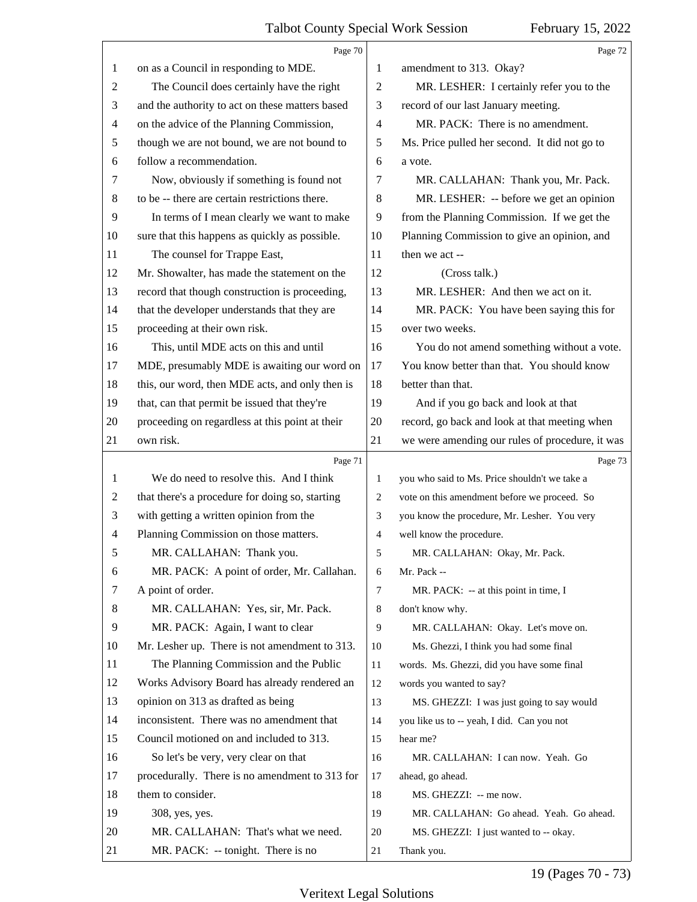on as a Council in responding to MDE.

The Council does certainly have the right and the authority to act on these matters based on the advice of the Planning Commission, though we are not bound, we are not bound to follow a recommendation.

Now, obviously if something is found not to be -- there are certain restrictions there.

In terms of I mean clearly we want to make sure that this happens as quickly as possible.

The counsel for Trappe East, Mr. Showalter, has made the statement on the record that though construction is proceeding, that the developer understands that they are proceeding at their own risk.

This, until MDE acts on this and until MDE, presumably MDE is awaiting our word on this, our word, then MDE acts, and only then is that, can that permit be issued that they're proceeding on regardless at this point at their own risk.

We do need to resolve this. And I think that there's a procedure for doing so, starting with getting a written opinion from the Planning Commission on those matters.

MR. CALLAHAN: Thank you.

MR. PACK: A point of order, Mr. Callahan. A point of order.

MR. CALLAHAN: Yes, sir, Mr. Pack.

MR. PACK: Again, I want to clear Mr. Lesher up. There is not amendment to 313.

The Planning Commission and the Public Works Advisory Board has already rendered an opinion on 313 as drafted as being inconsistent. There was no amendment that Council motioned on and included to 313.

So let's be very, very clear on that procedurally. There is no amendment to 313 for them to consider.

308, yes, yes.

MR. CALLAHAN: That's what we need.

MR. PACK: -- tonight. There is no amendment to 313. Okay?

MR. LESHER: I certainly refer you to the record of our last January meeting.

MR. PACK: There is no amendment. Ms. Price pulled her second. It did not go to a vote.

MR. CALLAHAN: Thank you, Mr. Pack.

MR. LESHER: -- before we get an opinion from the Planning Commission. If we get the Planning Commission to give an opinion, and then we act --

(Cross talk.)

MR. LESHER: And then we act on it.

MR. PACK: You have been saying this for over two weeks.

You do not amend something without a vote. You know better than that. You should know better than that.

And if you go back and look at that record, go back and look at that meeting when we were amending our rules of procedure, it was you who said to Ms. Price shouldn't we take a vote on this amendment before we proceed. So you know the procedure, Mr. Lesher. You very well know the procedure.

MR. CALLAHAN: Okay, Mr. Pack. Mr. Pack --

MR. PACK: -- at this point in time, I don't know why.

MR. CALLAHAN: Okay. Let's move on.

Ms. Ghezzi, I think you had some final words. Ms. Ghezzi, did you have some final words you wanted to say?

MS. GHEZZI: I was just going to say would you like us to -- yeah, I did. Can you not hear me?

MR. CALLAHAN: I can now. Yeah. Go ahead, go ahead.

MS. GHEZZI: -- me now.

MR. CALLAHAN: Go ahead. Yeah. Go ahead.

MS. GHEZZI: I just wanted to -- okay. Thank you.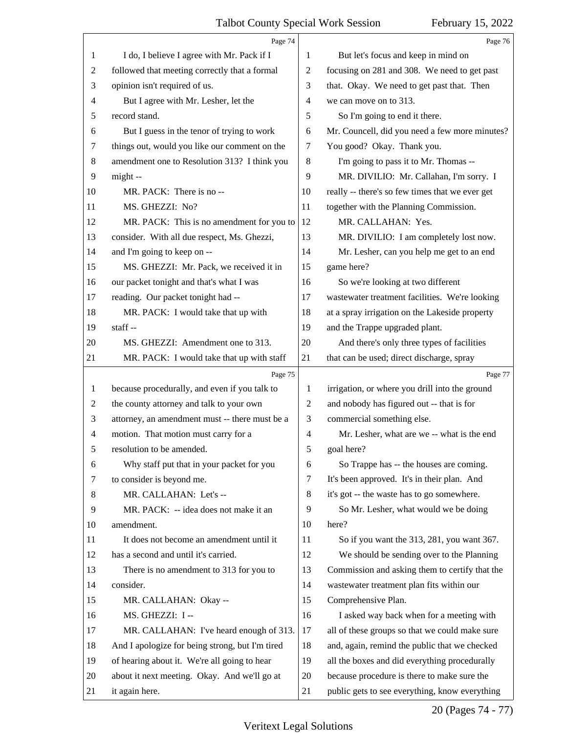Page 74

1 I do, I believe I agree with Mr. Pack if I
2 followed that meeting correctly that a formal
3 opinion isn't required of us.
4 But I agree with Mr. Lesher, let the
5 record stand.
6 But I guess in the tenor of trying to work
7 things out, would you like our comment on the
8 amendment one to Resolution 313? I think you
9 might --
10 MR. PACK: There is no --
11 MS. GHEZZI: No?
12 MR. PACK: This is no amendment for you to
13 consider. With all due respect, Ms. Ghezzi,
14 and I'm going to keep on --
15 MS. GHEZZI: Mr. Pack, we received it in
16 our packet tonight and that's what I was
17 reading. Our packet tonight had --
18 MR. PACK: I would take that up with
19 staff --
20 MS. GHEZZI: Amendment one to 313.
21 MR. PACK: I would take that up with staff

Page 75

1 because procedurally, and even if you talk to
2 the county attorney and talk to your own
3 attorney, an amendment must -- there must be a
4 motion. That motion must carry for a
5 resolution to be amended.
6 Why staff put that in your packet for you
7 to consider is beyond me.
8 MR. CALLAHAN: Let's --
9 MR. PACK: -- idea does not make it an
10 amendment.
11 It does not become an amendment until it
12 has a second and until it's carried.
13 There is no amendment to 313 for you to
14 consider.
15 MR. CALLAHAN: Okay --
16 MS. GHEZZI: I --
17 MR. CALLAHAN: I've heard enough of 313.
18 And I apologize for being strong, but I'm tired
19 of hearing about it. We're all going to hear
20 about it next meeting. Okay. And we'll go at
21 it again here.

Page 76

1 But let's focus and keep in mind on
2 focusing on 281 and 308. We need to get past
3 that. Okay. We need to get past that. Then
4 we can move on to 313.
5 So I'm going to end it there.
6 Mr. Councell, did you need a few more minutes?
7 You good? Okay. Thank you.
8 I'm going to pass it to Mr. Thomas --
9 MR. DIVILIO: Mr. Callahan, I'm sorry. I
10 really -- there's so few times that we ever get
11 together with the Planning Commission.
12 MR. CALLAHAN: Yes.
13 MR. DIVILIO: I am completely lost now.
14 Mr. Lesher, can you help me get to an end
15 game here?
16 So we're looking at two different
17 wastewater treatment facilities. We're looking
18 at a spray irrigation on the Lakeside property
19 and the Trappe upgraded plant.
20 And there's only three types of facilities
21 that can be used; direct discharge, spray

Page 77

1 irrigation, or where you drill into the ground
2 and nobody has figured out -- that is for
3 commercial something else.
4 Mr. Lesher, what are we -- what is the end
5 goal here?
6 So Trappe has -- the houses are coming.
7 It's been approved. It's in their plan. And
8 it's got -- the waste has to go somewhere.
9 So Mr. Lesher, what would we be doing
10 here?
11 So if you want the 313, 281, you want 367.
12 We should be sending over to the Planning
13 Commission and asking them to certify that the
14 wastewater treatment plan fits within our
15 Comprehensive Plan.
16 I asked way back when for a meeting with
17 all of these groups so that we could make sure
18 and, again, remind the public that we checked
19 all the boxes and did everything procedurally
20 because procedure is there to make sure the
21 public gets to see everything, know everything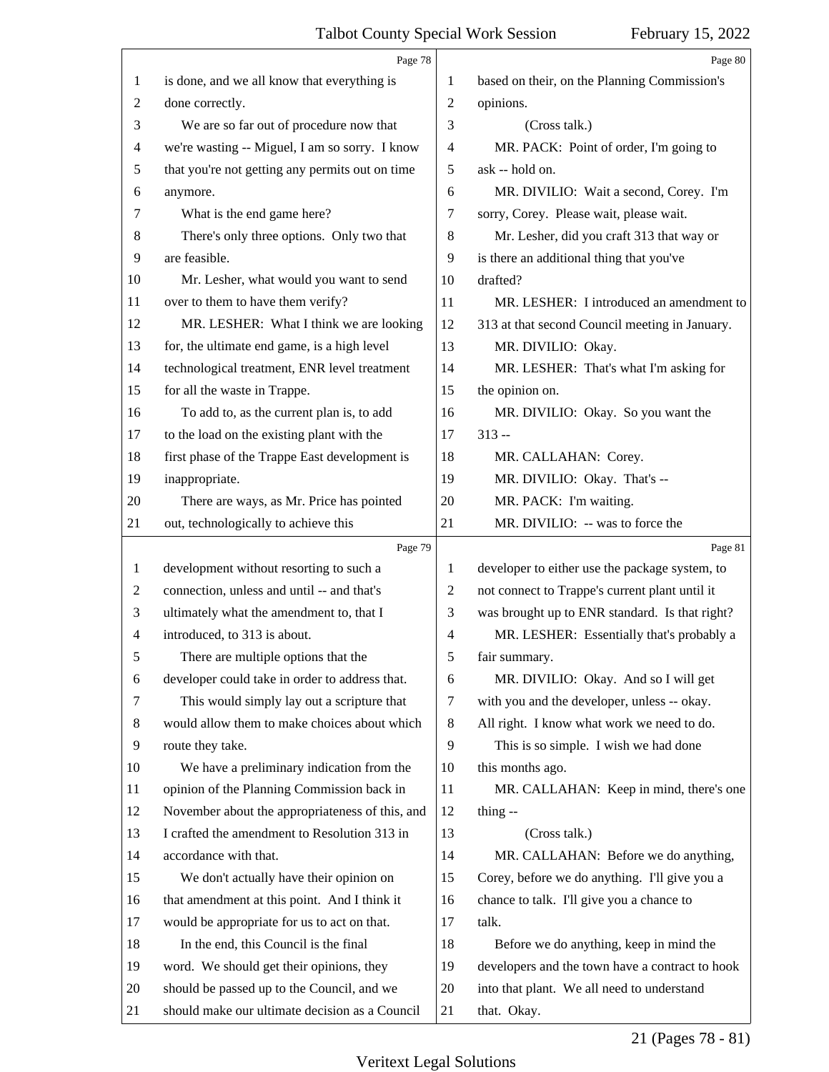is done, and we all know that everything is done correctly.

We are so far out of procedure now that we're wasting -- Miguel, I am so sorry. I know that you're not getting any permits out on time anymore.

What is the end game here?

There's only three options. Only two that are feasible.

Mr. Lesher, what would you want to send over to them to have them verify?

MR. LESHER: What I think we are looking for, the ultimate end game, is a high level technological treatment, ENR level treatment for all the waste in Trappe.

To add to, as the current plan is, to add to the load on the existing plant with the first phase of the Trappe East development is inappropriate.

There are ways, as Mr. Price has pointed out, technologically to achieve this development without resorting to such a connection, unless and until -- and that's ultimately what the amendment to, that I introduced, to 313 is about.

There are multiple options that the developer could take in order to address that.

This would simply lay out a scripture that would allow them to make choices about which route they take.

We have a preliminary indication from the opinion of the Planning Commission back in November about the appropriateness of this, and I crafted the amendment to Resolution 313 in accordance with that.

We don't actually have their opinion on that amendment at this point. And I think it would be appropriate for us to act on that.

In the end, this Council is the final word. We should get their opinions, they should be passed up to the Council, and we should make our ultimate decision as a Council based on their, on the Planning Commission's opinions.

(Cross talk.)

MR. PACK: Point of order, I'm going to ask -- hold on.

MR. DIVILIO: Wait a second, Corey. I'm sorry, Corey. Please wait, please wait.

Mr. Lesher, did you craft 313 that way or is there an additional thing that you've drafted?

MR. LESHER: I introduced an amendment to 313 at that second Council meeting in January.

MR. DIVILIO: Okay.

MR. LESHER: That's what I'm asking for the opinion on.

MR. DIVILIO: Okay. So you want the 313 --

MR. CALLAHAN: Corey.

MR. DIVILIO: Okay. That's --

MR. PACK: I'm waiting.

MR. DIVILIO: -- was to force the developer to either use the package system, to not connect to Trappe's current plant until it was brought up to ENR standard. Is that right?

MR. LESHER: Essentially that's probably a fair summary.

MR. DIVILIO: Okay. And so I will get with you and the developer, unless -- okay. All right. I know what work we need to do.

This is so simple. I wish we had done this months ago.

MR. CALLAHAN: Keep in mind, there's one thing --

(Cross talk.)

MR. CALLAHAN: Before we do anything, Corey, before we do anything. I'll give you a chance to talk. I'll give you a chance to talk.

Before we do anything, keep in mind the developers and the town have a contract to hook into that plant. We all need to understand that. Okay.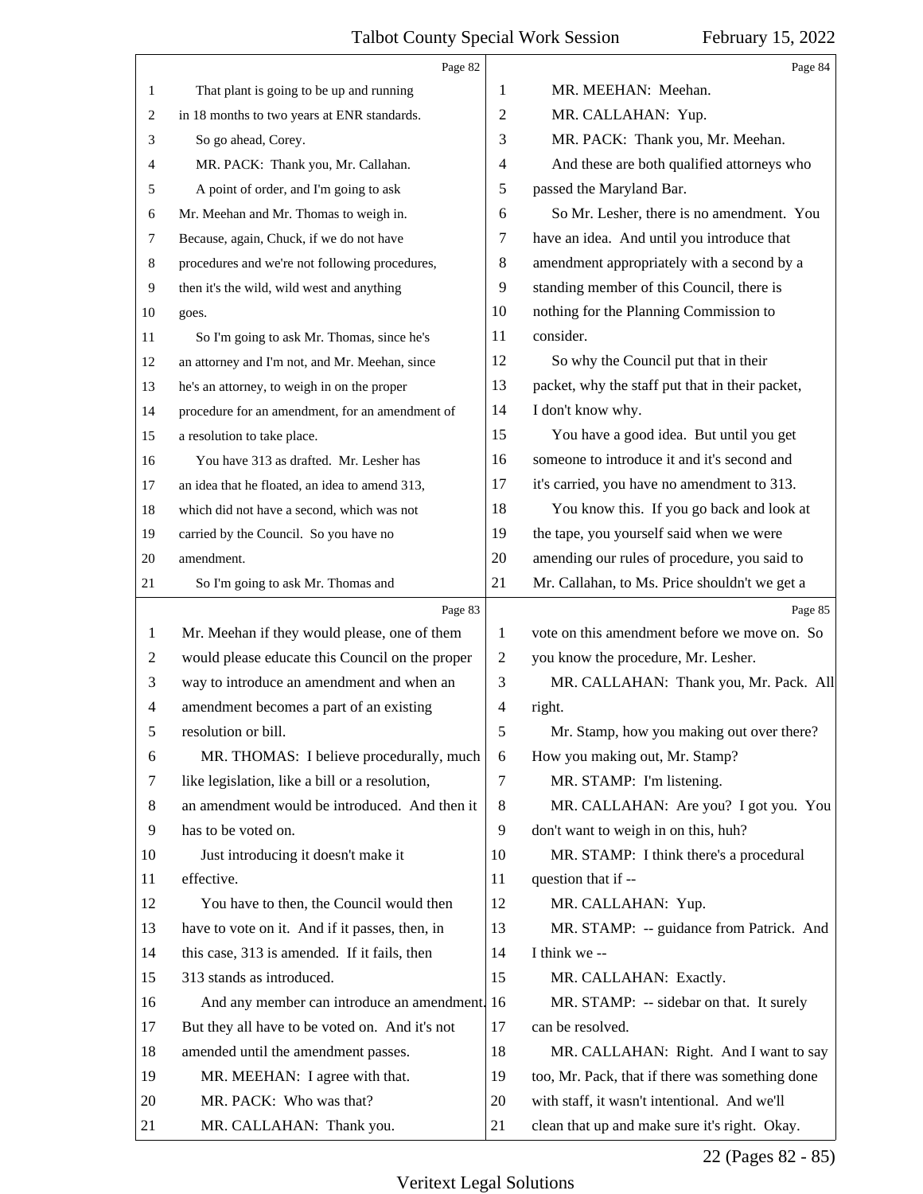That plant is going to be up and running in 18 months to two years at ENR standards.

So go ahead, Corey.

MR. PACK: Thank you, Mr. Callahan.

A point of order, and I'm going to ask Mr. Meehan and Mr. Thomas to weigh in. Because, again, Chuck, if we do not have procedures and we're not following procedures, then it's the wild, wild west and anything goes.

So I'm going to ask Mr. Thomas, since he's an attorney and I'm not, and Mr. Meehan, since he's an attorney, to weigh in on the proper procedure for an amendment, for an amendment of a resolution to take place.

You have 313 as drafted. Mr. Lesher has an idea that he floated, an idea to amend 313, which did not have a second, which was not carried by the Council. So you have no amendment.

So I'm going to ask Mr. Thomas and Mr. Meehan if they would please, one of them would please educate this Council on the proper way to introduce an amendment and when an amendment becomes a part of an existing resolution or bill.

MR. THOMAS: I believe procedurally, much like legislation, like a bill or a resolution, an amendment would be introduced. And then it has to be voted on.

Just introducing it doesn't make it effective.

You have to then, the Council would then have to vote on it. And if it passes, then, in this case, 313 is amended. If it fails, then 313 stands as introduced.

And any member can introduce an amendment. But they all have to be voted on. And it's not amended until the amendment passes.

MR. MEEHAN: I agree with that.

MR. PACK: Who was that?

MR. CALLAHAN: Thank you.

MR. MEEHAN: Meehan.

MR. CALLAHAN: Yup.

MR. PACK: Thank you, Mr. Meehan.

And these are both qualified attorneys who passed the Maryland Bar.

So Mr. Lesher, there is no amendment. You have an idea. And until you introduce that amendment appropriately with a second by a standing member of this Council, there is nothing for the Planning Commission to consider.

So why the Council put that in their packet, why the staff put that in their packet, I don't know why.

You have a good idea. But until you get someone to introduce it and it's second and it's carried, you have no amendment to 313.

You know this. If you go back and look at the tape, you yourself said when we were amending our rules of procedure, you said to Mr. Callahan, to Ms. Price shouldn't we get a vote on this amendment before we move on. So you know the procedure, Mr. Lesher.

MR. CALLAHAN: Thank you, Mr. Pack. All right.

Mr. Stamp, how you making out over there? How you making out, Mr. Stamp?

MR. STAMP: I'm listening.

MR. CALLAHAN: Are you? I got you. You don't want to weigh in on this, huh?

MR. STAMP: I think there's a procedural question that if --

MR. CALLAHAN: Yup.

MR. STAMP: -- guidance from Patrick. And I think we --

MR. CALLAHAN: Exactly.

MR. STAMP: -- sidebar on that. It surely can be resolved.

MR. CALLAHAN: Right. And I want to say too, Mr. Pack, that if there was something done with staff, it wasn't intentional. And we'll clean that up and make sure it's right. Okay.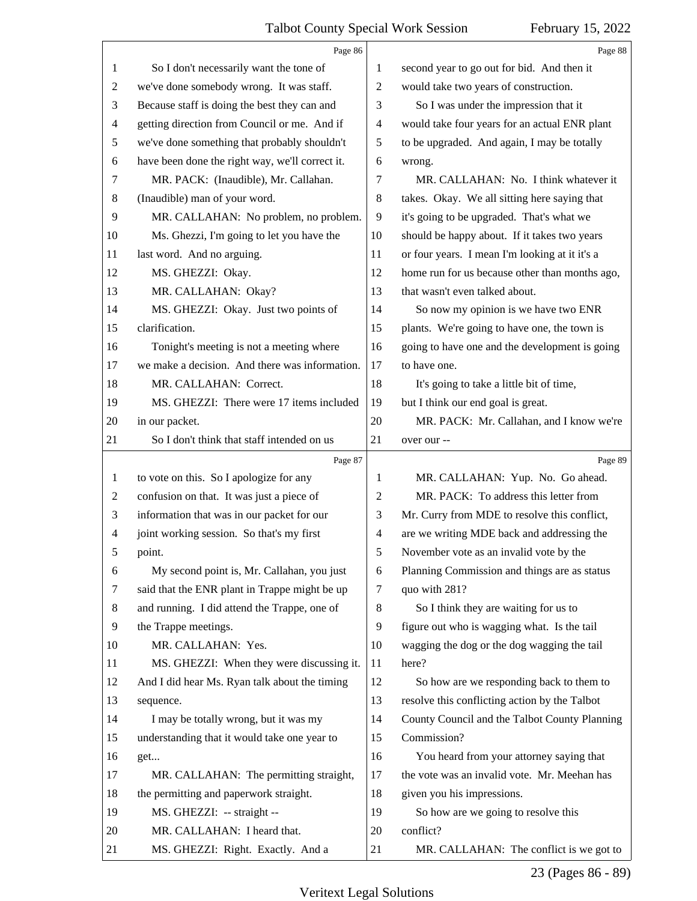So I don't necessarily want the tone of we've done somebody wrong. It was staff. Because staff is doing the best they can and getting direction from Council or me. And if we've done something that probably shouldn't have been done the right way, we'll correct it.

MR. PACK: (Inaudible), Mr. Callahan. (Inaudible) man of your word.

MR. CALLAHAN: No problem, no problem.

Ms. Ghezzi, I'm going to let you have the last word. And no arguing.

MS. GHEZZI: Okay.

MR. CALLAHAN: Okay?

MS. GHEZZI: Okay. Just two points of clarification.

Tonight's meeting is not a meeting where we make a decision. And there was information.

MR. CALLAHAN: Correct.

MS. GHEZZI: There were 17 items included in our packet.

So I don't think that staff intended on us to vote on this. So I apologize for any confusion on that. It was just a piece of information that was in our packet for our joint working session. So that's my first point.

My second point is, Mr. Callahan, you just said that the ENR plant in Trappe might be up and running. I did attend the Trappe, one of the Trappe meetings.

MR. CALLAHAN: Yes.

MS. GHEZZI: When they were discussing it. And I did hear Ms. Ryan talk about the timing sequence.

I may be totally wrong, but it was my understanding that it would take one year to get...

MR. CALLAHAN: The permitting straight, the permitting and paperwork straight.

MS. GHEZZI: -- straight --

MR. CALLAHAN: I heard that.

MS. GHEZZI: Right. Exactly. And a second year to go out for bid. And then it would take two years of construction.

So I was under the impression that it would take four years for an actual ENR plant to be upgraded. And again, I may be totally wrong.

MR. CALLAHAN: No. I think whatever it takes. Okay. We all sitting here saying that it's going to be upgraded. That's what we should be happy about. If it takes two years or four years. I mean I'm looking at it it's a home run for us because other than months ago, that wasn't even talked about.

So now my opinion is we have two ENR plants. We're going to have one, the town is going to have one and the development is going to have one.

It's going to take a little bit of time, but I think our end goal is great.

MR. PACK: Mr. Callahan, and I know we're over our --

MR. CALLAHAN: Yup. No. Go ahead.

MR. PACK: To address this letter from Mr. Curry from MDE to resolve this conflict, are we writing MDE back and addressing the November vote as an invalid vote by the Planning Commission and things are as status quo with 281?

So I think they are waiting for us to figure out who is wagging what. Is the tail wagging the dog or the dog wagging the tail here?

So how are we responding back to them to resolve this conflicting action by the Talbot County Council and the Talbot County Planning Commission?

You heard from your attorney saying that the vote was an invalid vote. Mr. Meehan has given you his impressions.

So how are we going to resolve this conflict?

MR. CALLAHAN: The conflict is we got to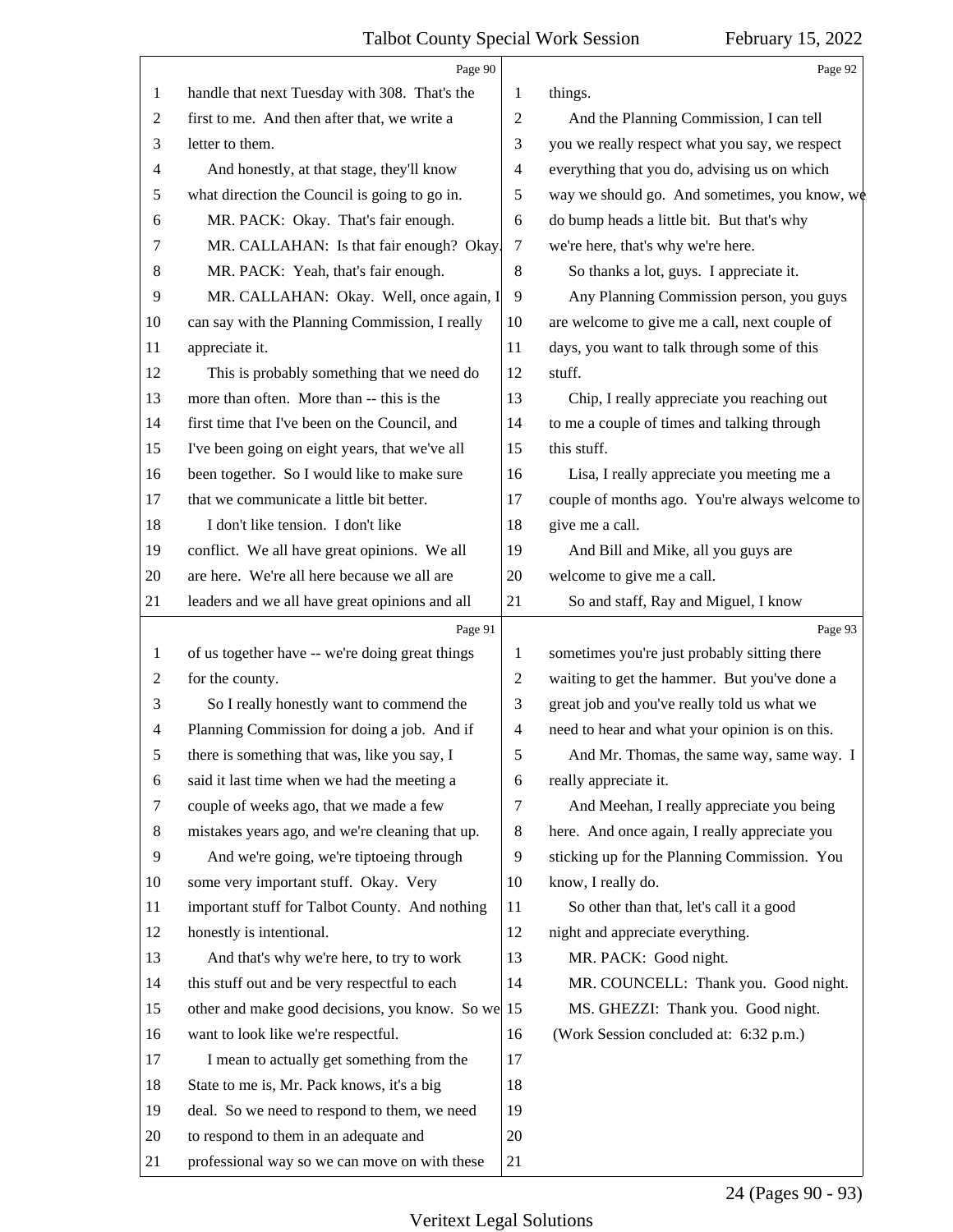handle that next Tuesday with 308. That's the first to me. And then after that, we write a letter to them.

And honestly, at that stage, they'll know what direction the Council is going to go in.

MR. PACK: Okay. That's fair enough.

MR. CALLAHAN: Is that fair enough? Okay.

MR. PACK: Yeah, that's fair enough.

MR. CALLAHAN: Okay. Well, once again, I can say with the Planning Commission, I really appreciate it.

This is probably something that we need do more than often. More than -- this is the first time that I've been on the Council, and I've been going on eight years, that we've all been together. So I would like to make sure that we communicate a little bit better.

I don't like tension. I don't like conflict. We all have great opinions. We all are here. We're all here because we all are leaders and we all have great opinions and all of us together have -- we're doing great things for the county.

So I really honestly want to commend the Planning Commission for doing a job. And if there is something that was, like you say, I said it last time when we had the meeting a couple of weeks ago, that we made a few mistakes years ago, and we're cleaning that up.

And we're going, we're tiptoeing through some very important stuff. Okay. Very important stuff for Talbot County. And nothing honestly is intentional.

And that's why we're here, to try to work this stuff out and be very respectful to each other and make good decisions, you know. So we want to look like we're respectful.

I mean to actually get something from the State to me is, Mr. Pack knows, it's a big deal. So we need to respond to them, we need to respond to them in an adequate and professional way so we can move on with these things.

And the Planning Commission, I can tell you we really respect what you say, we respect everything that you do, advising us on which way we should go. And sometimes, you know, we do bump heads a little bit. But that's why we're here, that's why we're here.

So thanks a lot, guys. I appreciate it.

Any Planning Commission person, you guys are welcome to give me a call, next couple of days, you want to talk through some of this stuff.

Chip, I really appreciate you reaching out to me a couple of times and talking through this stuff.

Lisa, I really appreciate you meeting me a couple of months ago. You're always welcome to give me a call.

And Bill and Mike, all you guys are welcome to give me a call.

So and staff, Ray and Miguel, I know sometimes you're just probably sitting there waiting to get the hammer. But you've done a great job and you've really told us what we need to hear and what your opinion is on this.

And Mr. Thomas, the same way, same way. I really appreciate it.

And Meehan, I really appreciate you being here. And once again, I really appreciate you sticking up for the Planning Commission. You know, I really do.

So other than that, let's call it a good night and appreciate everything.

MR. PACK: Good night.

MR. COUNCELL: Thank you. Good night.

MS. GHEZZI: Thank you. Good night.

(Work Session concluded at: 6:32 p.m.)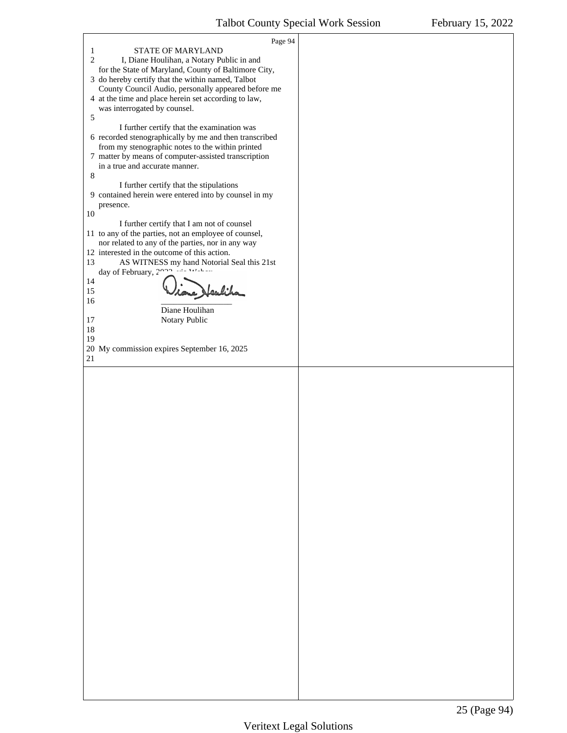Page 94

1 STATE OF MARYLAND

2 I, Diane Houlihan, a Notary Public in and for the State of Maryland, County of Baltimore City,
3 do hereby certify that the within named, Talbot County Council Audio, personally appeared before me
4 at the time and place herein set according to law, was interrogated by counsel.
5
I further certify that the examination was
6 recorded stenographically by me and then transcribed from my stenographic notes to the within printed
7 matter by means of computer-assisted transcription in a true and accurate manner.
8
I further certify that the stipulations
9 contained herein were entered into by counsel in my presence.
10
I further certify that I am not of counsel
11 to any of the parties, not an employee of counsel, nor related to any of the parties, nor in any way
12 interested in the outcome of this action.
13 AS WITNESS my hand Notorial Seal this 21st day of February, 2022, via Webex.
14
15
16 _________________
Diane Houlihan
17 Notary Public
18
19
20 My commission expires September 16, 2025
21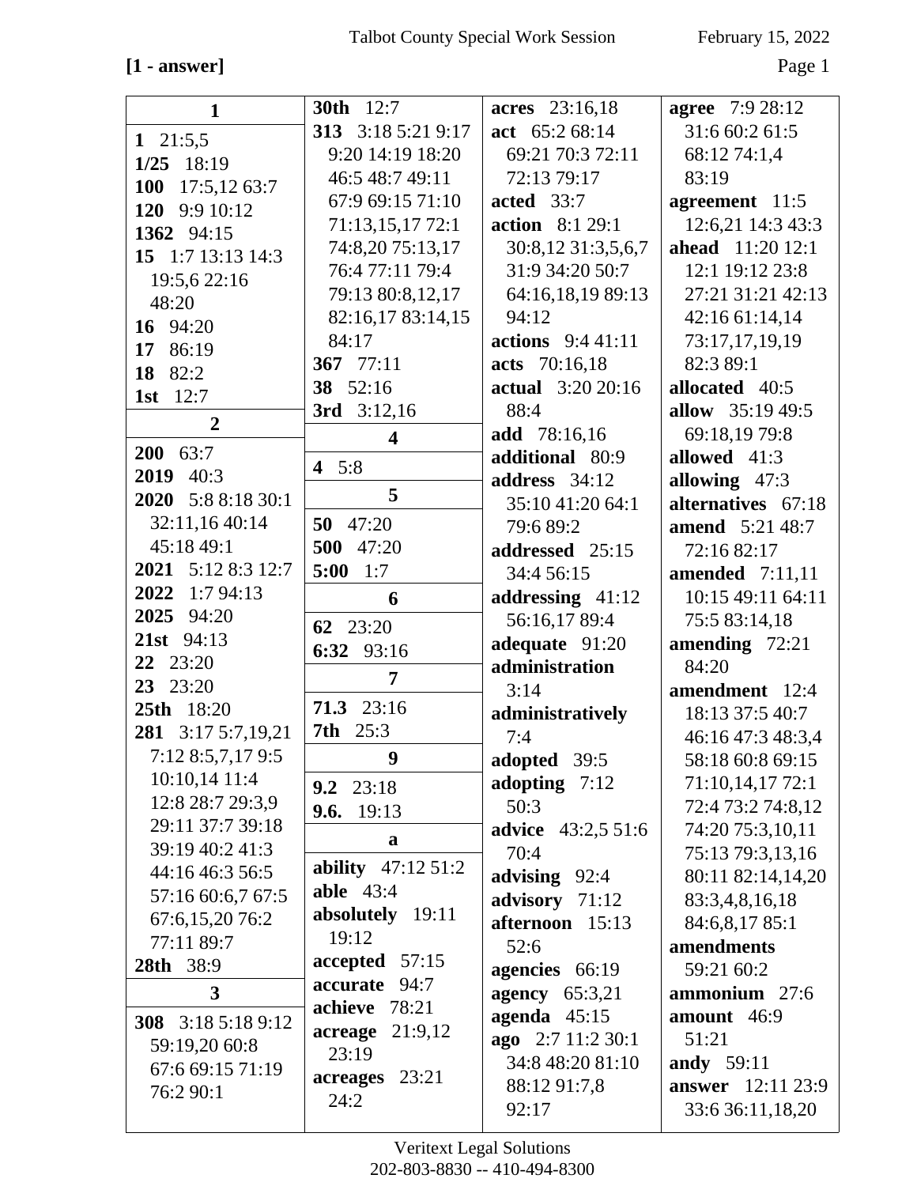[1 - answer]

**1**

**1** 21:5,5
**1/25** 18:19
**100** 17:5,12 63:7
**120** 9:9 10:12
**1362** 94:15
**15** 1:7 13:13 14:3 19:5,6 22:16 48:20
**16** 94:20
**17** 86:19
**18** 82:2
**1st** 12:7

**2**

**200** 63:7
**2019** 40:3
**2020** 5:8 8:18 30:1 32:11,16 40:14 45:18 49:1
**2021** 5:12 8:3 12:7
**2022** 1:7 94:13
**2025** 94:20
**21st** 94:13
**22** 23:20
**23** 23:20
**25th** 18:20
**281** 3:17 5:7,19,21 7:12 8:5,7,17 9:5 10:10,14 11:4 12:8 28:7 29:3,9 29:11 37:7 39:18 39:19 40:2 41:3 44:16 46:3 56:5 57:16 60:6,7 67:5 67:6,15,20 76:2 77:11 89:7
**28th** 38:9

**3**

**308** 3:18 5:18 9:12 59:19,20 60:8 67:6 69:15 71:19 76:2 90:1
**30th** 12:7
**313** 3:18 5:21 9:17 9:20 14:19 18:20 46:5 48:7 49:11 67:9 69:15 71:10 71:13,15,17 72:1 74:8,20 75:13,17 76:4 77:11 79:4 79:13 80:8,12,17 82:16,17 83:14,15 84:17
**367** 77:11
**38** 52:16
**3rd** 3:12,16

**4**

**4** 5:8

**5**

**50** 47:20
**500** 47:20
**5:00** 1:7

**6**

**62** 23:20
**6:32** 93:16

**7**

**71.3** 23:16
**7th** 25:3

**9**

**9.2** 23:18
**9.6.** 19:13

**a**

**ability** 47:12 51:2
**able** 43:4
**absolutely** 19:11 19:12
**accepted** 57:15
**accurate** 94:7
**achieve** 78:21
**acreage** 21:9,12 23:19
**acreages** 23:21 24:2
**acres** 23:16,18
**act** 65:2 68:14 69:21 70:3 72:11 72:13 79:17
**acted** 33:7
**action** 8:1 29:1 30:8,12 31:3,5,6,7 31:9 34:20 50:7 64:16,18,19 89:13 94:12
**actions** 9:4 41:11
**acts** 70:16,18
**actual** 3:20 20:16 88:4
**add** 78:16,16
**additional** 80:9
**address** 34:12 35:10 41:20 64:1 79:6 89:2
**addressed** 25:15 34:4 56:15
**addressing** 41:12 56:16,17 89:4
**adequate** 91:20
**administration** 3:14
**administratively** 7:4
**adopted** 39:5
**adopting** 7:12 50:3
**advice** 43:2,5 51:6 70:4
**advising** 92:4
**advisory** 71:12
**afternoon** 15:13 52:6
**agencies** 66:19
**agency** 65:3,21
**agenda** 45:15
**ago** 2:7 11:2 30:1 34:8 48:20 81:10 88:12 91:7,8 92:17
**agree** 7:9 28:12 31:6 60:2 61:5 68:12 74:1,4 83:19
**agreement** 11:5 12:6,21 14:3 43:3
**ahead** 11:20 12:1 12:1 19:12 23:8 27:21 31:21 42:13 42:16 61:14,14 73:17,17,19,19 82:3 89:1
**allocated** 40:5
**allow** 35:19 49:5 69:18,19 79:8
**allowed** 41:3
**allowing** 47:3
**alternatives** 67:18
**amend** 5:21 48:7 72:16 82:17
**amended** 7:11,11 10:15 49:11 64:11 75:5 83:14,18
**amending** 72:21 84:20
**amendment** 12:4 18:13 37:5 40:7 46:16 47:3 48:3,4 58:18 60:8 69:15 71:10,14,17 72:1 72:4 73:2 74:8,12 74:20 75:3,10,11 75:13 79:3,13,16 80:11 82:14,14,20 83:3,4,8,16,18 84:6,8,17 85:1
**amendments** 59:21 60:2
**ammonium** 27:6
**amount** 46:9 51:21
**andy** 59:11
**answer** 12:11 23:9 33:6 36:11,18,20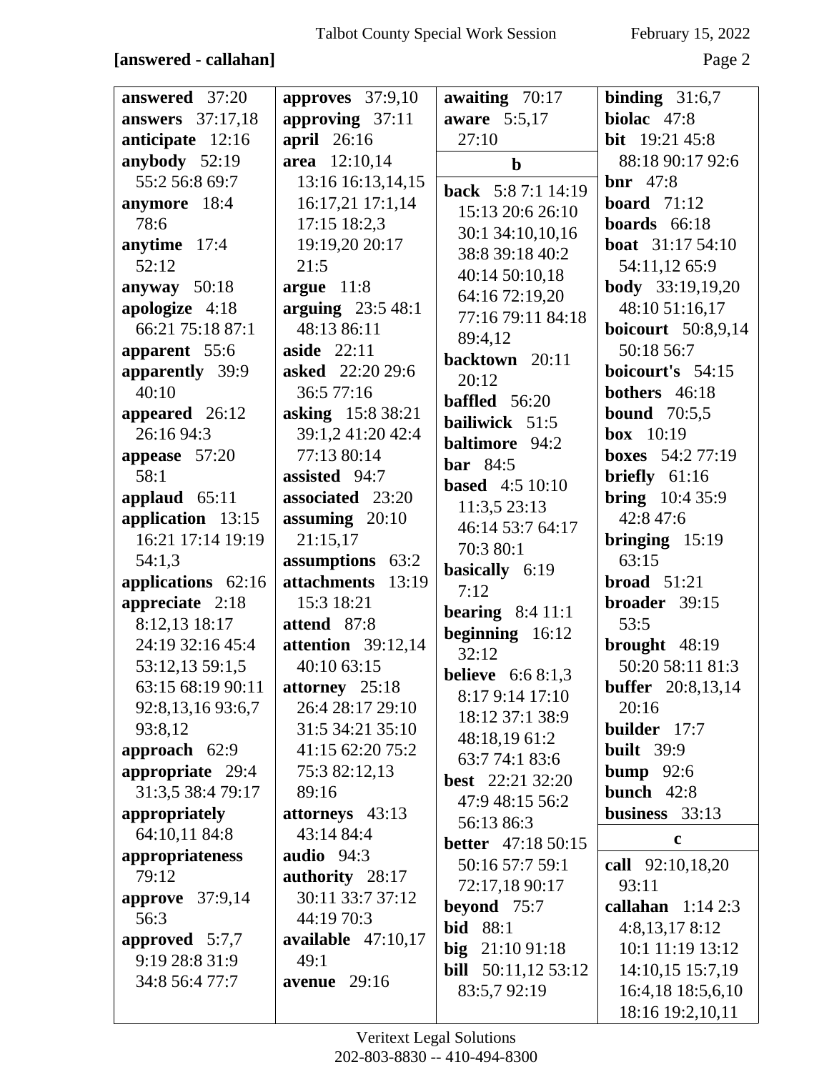**[answered - callahan]**

**answered** 37:20
**answers** 37:17,18
**anticipate** 12:16
**anybody** 52:19 55:2 56:8 69:7
**anymore** 18:4 78:6
**anytime** 17:4 52:12
**anyway** 50:18
**apologize** 4:18 66:21 75:18 87:1
**apparent** 55:6
**apparently** 39:9 40:10
**appeared** 26:12 26:16 94:3
**appease** 57:20 58:1
**applaud** 65:11
**application** 13:15 16:21 17:14 19:19 54:1,3
**applications** 62:16
**appreciate** 2:18 8:12,13 18:17 24:19 32:16 45:4 53:12,13 59:1,5 63:15 68:19 90:11 92:8,13,16 93:6,7 93:8,12
**approach** 62:9
**appropriate** 29:4 31:3,5 38:4 79:17
**appropriately** 64:10,11 84:8
**appropriateness** 79:12
**approve** 37:9,14 56:3
**approved** 5:7,7 9:19 28:8 31:9 34:8 56:4 77:7

**approves** 37:9,10
**approving** 37:11
**april** 26:16
**area** 12:10,14 13:16 16:13,14,15 16:17,21 17:1,14 17:15 18:2,3 19:19,20 20:17 21:5
**argue** 11:8
**arguing** 23:5 48:1 48:13 86:11
**aside** 22:11
**asked** 22:20 29:6 36:5 77:16
**asking** 15:8 38:21 39:1,2 41:20 42:4 77:13 80:14
**assisted** 94:7
**associated** 23:20
**assuming** 20:10 21:15,17
**assumptions** 63:2
**attachments** 13:19 15:3 18:21
**attend** 87:8
**attention** 39:12,14 40:10 63:15
**attorney** 25:18 26:4 28:17 29:10 31:5 34:21 35:10 41:15 62:20 75:2 75:3 82:12,13 89:16
**attorneys** 43:13 43:14 84:4
**audio** 94:3
**authority** 28:17 30:11 33:7 37:12 44:19 70:3
**available** 47:10,17 49:1
**avenue** 29:16

**awaiting** 70:17
**aware** 5:5,17 27:10

**b**

**back** 5:8 7:1 14:19 15:13 20:6 26:10 30:1 34:10,10,16 38:8 39:18 40:2 40:14 50:10,18 64:16 72:19,20 77:16 79:11 84:18 89:4,12
**backtown** 20:11 20:12
**baffled** 56:20
**bailiwick** 51:5
**baltimore** 94:2
**bar** 84:5
**based** 4:5 10:10 11:3,5 23:13 46:14 53:7 64:17 70:3 80:1
**basically** 6:19 7:12
**bearing** 8:4 11:1
**beginning** 16:12 32:12
**believe** 6:6 8:1,3 8:17 9:14 17:10 18:12 37:1 38:9 48:18,19 61:2 63:7 74:1 83:6
**best** 22:21 32:20 47:9 48:15 56:2 56:13 86:3
**better** 47:18 50:15 50:16 57:7 59:1 72:17,18 90:17
**beyond** 75:7
**bid** 88:1
**big** 21:10 91:18
**bill** 50:11,12 53:12 83:5,7 92:19

**binding** 31:6,7
**biolac** 47:8
**bit** 19:21 45:8 88:18 90:17 92:6
**bnr** 47:8
**board** 71:12
**boards** 66:18
**boat** 31:17 54:10 54:11,12 65:9
**body** 33:19,19,20 48:10 51:16,17
**boicourt** 50:8,9,14 50:18 56:7
**boicourt's** 54:15
**bothers** 46:18
**bound** 70:5,5
**box** 10:19
**boxes** 54:2 77:19
**briefly** 61:16
**bring** 10:4 35:9 42:8 47:6
**bringing** 15:19 63:15
**broad** 51:21
**broader** 39:15 53:5
**brought** 48:19 50:20 58:11 81:3
**buffer** 20:8,13,14 20:16
**builder** 17:7
**built** 39:9
**bump** 92:6
**bunch** 42:8
**business** 33:13

**c**

**call** 92:10,18,20 93:11
**callahan** 1:14 2:3 4:8,13,17 8:12 10:1 11:19 13:12 14:10,15 15:7,19 16:4,18 18:5,6,10 18:16 19:2,10,11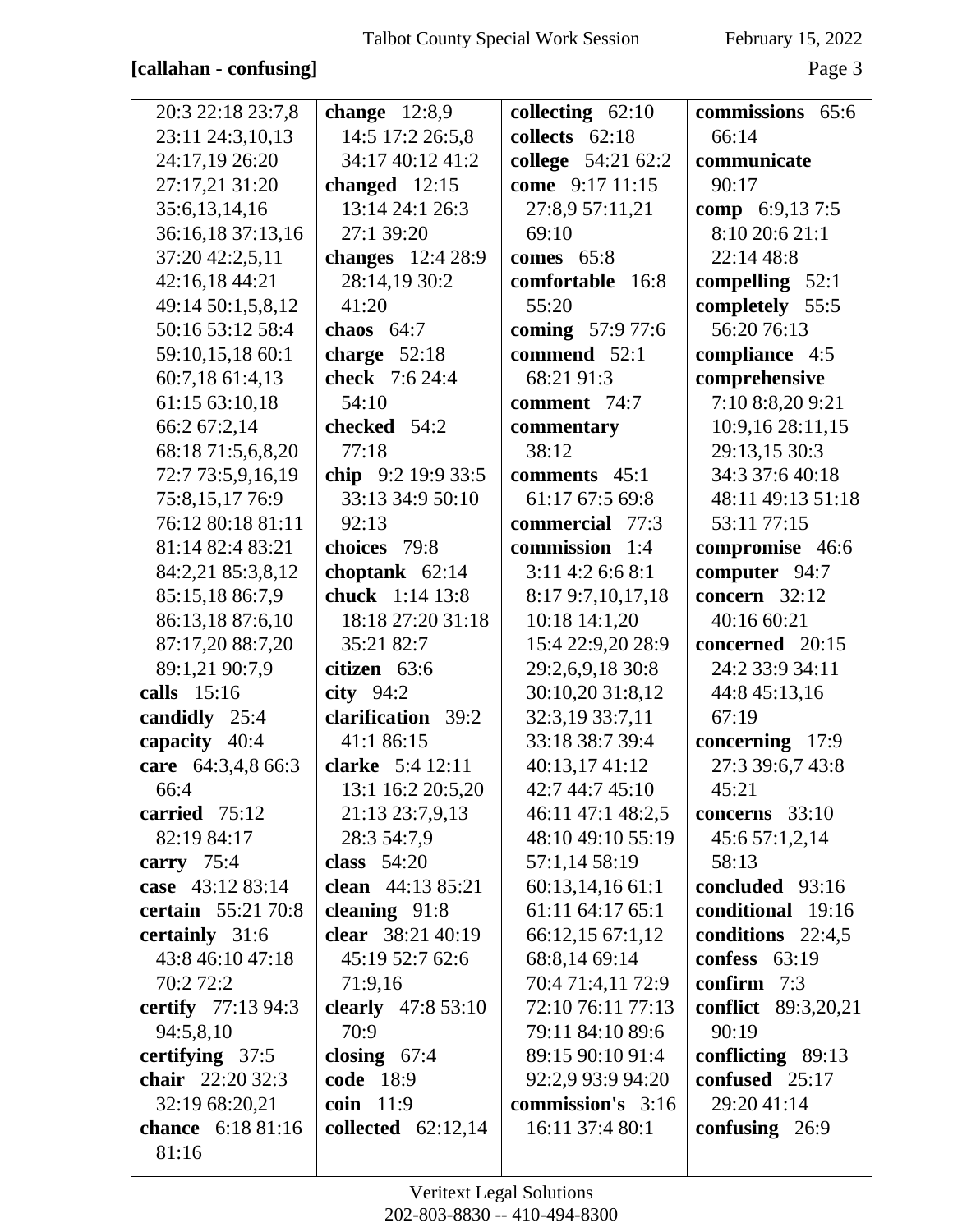**[callahan - confusing]**

20:3 22:18 23:7,8 23:11 24:3,10,13 24:17,19 26:20 27:17,21 31:20 35:6,13,14,16 36:16,18 37:13,16 37:20 42:2,5,11 42:16,18 44:21 49:14 50:1,5,8,12 50:16 53:12 58:4 59:10,15,18 60:1 60:7,18 61:4,13 61:15 63:10,18 66:2 67:2,14 68:18 71:5,6,8,20 72:7 73:5,9,16,19 75:8,15,17 76:9 76:12 80:18 81:11 81:14 82:4 83:21 84:2,21 85:3,8,12 85:15,18 86:7,9 86:13,18 87:6,10 87:17,20 88:7,20 89:1,21 90:7,9

**calls** 15:16

**candidly** 25:4

**capacity** 40:4

**care** 64:3,4,8 66:3 66:4

**carried** 75:12 82:19 84:17

**carry** 75:4

**case** 43:12 83:14

**certain** 55:21 70:8

**certainly** 31:6 43:8 46:10 47:18 70:2 72:2

**certify** 77:13 94:3 94:5,8,10

**certifying** 37:5

**chair** 22:20 32:3 32:19 68:20,21

**chance** 6:18 81:16 81:16

**change** 12:8,9 14:5 17:2 26:5,8 34:17 40:12 41:2

**changed** 12:15 13:14 24:1 26:3 27:1 39:20

**changes** 12:4 28:9 28:14,19 30:2 41:20

**chaos** 64:7

**charge** 52:18

**check** 7:6 24:4 54:10

**checked** 54:2 77:18

**chip** 9:2 19:9 33:5 33:13 34:9 50:10 92:13

**choices** 79:8

**choptank** 62:14

**chuck** 1:14 13:8 18:18 27:20 31:18 35:21 82:7

**citizen** 63:6

**city** 94:2

**clarification** 39:2 41:1 86:15

**clarke** 5:4 12:11 13:1 16:2 20:5,20 21:13 23:7,9,13 28:3 54:7,9

**class** 54:20

**clean** 44:13 85:21

**cleaning** 91:8

**clear** 38:21 40:19 45:19 52:7 62:6 71:9,16

**clearly** 47:8 53:10 70:9

**closing** 67:4

**code** 18:9

**coin** 11:9

**collected** 62:12,14

**collecting** 62:10

**collects** 62:18

**college** 54:21 62:2

**come** 9:17 11:15 27:8,9 57:11,21 69:10

**comes** 65:8

**comfortable** 16:8 55:20

**coming** 57:9 77:6

**commend** 52:1 68:21 91:3

**comment** 74:7

**commentary** 38:12

**comments** 45:1 61:17 67:5 69:8

**commercial** 77:3

**commission** 1:4 3:11 4:2 6:6 8:1 8:17 9:7,10,17,18 10:18 14:1,20 15:4 22:9,20 28:9 29:2,6,9,18 30:8 30:10,20 31:8,12 32:3,19 33:7,11 33:18 38:7 39:4 40:13,17 41:12 42:7 44:7 45:10 46:11 47:1 48:2,5 48:10 49:10 55:19 57:1,14 58:19 60:13,14,16 61:1 61:11 64:17 65:1 66:12,15 67:1,12 68:8,14 69:14 70:4 71:4,11 72:9 72:10 76:11 77:13 79:11 84:10 89:6 89:15 90:10 91:4 92:2,9 93:9 94:20

**commission's** 3:16 16:11 37:4 80:1

**commissions** 65:6 66:14

**communicate** 90:17

**comp** 6:9,13 7:5 8:10 20:6 21:1 22:14 48:8

**compelling** 52:1

**completely** 55:5 56:20 76:13

**compliance** 4:5

**comprehensive** 7:10 8:8,20 9:21 10:9,16 28:11,15 29:13,15 30:3 34:3 37:6 40:18 48:11 49:13 51:18 53:11 77:15

**compromise** 46:6

**computer** 94:7

**concern** 32:12 40:16 60:21

**concerned** 20:15 24:2 33:9 34:11 44:8 45:13,16 67:19

**concerning** 17:9 27:3 39:6,7 43:8 45:21

**concerns** 33:10 45:6 57:1,2,14 58:13

**concluded** 93:16

**conditional** 19:16

**conditions** 22:4,5

**confess** 63:19

**confirm** 7:3

**conflict** 89:3,20,21 90:19

**conflicting** 89:13

**confused** 25:17 29:20 41:14

**confusing** 26:9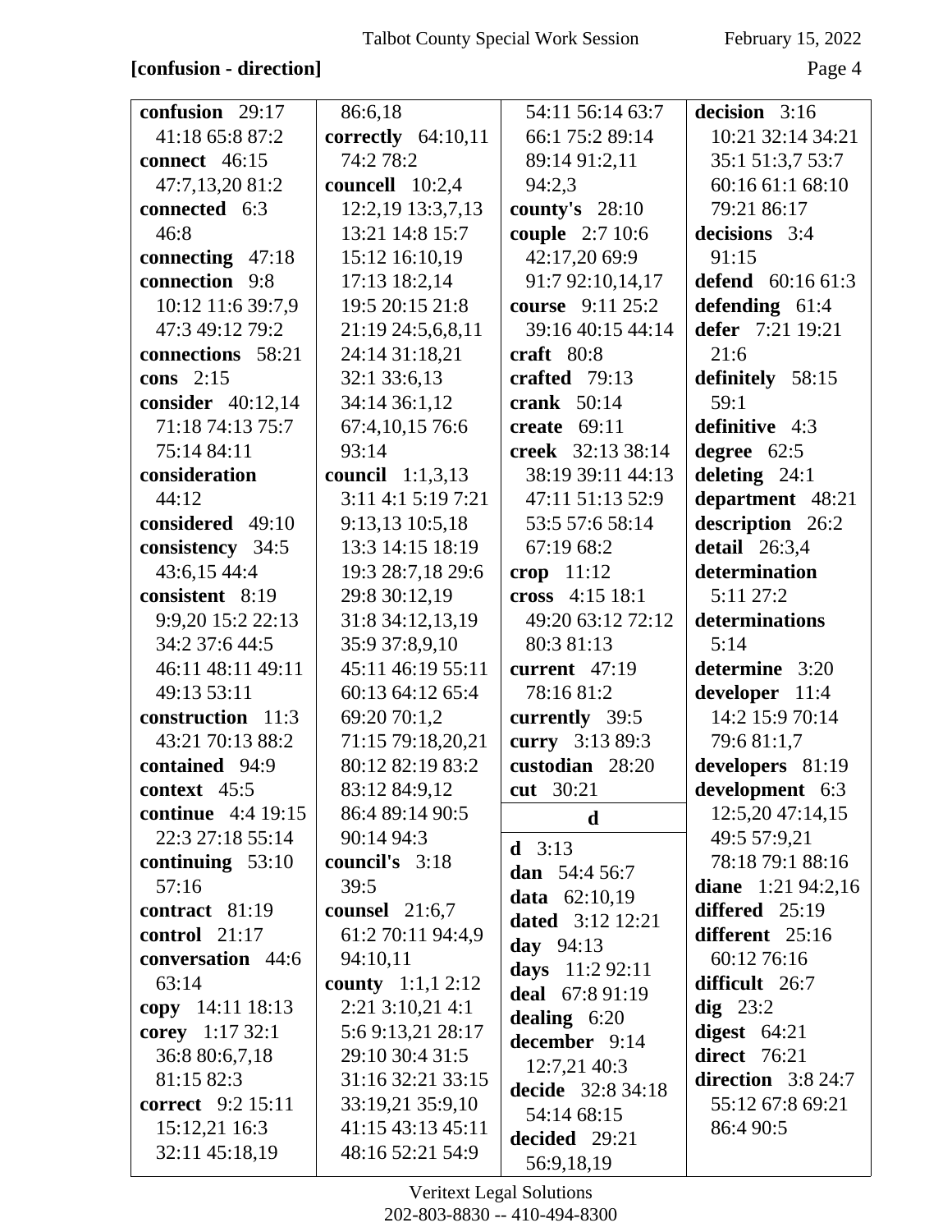**[confusion - direction]**

**confusion** 29:17 41:18 65:8 87:2
**connect** 46:15 47:7,13,20 81:2
**connected** 6:3 46:8
**connecting** 47:18
**connection** 9:8 10:12 11:6 39:7,9 47:3 49:12 79:2
**connections** 58:21
**cons** 2:15
**consider** 40:12,14 71:18 74:13 75:7 75:14 84:11
**consideration** 44:12
**considered** 49:10
**consistency** 34:5 43:6,15 44:4
**consistent** 8:19 9:9,20 15:2 22:13 34:2 37:6 44:5 46:11 48:11 49:11 49:13 53:11
**construction** 11:3 43:21 70:13 88:2
**contained** 94:9
**context** 45:5
**continue** 4:4 19:15 22:3 27:18 55:14
**continuing** 53:10 57:16
**contract** 81:19
**control** 21:17
**conversation** 44:6 63:14
**copy** 14:11 18:13
**corey** 1:17 32:1 36:8 80:6,7,18 81:15 82:3
**correct** 9:2 15:11 15:12,21 16:3 32:11 45:18,19 86:6,18
**correctly** 64:10,11 74:2 78:2
**councell** 10:2,4 12:2,19 13:3,7,13 13:21 14:8 15:7 15:12 16:10,19 17:13 18:2,14 19:5 20:15 21:8 21:19 24:5,6,8,11 24:14 31:18,21 32:1 33:6,13 34:14 36:1,12 67:4,10,15 76:6 93:14
**council** 1:1,3,13 3:11 4:1 5:19 7:21 9:13,13 10:5,18 13:3 14:15 18:19 19:3 28:7,18 29:6 29:8 30:12,19 31:8 34:12,13,19 35:9 37:8,9,10 45:11 46:19 55:11 60:13 64:12 65:4 69:20 70:1,2 71:15 79:18,20,21 80:12 82:19 83:2 83:12 84:9,12 86:4 89:14 90:5 90:14 94:3
**council's** 3:18 39:5
**counsel** 21:6,7 61:2 70:11 94:4,9 94:10,11
**county** 1:1,1 2:12 2:21 3:10,21 4:1 5:6 9:13,21 28:17 29:10 30:4 31:5 31:16 32:21 33:15 33:19,21 35:9,10 41:15 43:13 45:11 48:16 52:21 54:9 54:11 56:14 63:7 66:1 75:2 89:14 89:14 91:2,11 94:2,3
**county's** 28:10
**couple** 2:7 10:6 42:17,20 69:9 91:7 92:10,14,17
**course** 9:11 25:2 39:16 40:15 44:14
**craft** 80:8
**crafted** 79:13
**crank** 50:14
**create** 69:11
**creek** 32:13 38:14 38:19 39:11 44:13 47:11 51:13 52:9 53:5 57:6 58:14 67:19 68:2
**crop** 11:12
**cross** 4:15 18:1 49:20 63:12 72:12 80:3 81:13
**current** 47:19 78:16 81:2
**currently** 39:5
**curry** 3:13 89:3
**custodian** 28:20
**cut** 30:21

**d**

**d** 3:13
**dan** 54:4 56:7
**data** 62:10,19
**dated** 3:12 12:21
**day** 94:13
**days** 11:2 92:11
**deal** 67:8 91:19
**dealing** 6:20
**december** 9:14 12:7,21 40:3
**decide** 32:8 34:18 54:14 68:15
**decided** 29:21 56:9,18,19
**decision** 3:16 10:21 32:14 34:21 35:1 51:3,7 53:7 60:16 61:1 68:10 79:21 86:17
**decisions** 3:4 91:15
**defend** 60:16 61:3
**defending** 61:4
**defer** 7:21 19:21 21:6
**definitely** 58:15 59:1
**definitive** 4:3
**degree** 62:5
**deleting** 24:1
**department** 48:21
**description** 26:2
**detail** 26:3,4
**determination** 5:11 27:2
**determinations** 5:14
**determine** 3:20
**developer** 11:4 14:2 15:9 70:14 79:6 81:1,7
**developers** 81:19
**development** 6:3 12:5,20 47:14,15 49:5 57:9,21 78:18 79:1 88:16
**diane** 1:21 94:2,16
**differed** 25:19
**different** 25:16 60:12 76:16
**difficult** 26:7
**dig** 23:2
**digest** 64:21
**direct** 76:21
**direction** 3:8 24:7 55:12 67:8 69:21 86:4 90:5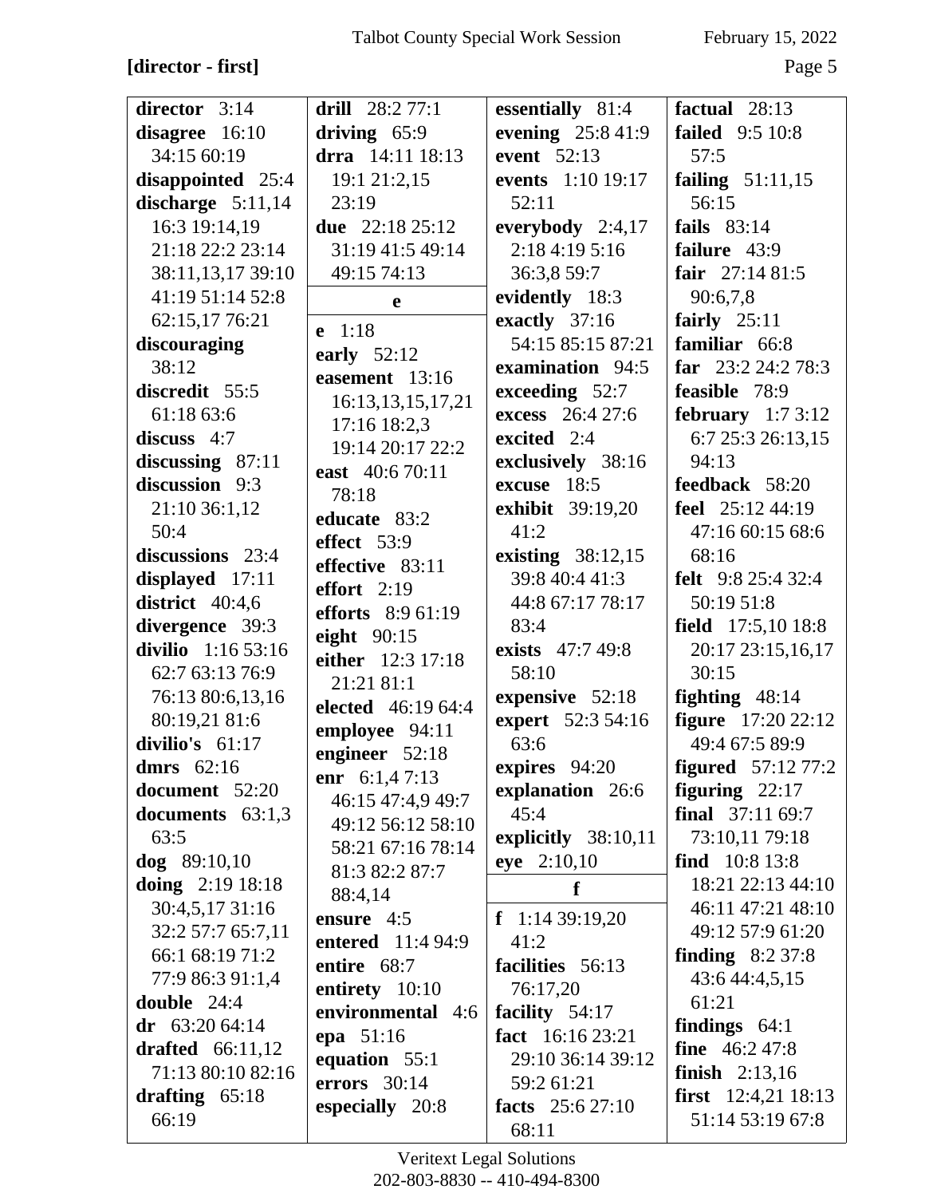**[director - first]**

**director** 3:14
**disagree** 16:10 34:15 60:19
**disappointed** 25:4
**discharge** 5:11,14 16:3 19:14,19 21:18 22:2 23:14 38:11,13,17 39:10 41:19 51:14 52:8 62:15,17 76:21
**discouraging** 38:12
**discredit** 55:5 61:18 63:6
**discuss** 4:7
**discussing** 87:11
**discussion** 9:3 21:10 36:1,12 50:4
**discussions** 23:4
**displayed** 17:11
**district** 40:4,6
**divergence** 39:3
**divilio** 1:16 53:16 62:7 63:13 76:9 76:13 80:6,13,16 80:19,21 81:6
**divilio's** 61:17
**dmrs** 62:16
**document** 52:20
**documents** 63:1,3 63:5
**dog** 89:10,10
**doing** 2:19 18:18 30:4,5,17 31:16 32:2 57:7 65:7,11 66:1 68:19 71:2 77:9 86:3 91:1,4
**double** 24:4
**dr** 63:20 64:14
**drafted** 66:11,12 71:13 80:10 82:16
**drafting** 65:18 66:19
**drill** 28:2 77:1
**driving** 65:9
**drra** 14:11 18:13 19:1 21:2,15 23:19
**due** 22:18 25:12 31:19 41:5 49:14 49:15 74:13

**e**

**e** 1:18
**early** 52:12
**easement** 13:16 16:13,13,15,17,21 17:16 18:2,3 19:14 20:17 22:2
**east** 40:6 70:11 78:18
**educate** 83:2
**effect** 53:9
**effective** 83:11
**effort** 2:19
**efforts** 8:9 61:19
**eight** 90:15
**either** 12:3 17:18 21:21 81:1
**elected** 46:19 64:4
**employee** 94:11
**engineer** 52:18
**enr** 6:1,4 7:13 46:15 47:4,9 49:7 49:12 56:12 58:10 58:21 67:16 78:14 81:3 82:2 87:7 88:4,14
**ensure** 4:5
**entered** 11:4 94:9
**entire** 68:7
**entirety** 10:10
**environmental** 4:6
**epa** 51:16
**equation** 55:1
**errors** 30:14
**especially** 20:8
**essentially** 81:4
**evening** 25:8 41:9
**event** 52:13
**events** 1:10 19:17 52:11
**everybody** 2:4,17 2:18 4:19 5:16 36:3,8 59:7
**evidently** 18:3
**exactly** 37:16 54:15 85:15 87:21
**examination** 94:5
**exceeding** 52:7
**excess** 26:4 27:6
**excited** 2:4
**exclusively** 38:16
**excuse** 18:5
**exhibit** 39:19,20 41:2
**existing** 38:12,15 39:8 40:4 41:3 44:8 67:17 78:17 83:4
**exists** 47:7 49:8 58:10
**expensive** 52:18
**expert** 52:3 54:16 63:6
**expires** 94:20
**explanation** 26:6 45:4
**explicitly** 38:10,11
**eye** 2:10,10

**f**

**f** 1:14 39:19,20 41:2
**facilities** 56:13 76:17,20
**facility** 54:17
**fact** 16:16 23:21 29:10 36:14 39:12 59:2 61:21
**facts** 25:6 27:10 68:11
**factual** 28:13
**failed** 9:5 10:8 57:5
**failing** 51:11,15 56:15
**fails** 83:14
**failure** 43:9
**fair** 27:14 81:5 90:6,7,8
**fairly** 25:11
**familiar** 66:8
**far** 23:2 24:2 78:3
**feasible** 78:9
**february** 1:7 3:12 6:7 25:3 26:13,15 94:13
**feedback** 58:20
**feel** 25:12 44:19 47:16 60:15 68:6 68:16
**felt** 9:8 25:4 32:4 50:19 51:8
**field** 17:5,10 18:8 20:17 23:15,16,17 30:15
**fighting** 48:14
**figure** 17:20 22:12 49:4 67:5 89:9
**figured** 57:12 77:2
**figuring** 22:17
**final** 37:11 69:7 73:10,11 79:18
**find** 10:8 13:8 18:21 22:13 44:10 46:11 47:21 48:10 49:12 57:9 61:20
**finding** 8:2 37:8 43:6 44:4,5,15 61:21
**findings** 64:1
**fine** 46:2 47:8
**finish** 2:13,16
**first** 12:4,21 18:13 51:14 53:19 67:8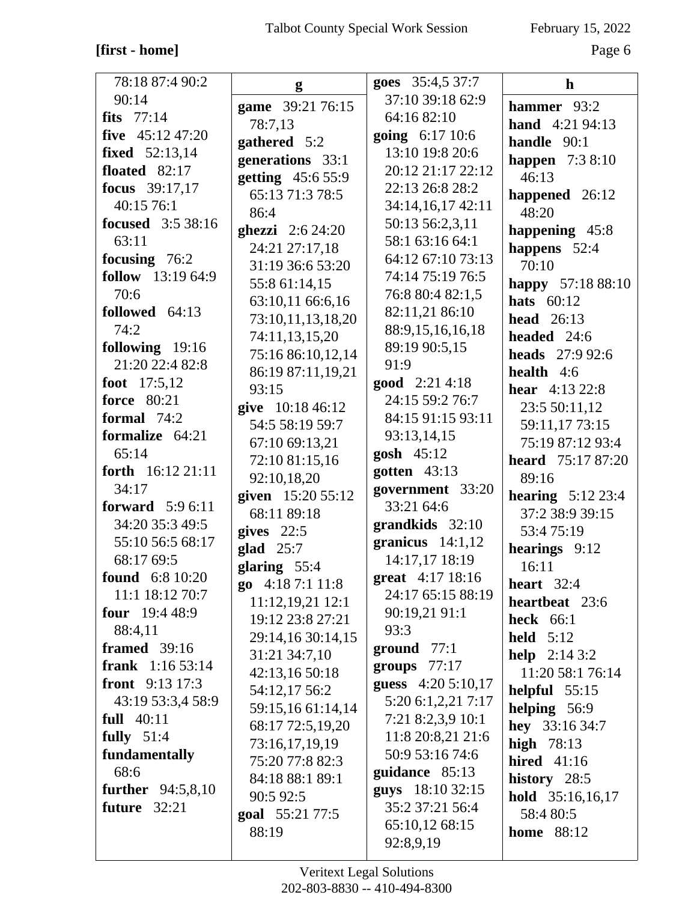**[first - home]**

78:18 87:4 90:2 90:14
**fits** 77:14
**five** 45:12 47:20
**fixed** 52:13,14
**floated** 82:17
**focus** 39:17,17 40:15 76:1
**focused** 3:5 38:16 63:11
**focusing** 76:2
**follow** 13:19 64:9 70:6
**followed** 64:13 74:2
**following** 19:16 21:20 22:4 82:8
**foot** 17:5,12
**force** 80:21
**formal** 74:2
**formalize** 64:21 65:14
**forth** 16:12 21:11 34:17
**forward** 5:9 6:11 34:20 35:3 49:5 55:10 56:5 68:17 68:17 69:5
**found** 6:8 10:20 11:1 18:12 70:7
**four** 19:4 48:9 88:4,11
**framed** 39:16
**frank** 1:16 53:14
**front** 9:13 17:3 43:19 53:3,4 58:9
**full** 40:11
**fully** 51:4
**fundamentally** 68:6
**further** 94:5,8,10
**future** 32:21

**g**

**game** 39:21 76:15 78:7,13
**gathered** 5:2
**generations** 33:1
**getting** 45:6 55:9 65:13 71:3 78:5 86:4
**ghezzi** 2:6 24:20 24:21 27:17,18 31:19 36:6 53:20 55:8 61:14,15 63:10,11 66:6,16 73:10,11,13,18,20 74:11,13,15,20 75:16 86:10,12,14 86:19 87:11,19,21 93:15
**give** 10:18 46:12 54:5 58:19 59:7 67:10 69:13,21 72:10 81:15,16 92:10,18,20
**given** 15:20 55:12 68:11 89:18
**gives** 22:5
**glad** 25:7
**glaring** 55:4
**go** 4:18 7:1 11:8 11:12,19,21 12:1 19:12 23:8 27:21 29:14,16 30:14,15 31:21 34:7,10 42:13,16 50:18 54:12,17 56:2 59:15,16 61:14,14 68:17 72:5,19,20 73:16,17,19,19 75:20 77:8 82:3 84:18 88:1 89:1 90:5 92:5
**goal** 55:21 77:5 88:19
**goes** 35:4,5 37:7 37:10 39:18 62:9 64:16 82:10
**going** 6:17 10:6 13:10 19:8 20:6 20:12 21:17 22:12 22:13 26:8 28:2 34:14,16,17 42:11 50:13 56:2,3,11 58:1 63:16 64:1 64:12 67:10 73:13 74:14 75:19 76:5 76:8 80:4 82:1,5 82:11,21 86:10 88:9,15,16,16,18 89:19 90:5,15 91:9
**good** 2:21 4:18 24:15 59:2 76:7 84:15 91:15 93:11 93:13,14,15
**gosh** 45:12
**gotten** 43:13
**government** 33:20 33:21 64:6
**grandkids** 32:10
**granicus** 14:1,12 14:17,17 18:19
**great** 4:17 18:16 24:17 65:15 88:19 90:19,21 91:1 93:3
**ground** 77:1
**groups** 77:17
**guess** 4:20 5:10,17 5:20 6:1,2,21 7:17 7:21 8:2,3,9 10:1 11:8 20:8,21 21:6 50:9 53:16 74:6
**guidance** 85:13
**guys** 18:10 32:15 35:2 37:21 56:4 65:10,12 68:15 92:8,9,19

**h**

**hammer** 93:2
**hand** 4:21 94:13
**handle** 90:1
**happen** 7:3 8:10 46:13
**happened** 26:12 48:20
**happening** 45:8
**happens** 52:4 70:10
**happy** 57:18 88:10
**hats** 60:12
**head** 26:13
**headed** 24:6
**heads** 27:9 92:6
**health** 4:6
**hear** 4:13 22:8 23:5 50:11,12 59:11,17 73:15 75:19 87:12 93:4
**heard** 75:17 87:20 89:16
**hearing** 5:12 23:4 37:2 38:9 39:15 53:4 75:19
**hearings** 9:12 16:11
**heart** 32:4
**heartbeat** 23:6
**heck** 66:1
**held** 5:12
**help** 2:14 3:2 11:20 58:1 76:14
**helpful** 55:15
**helping** 56:9
**hey** 33:16 34:7
**high** 78:13
**hired** 41:16
**history** 28:5
**hold** 35:16,16,17 58:4 80:5
**home** 88:12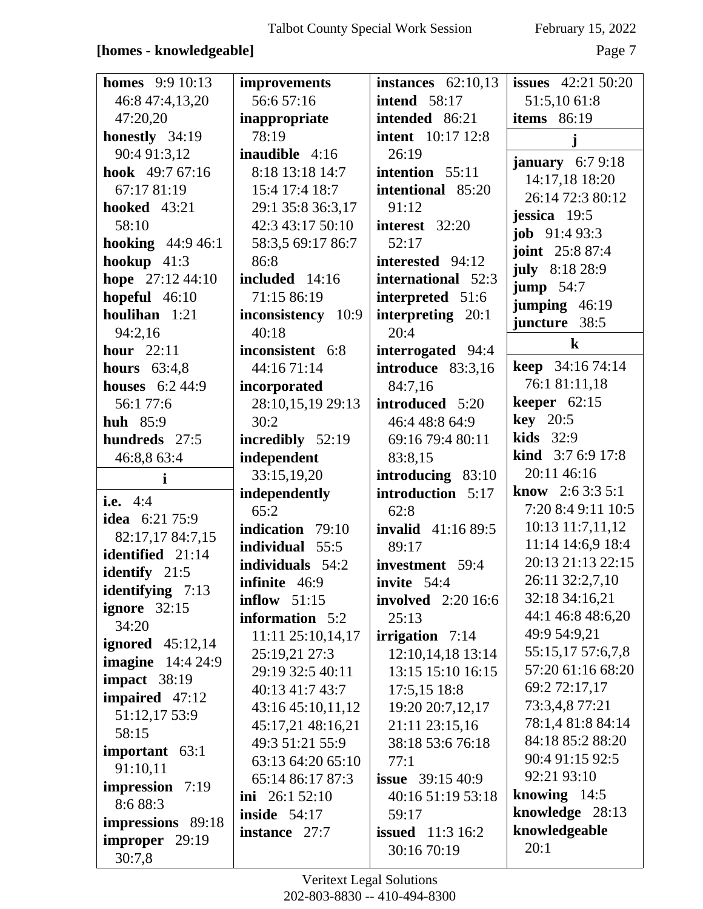**[homes - knowledgeable]**

**homes** 9:9 10:13 46:8 47:4,13,20 47:20,20
**honestly** 34:19 90:4 91:3,12
**hook** 49:7 67:16 67:17 81:19
**hooked** 43:21 58:10
**hooking** 44:9 46:1
**hookup** 41:3
**hope** 27:12 44:10
**hopeful** 46:10
**houlihan** 1:21 94:2,16
**hour** 22:11
**hours** 63:4,8
**houses** 6:2 44:9 56:1 77:6
**huh** 85:9
**hundreds** 27:5 46:8,8 63:4

**i**

**i.e.** 4:4
**idea** 6:21 75:9 82:17,17 84:7,15
**identified** 21:14
**identify** 21:5
**identifying** 7:13
**ignore** 32:15 34:20
**ignored** 45:12,14
**imagine** 14:4 24:9
**impact** 38:19
**impaired** 47:12 51:12,17 53:9 58:15
**important** 63:1 91:10,11
**impression** 7:19 8:6 88:3
**impressions** 89:18
**improper** 29:19 30:7,8
**improvements** 56:6 57:16
**inappropriate** 78:19
**inaudible** 4:16 8:18 13:18 14:7 15:4 17:4 18:7 29:1 35:8 36:3,17 42:3 43:17 50:10 58:3,5 69:17 86:7 86:8
**included** 14:16 71:15 86:19
**inconsistency** 10:9 40:18
**inconsistent** 6:8 44:16 71:14
**incorporated** 28:10,15,19 29:13 30:2
**incredibly** 52:19
**independent** 33:15,19,20
**independently** 65:2
**indication** 79:10
**individual** 55:5
**individuals** 54:2
**infinite** 46:9
**inflow** 51:15
**information** 5:2 11:11 25:10,14,17 25:19,21 27:3 29:19 32:5 40:11 40:13 41:7 43:7 43:16 45:10,11,12 45:17,21 48:16,21 49:3 51:21 55:9 63:13 64:20 65:10 65:14 86:17 87:3
**ini** 26:1 52:10
**inside** 54:17
**instance** 27:7
**instances** 62:10,13
**intend** 58:17
**intended** 86:21
**intent** 10:17 12:8 26:19
**intention** 55:11
**intentional** 85:20 91:12
**interest** 32:20 52:17
**interested** 94:12
**international** 52:3
**interpreted** 51:6
**interpreting** 20:1 20:4
**interrogated** 94:4
**introduce** 83:3,16 84:7,16
**introduced** 5:20 46:4 48:8 64:9 69:16 79:4 80:11 83:8,15
**introducing** 83:10
**introduction** 5:17 62:8
**invalid** 41:16 89:5 89:17
**investment** 59:4
**invite** 54:4
**involved** 2:20 16:6 25:13
**irrigation** 7:14 12:10,14,18 13:14 13:15 15:10 16:15 17:5,15 18:8 19:20 20:7,12,17 21:11 23:15,16 38:18 53:6 76:18 77:1
**issue** 39:15 40:9 40:16 51:19 53:18 59:17
**issued** 11:3 16:2 30:16 70:19
**issues** 42:21 50:20 51:5,10 61:8
**items** 86:19

**j**

**january** 6:7 9:18 14:17,18 18:20 26:14 72:3 80:12
**jessica** 19:5
**job** 91:4 93:3
**joint** 25:8 87:4
**july** 8:18 28:9
**jump** 54:7
**jumping** 46:19
**juncture** 38:5

**k**

**keep** 34:16 74:14 76:1 81:11,18
**keeper** 62:15
**key** 20:5
**kids** 32:9
**kind** 3:7 6:9 17:8 20:11 46:16
**know** 2:6 3:3 5:1 7:20 8:4 9:11 10:5 10:13 11:7,11,12 11:14 14:6,9 18:4 20:13 21:13 22:15 26:11 32:2,7,10 32:18 34:16,21 44:1 46:8 48:6,20 49:9 54:9,21 55:15,17 57:6,7,8 57:20 61:16 68:20 69:2 72:17,17 73:3,4,8 77:21 78:1,4 81:8 84:14 84:18 85:2 88:20 90:4 91:15 92:5 92:21 93:10
**knowing** 14:5
**knowledge** 28:13
**knowledgeable** 20:1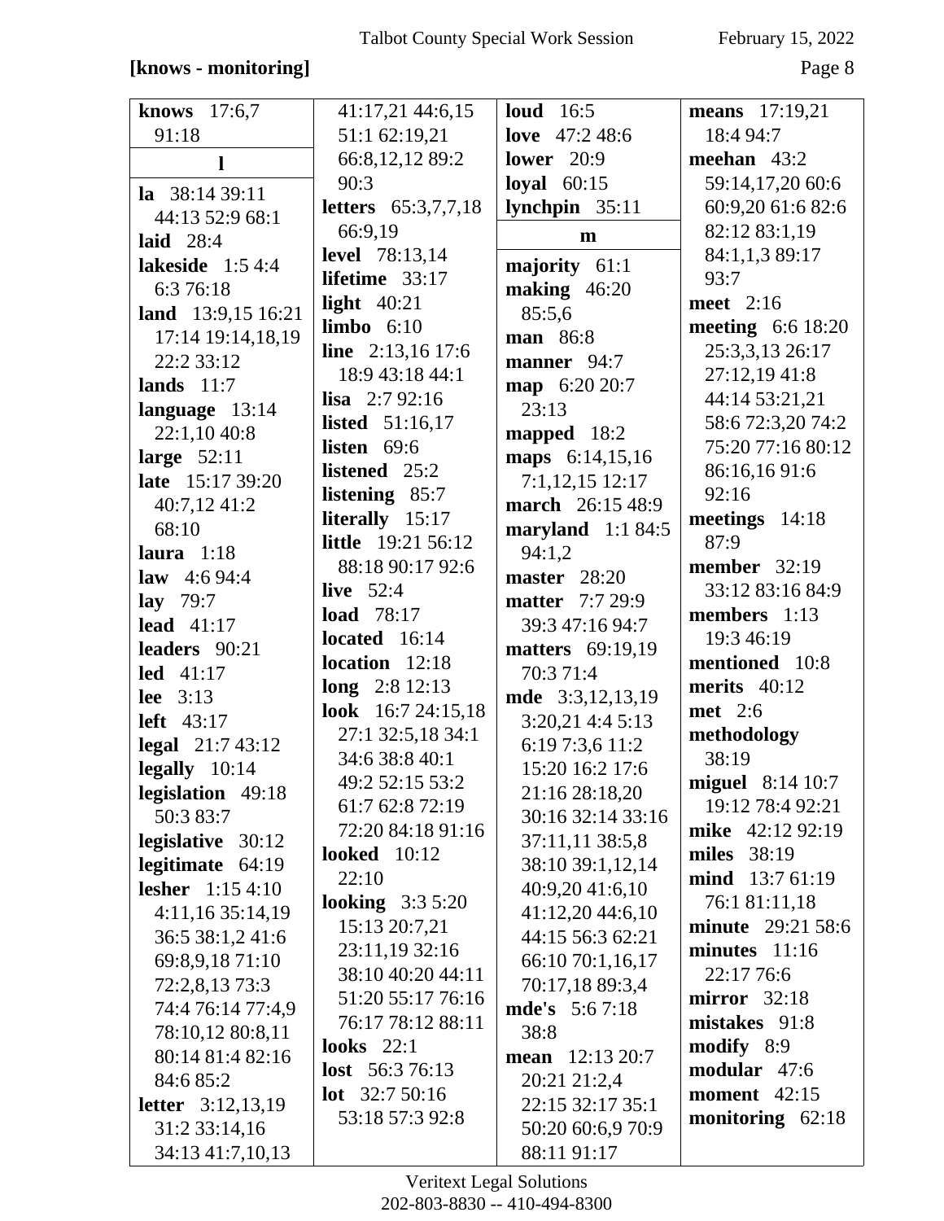**[knows - monitoring]**

**knows** 17:6,7 91:18

**l**

**la** 38:14 39:11 44:13 52:9 68:1
**laid** 28:4
**lakeside** 1:5 4:4 6:3 76:18
**land** 13:9,15 16:21 17:14 19:14,18,19 22:2 33:12
**lands** 11:7
**language** 13:14 22:1,10 40:8
**large** 52:11
**late** 15:17 39:20 40:7,12 41:2 68:10
**laura** 1:18
**law** 4:6 94:4
**lay** 79:7
**lead** 41:17
**leaders** 90:21
**led** 41:17
**lee** 3:13
**left** 43:17
**legal** 21:7 43:12
**legally** 10:14
**legislation** 49:18 50:3 83:7
**legislative** 30:12
**legitimate** 64:19
**lesher** 1:15 4:10 4:11,16 35:14,19 36:5 38:1,2 41:6 69:8,9,18 71:10 72:2,8,13 73:3 74:4 76:14 77:4,9 78:10,12 80:8,11 80:14 81:4 82:16 84:6 85:2
**letter** 3:12,13,19 31:2 33:14,16 34:13 41:7,10,13 41:17,21 44:6,15 51:1 62:19,21 66:8,12,12 89:2 90:3
**letters** 65:3,7,7,18 66:9,19
**level** 78:13,14
**lifetime** 33:17
**light** 40:21
**limbo** 6:10
**line** 2:13,16 17:6 18:9 43:18 44:1
**lisa** 2:7 92:16
**listed** 51:16,17
**listen** 69:6
**listened** 25:2
**listening** 85:7
**literally** 15:17
**little** 19:21 56:12 88:18 90:17 92:6
**live** 52:4
**load** 78:17
**located** 16:14
**location** 12:18
**long** 2:8 12:13
**look** 16:7 24:15,18 27:1 32:5,18 34:1 34:6 38:8 40:1 49:2 52:15 53:2 61:7 62:8 72:19 72:20 84:18 91:16
**looked** 10:12 22:10
**looking** 3:3 5:20 15:13 20:7,21 23:11,19 32:16 38:10 40:20 44:11 51:20 55:17 76:16 76:17 78:12 88:11
**looks** 22:1
**lost** 56:3 76:13
**lot** 32:7 50:16 53:18 57:3 92:8
**loud** 16:5
**love** 47:2 48:6
**lower** 20:9
**loyal** 60:15
**lynchpin** 35:11

**m**

**majority** 61:1
**making** 46:20 85:5,6
**man** 86:8
**manner** 94:7
**map** 6:20 20:7 23:13
**mapped** 18:2
**maps** 6:14,15,16 7:1,12,15 12:17
**march** 26:15 48:9
**maryland** 1:1 84:5 94:1,2
**master** 28:20
**matter** 7:7 29:9 39:3 47:16 94:7
**matters** 69:19,19 70:3 71:4
**mde** 3:3,12,13,19 3:20,21 4:4 5:13 6:19 7:3,6 11:2 15:20 16:2 17:6 21:16 28:18,20 30:16 32:14 33:16 37:11,11 38:5,8 38:10 39:1,12,14 40:9,20 41:6,10 41:12,20 44:6,10 44:15 56:3 62:21 66:10 70:1,16,17 70:17,18 89:3,4
**mde's** 5:6 7:18 38:8
**mean** 12:13 20:7 20:21 21:2,4 22:15 32:17 35:1 50:20 60:6,9 70:9 88:11 91:17
**means** 17:19,21 18:4 94:7
**meehan** 43:2 59:14,17,20 60:6 60:9,20 61:6 82:6 82:12 83:1,19 84:1,1,3 89:17 93:7
**meet** 2:16
**meeting** 6:6 18:20 25:3,3,13 26:17 27:12,19 41:8 44:14 53:21,21 58:6 72:3,20 74:2 75:20 77:16 80:12 86:16,16 91:6 92:16
**meetings** 14:18 87:9
**member** 32:19 33:12 83:16 84:9
**members** 1:13 19:3 46:19
**mentioned** 10:8
**merits** 40:12
**met** 2:6
**methodology** 38:19
**miguel** 8:14 10:7 19:12 78:4 92:21
**mike** 42:12 92:19
**miles** 38:19
**mind** 13:7 61:19 76:1 81:11,18
**minute** 29:21 58:6
**minutes** 11:16 22:17 76:6
**mirror** 32:18
**mistakes** 91:8
**modify** 8:9
**modular** 47:6
**moment** 42:15
**monitoring** 62:18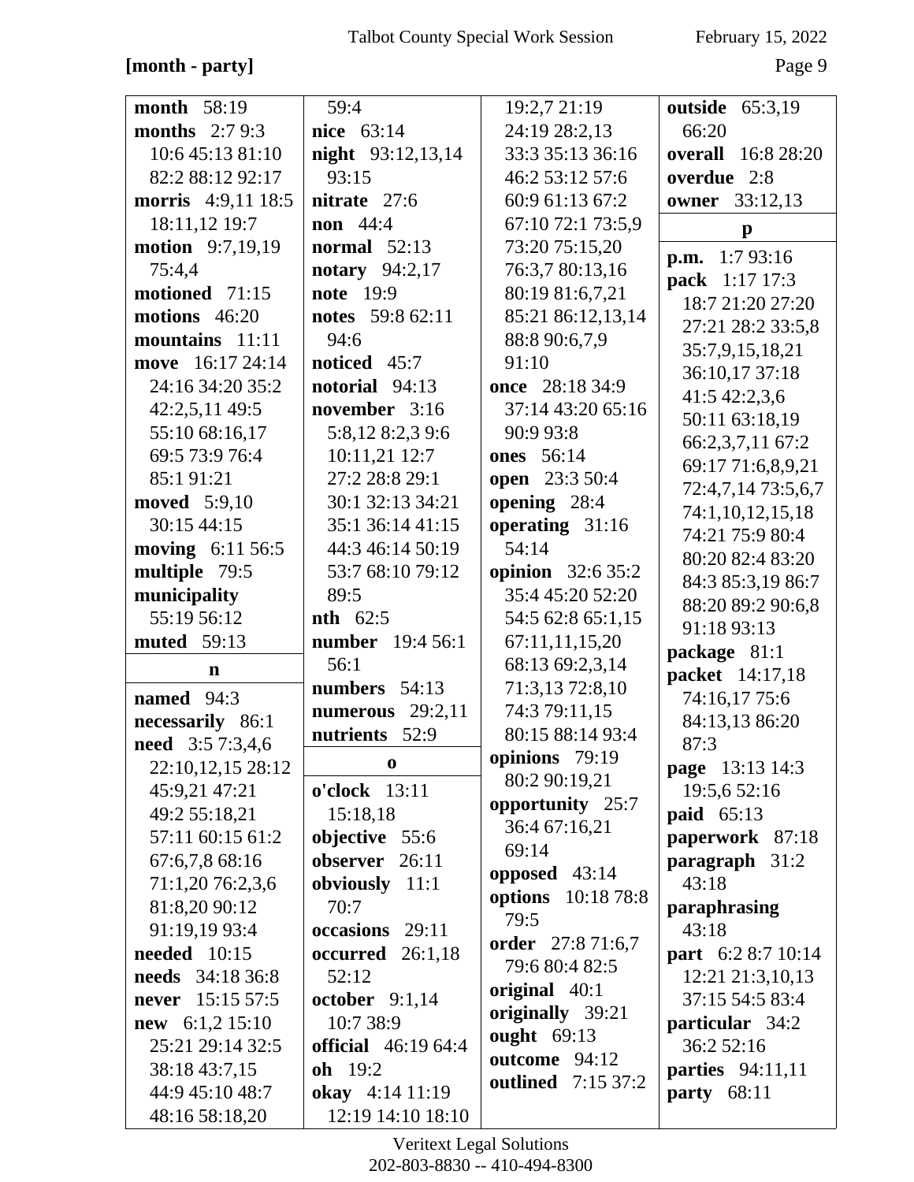**[month - party]**

**month** 58:19
**months** 2:7 9:3 10:6 45:13 81:10 82:2 88:12 92:17
**morris** 4:9,11 18:5 18:11,12 19:7
**motion** 9:7,19,19 75:4,4
**motioned** 71:15
**motions** 46:20
**mountains** 11:11
**move** 16:17 24:14 24:16 34:20 35:2 42:2,5,11 49:5 55:10 68:16,17 69:5 73:9 76:4 85:1 91:21
**moved** 5:9,10 30:15 44:15
**moving** 6:11 56:5
**multiple** 79:5
**municipality** 55:19 56:12
**muted** 59:13

**n**

**named** 94:3
**necessarily** 86:1
**need** 3:5 7:3,4,6 22:10,12,15 28:12 45:9,21 47:21 49:2 55:18,21 57:11 60:15 61:2 67:6,7,8 68:16 71:1,20 76:2,3,6 81:8,20 90:12 91:19,19 93:4
**needed** 10:15
**needs** 34:18 36:8
**never** 15:15 57:5
**new** 6:1,2 15:10 25:21 29:14 32:5 38:18 43:7,15 44:9 45:10 48:7 48:16 58:18,20 59:4
**nice** 63:14
**night** 93:12,13,14 93:15
**nitrate** 27:6
**non** 44:4
**normal** 52:13
**notary** 94:2,17
**note** 19:9
**notes** 59:8 62:11 94:6
**noticed** 45:7
**notorial** 94:13
**november** 3:16 5:8,12 8:2,3 9:6 10:11,21 12:7 27:2 28:8 29:1 30:1 32:13 34:21 35:1 36:14 41:15 44:3 46:14 50:19 53:7 68:10 79:12 89:5
**nth** 62:5
**number** 19:4 56:1 56:1
**numbers** 54:13
**numerous** 29:2,11
**nutrients** 52:9

**o**

**o'clock** 13:11 15:18,18
**objective** 55:6
**observer** 26:11
**obviously** 11:1 70:7
**occasions** 29:11
**occurred** 26:1,18 52:12
**october** 9:1,14 10:7 38:9
**official** 46:19 64:4
**oh** 19:2
**okay** 4:14 11:19 12:19 14:10 18:10 19:2,7 21:19 24:19 28:2,13 33:3 35:13 36:16 46:2 53:12 57:6 60:9 61:13 67:2 67:10 72:1 73:5,9 73:20 75:15,20 76:3,7 80:13,16 80:19 81:6,7,21 85:21 86:12,13,14 88:8 90:6,7,9 91:10
**once** 28:18 34:9 37:14 43:20 65:16 90:9 93:8
**ones** 56:14
**open** 23:3 50:4
**opening** 28:4
**operating** 31:16 54:14
**opinion** 32:6 35:2 35:4 45:20 52:20 54:5 62:8 65:1,15 67:11,11,15,20 68:13 69:2,3,14 71:3,13 72:8,10 74:3 79:11,15 80:15 88:14 93:4
**opinions** 79:19 80:2 90:19,21
**opportunity** 25:7 36:4 67:16,21 69:14
**opposed** 43:14
**options** 10:18 78:8 79:5
**order** 27:8 71:6,7 79:6 80:4 82:5
**original** 40:1
**originally** 39:21
**ought** 69:13
**outcome** 94:12
**outlined** 7:15 37:2
**outside** 65:3,19 66:20
**overall** 16:8 28:20
**overdue** 2:8
**owner** 33:12,13

**p**

**p.m.** 1:7 93:16
**pack** 1:17 17:3 18:7 21:20 27:20 27:21 28:2 33:5,8 35:7,9,15,18,21 36:10,17 37:18 41:5 42:2,3,6 50:11 63:18,19 66:2,3,7,11 67:2 69:17 71:6,8,9,21 72:4,7,14 73:5,6,7 74:1,10,12,15,18 74:21 75:9 80:4 80:20 82:4 83:20 84:3 85:3,19 86:7 88:20 89:2 90:6,8 91:18 93:13
**package** 81:1
**packet** 14:17,18 74:16,17 75:6 84:13,13 86:20 87:3
**page** 13:13 14:3 19:5,6 52:16
**paid** 65:13
**paperwork** 87:18
**paragraph** 31:2 43:18
**paraphrasing** 43:18
**part** 6:2 8:7 10:14 12:21 21:3,10,13 37:15 54:5 83:4
**particular** 34:2 36:2 52:16
**parties** 94:11,11
**party** 68:11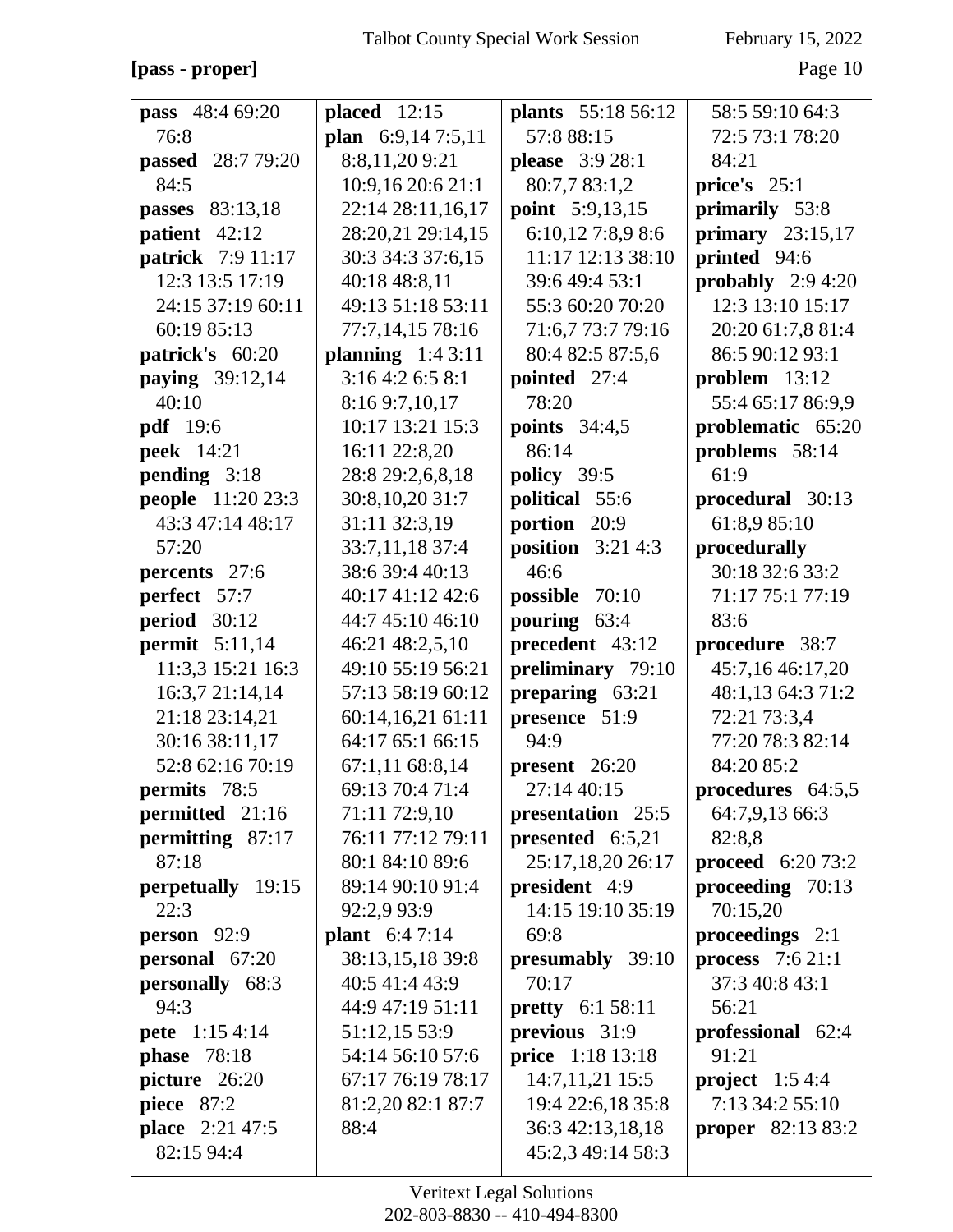**[pass - proper]**

**pass** 48:4 69:20 76:8
**passed** 28:7 79:20 84:5
**passes** 83:13,18
**patient** 42:12
**patrick** 7:9 11:17 12:3 13:5 17:19 24:15 37:19 60:11 60:19 85:13
**patrick's** 60:20
**paying** 39:12,14 40:10
**pdf** 19:6
**peek** 14:21
**pending** 3:18
**people** 11:20 23:3 43:3 47:14 48:17 57:20
**percents** 27:6
**perfect** 57:7
**period** 30:12
**permit** 5:11,14 11:3,3 15:21 16:3 16:3,7 21:14,14 21:18 23:14,21 30:16 38:11,17 52:8 62:16 70:19
**permits** 78:5
**permitted** 21:16
**permitting** 87:17 87:18
**perpetually** 19:15 22:3
**person** 92:9
**personal** 67:20
**personally** 68:3 94:3
**pete** 1:15 4:14
**phase** 78:18
**picture** 26:20
**piece** 87:2
**place** 2:21 47:5 82:15 94:4
**placed** 12:15
**plan** 6:9,14 7:5,11 8:8,11,20 9:21 10:9,16 20:6 21:1 22:14 28:11,16,17 28:20,21 29:14,15 30:3 34:3 37:6,15 40:18 48:8,11 49:13 51:18 53:11 77:7,14,15 78:16
**planning** 1:4 3:11 3:16 4:2 6:5 8:1 8:16 9:7,10,17 10:17 13:21 15:3 16:11 22:8,20 28:8 29:2,6,8,18 30:8,10,20 31:7 31:11 32:3,19 33:7,11,18 37:4 38:6 39:4 40:13 40:17 41:12 42:6 44:7 45:10 46:10 46:21 48:2,5,10 49:10 55:19 56:21 57:13 58:19 60:12 60:14,16,21 61:11 64:17 65:1 66:15 67:1,11 68:8,14 69:13 70:4 71:4 71:11 72:9,10 76:11 77:12 79:11 80:1 84:10 89:6 89:14 90:10 91:4 92:2,9 93:9
**plant** 6:4 7:14 38:13,15,18 39:8 40:5 41:4 43:9 44:9 47:19 51:11 51:12,15 53:9 54:14 56:10 57:6 67:17 76:19 78:17 81:2,20 82:1 87:7 88:4
**plants** 55:18 56:12 57:8 88:15
**please** 3:9 28:1 80:7,7 83:1,2
**point** 5:9,13,15 6:10,12 7:8,9 8:6 11:17 12:13 38:10 39:6 49:4 53:1 55:3 60:20 70:20 71:6,7 73:7 79:16 80:4 82:5 87:5,6
**pointed** 27:4 78:20
**points** 34:4,5 86:14
**policy** 39:5
**political** 55:6
**portion** 20:9
**position** 3:21 4:3 46:6
**possible** 70:10
**pouring** 63:4
**precedent** 43:12
**preliminary** 79:10
**preparing** 63:21
**presence** 51:9 94:9
**present** 26:20 27:14 40:15
**presentation** 25:5
**presented** 6:5,21 25:17,18,20 26:17
**president** 4:9 14:15 19:10 35:19 69:8
**presumably** 39:10 70:17
**pretty** 6:1 58:11
**previous** 31:9
**price** 1:18 13:18 14:7,11,21 15:5 19:4 22:6,18 35:8 36:3 42:13,18,18 45:2,3 49:14 58:3 58:5 59:10 64:3 72:5 73:1 78:20 84:21
**price's** 25:1
**primarily** 53:8
**primary** 23:15,17
**printed** 94:6
**probably** 2:9 4:20 12:3 13:10 15:17 20:20 61:7,8 81:4 86:5 90:12 93:1
**problem** 13:12 55:4 65:17 86:9,9
**problematic** 65:20
**problems** 58:14 61:9
**procedural** 30:13 61:8,9 85:10
**procedurally** 30:18 32:6 33:2 71:17 75:1 77:19 83:6
**procedure** 38:7 45:7,16 46:17,20 48:1,13 64:3 71:2 72:21 73:3,4 77:20 78:3 82:14 84:20 85:2
**procedures** 64:5,5 64:7,9,13 66:3 82:8,8
**proceed** 6:20 73:2
**proceeding** 70:13 70:15,20
**proceedings** 2:1
**process** 7:6 21:1 37:3 40:8 43:1 56:21
**professional** 62:4 91:21
**project** 1:5 4:4 7:13 34:2 55:10
**proper** 82:13 83:2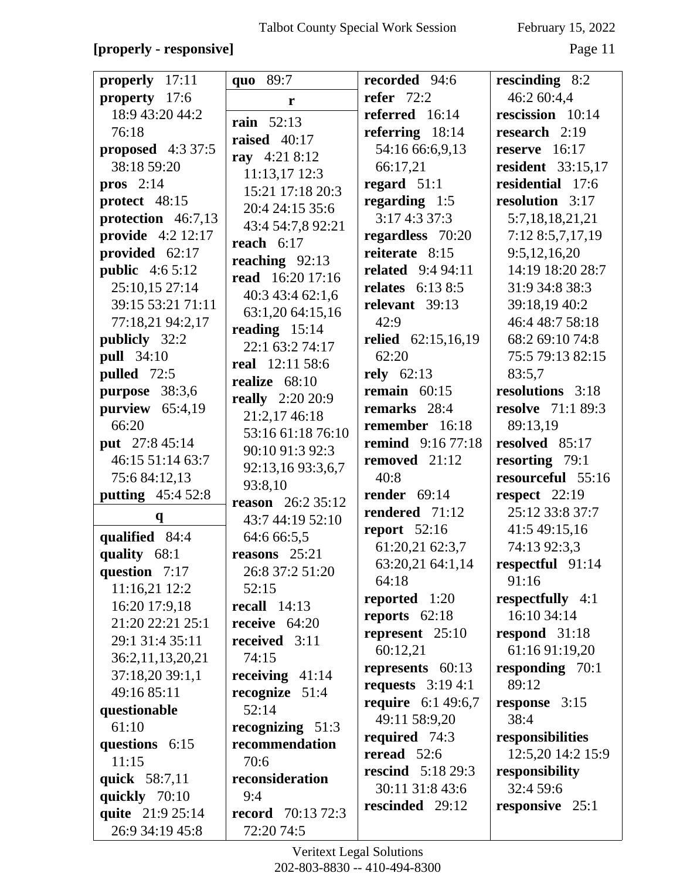**[properly - responsive]**

**properly** 17:11
**property** 17:6 18:9 43:20 44:2 76:18
**proposed** 4:3 37:5 38:18 59:20
**pros** 2:14
**protect** 48:15
**protection** 46:7,13
**provide** 4:2 12:17
**provided** 62:17
**public** 4:6 5:12 25:10,15 27:14 39:15 53:21 71:11 77:18,21 94:2,17
**publicly** 32:2
**pull** 34:10
**pulled** 72:5
**purpose** 38:3,6
**purview** 65:4,19 66:20
**put** 27:8 45:14 46:15 51:14 63:7 75:6 84:12,13
**putting** 45:4 52:8

**q**

**qualified** 84:4
**quality** 68:1
**question** 7:17 11:16,21 12:2 16:20 17:9,18 21:20 22:21 25:1 29:1 31:4 35:11 36:2,11,13,20,21 37:18,20 39:1,1 49:16 85:11
**questionable** 61:10
**questions** 6:15 11:15
**quick** 58:7,11
**quickly** 70:10
**quite** 21:9 25:14 26:9 34:19 45:8
**quo** 89:7

**r**

**rain** 52:13
**raised** 40:17
**ray** 4:21 8:12 11:13,17 12:3 15:21 17:18 20:3 20:4 24:15 35:6 43:4 54:7,8 92:21
**reach** 6:17
**reaching** 92:13
**read** 16:20 17:16 40:3 43:4 62:1,6 63:1,20 64:15,16
**reading** 15:14 22:1 63:2 74:17
**real** 12:11 58:6
**realize** 68:10
**really** 2:20 20:9 21:2,17 46:18 53:16 61:18 76:10 90:10 91:3 92:3 92:13,16 93:3,6,7 93:8,10
**reason** 26:2 35:12 43:7 44:19 52:10 64:6 66:5,5
**reasons** 25:21 26:8 37:2 51:20 52:15
**recall** 14:13
**receive** 64:20
**received** 3:11 74:15
**receiving** 41:14
**recognize** 51:4 52:14
**recognizing** 51:3
**recommendation** 70:6
**reconsideration** 9:4
**record** 70:13 72:3 72:20 74:5
**recorded** 94:6
**refer** 72:2
**referred** 16:14
**referring** 18:14 54:16 66:6,9,13 66:17,21
**regard** 51:1
**regarding** 1:5 3:17 4:3 37:3
**regardless** 70:20
**reiterate** 8:15
**related** 9:4 94:11
**relates** 6:13 8:5
**relevant** 39:13 42:9
**relied** 62:15,16,19 62:20
**rely** 62:13
**remain** 60:15
**remarks** 28:4
**remember** 16:18
**remind** 9:16 77:18
**removed** 21:12 40:8
**render** 69:14
**rendered** 71:12
**report** 52:16 61:20,21 62:3,7 63:20,21 64:1,14 64:18
**reported** 1:20
**reports** 62:18
**represent** 25:10 60:12,21
**represents** 60:13
**requests** 3:19 4:1
**require** 6:1 49:6,7 49:11 58:9,20
**required** 74:3
**reread** 52:6
**rescind** 5:18 29:3 30:11 31:8 43:6
**rescinded** 29:12
**rescinding** 8:2 46:2 60:4,4
**rescission** 10:14
**research** 2:19
**reserve** 16:17
**resident** 33:15,17
**residential** 17:6
**resolution** 3:17 5:7,18,18,21,21 7:12 8:5,7,17,19 9:5,12,16,20 14:19 18:20 28:7 31:9 34:8 38:3 39:18,19 40:2 46:4 48:7 58:18 68:2 69:10 74:8 75:5 79:13 82:15 83:5,7
**resolutions** 3:18
**resolve** 71:1 89:3 89:13,19
**resolved** 85:17
**resorting** 79:1
**resourceful** 55:16
**respect** 22:19 25:12 33:8 37:7 41:5 49:15,16 74:13 92:3,3
**respectful** 91:14 91:16
**respectfully** 4:1 16:10 34:14
**respond** 31:18 61:16 91:19,20
**responding** 70:1 89:12
**response** 3:15 38:4
**responsibilities** 12:5,20 14:2 15:9
**responsibility** 32:4 59:6
**responsive** 25:1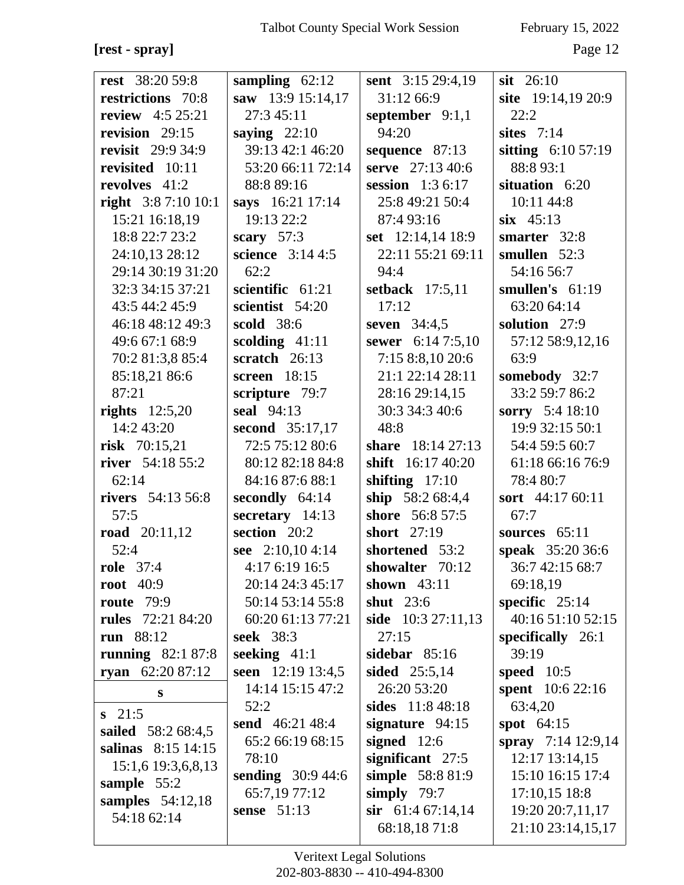**[rest - spray]**

**rest** 38:20 59:8
**restrictions** 70:8
**review** 4:5 25:21
**revision** 29:15
**revisit** 29:9 34:9
**revisited** 10:11
**revolves** 41:2
**right** 3:8 7:10 10:1 15:21 16:18,19 18:8 22:7 23:2 24:10,13 28:12 29:14 30:19 31:20 32:3 34:15 37:21 43:5 44:2 45:9 46:18 48:12 49:3 49:6 67:1 68:9 70:2 81:3,8 85:4 85:18,21 86:6 87:21
**rights** 12:5,20 14:2 43:20
**risk** 70:15,21
**river** 54:18 55:2 62:14
**rivers** 54:13 56:8 57:5
**road** 20:11,12 52:4
**role** 37:4
**root** 40:9
**route** 79:9
**rules** 72:21 84:20
**run** 88:12
**running** 82:1 87:8
**ryan** 62:20 87:12

**s**

**s** 21:5
**sailed** 58:2 68:4,5
**salinas** 8:15 14:15 15:1,6 19:3,6,8,13
**sample** 55:2
**samples** 54:12,18 54:18 62:14
**sampling** 62:12
**saw** 13:9 15:14,17 27:3 45:11
**saying** 22:10 39:13 42:1 46:20 53:20 66:11 72:14 88:8 89:16
**says** 16:21 17:14 19:13 22:2
**scary** 57:3
**science** 3:14 4:5 62:2
**scientific** 61:21
**scientist** 54:20
**scold** 38:6
**scolding** 41:11
**scratch** 26:13
**screen** 18:15
**scripture** 79:7
**seal** 94:13
**second** 35:17,17 72:5 75:12 80:6 80:12 82:18 84:8 84:16 87:6 88:1
**secondly** 64:14
**secretary** 14:13
**section** 20:2
**see** 2:10,10 4:14 4:17 6:19 16:5 20:14 24:3 45:17 50:14 53:14 55:8 60:20 61:13 77:21
**seek** 38:3
**seeking** 41:1
**seen** 12:19 13:4,5 14:14 15:15 47:2 52:2
**send** 46:21 48:4 65:2 66:19 68:15 78:10
**sending** 30:9 44:6 65:7,19 77:12
**sense** 51:13
**sent** 3:15 29:4,19 31:12 66:9
**september** 9:1,1 94:20
**sequence** 87:13
**serve** 27:13 40:6
**session** 1:3 6:17 25:8 49:21 50:4 87:4 93:16
**set** 12:14,14 18:9 22:11 55:21 69:11 94:4
**setback** 17:5,11 17:12
**seven** 34:4,5
**sewer** 6:14 7:5,10 7:15 8:8,10 20:6 21:1 22:14 28:11 28:16 29:14,15 30:3 34:3 40:6 48:8
**share** 18:14 27:13
**shift** 16:17 40:20
**shifting** 17:10
**ship** 58:2 68:4,4
**shore** 56:8 57:5
**short** 27:19
**shortened** 53:2
**showalter** 70:12
**shown** 43:11
**shut** 23:6
**side** 10:3 27:11,13 27:15
**sidebar** 85:16
**sided** 25:5,14 26:20 53:20
**sides** 11:8 48:18
**signature** 94:15
**signed** 12:6
**significant** 27:5
**simple** 58:8 81:9
**simply** 79:7
**sir** 61:4 67:14,14 68:18,18 71:8
**sit** 26:10
**site** 19:14,19 20:9 22:2
**sites** 7:14
**sitting** 6:10 57:19 88:8 93:1
**situation** 6:20 10:11 44:8
**six** 45:13
**smarter** 32:8
**smullen** 52:3 54:16 56:7
**smullen's** 61:19 63:20 64:14
**solution** 27:9 57:12 58:9,12,16 63:9
**somebody** 32:7 33:2 59:7 86:2
**sorry** 5:4 18:10 19:9 32:15 50:1 54:4 59:5 60:7 61:18 66:16 76:9 78:4 80:7
**sort** 44:17 60:11 67:7
**sources** 65:11
**speak** 35:20 36:6 36:7 42:15 68:7 69:18,19
**specific** 25:14 40:16 51:10 52:15
**specifically** 26:1 39:19
**speed** 10:5
**spent** 10:6 22:16 63:4,20
**spot** 64:15
**spray** 7:14 12:9,14 12:17 13:14,15 15:10 16:15 17:4 17:10,15 18:8 19:20 20:7,11,17 21:10 23:14,15,17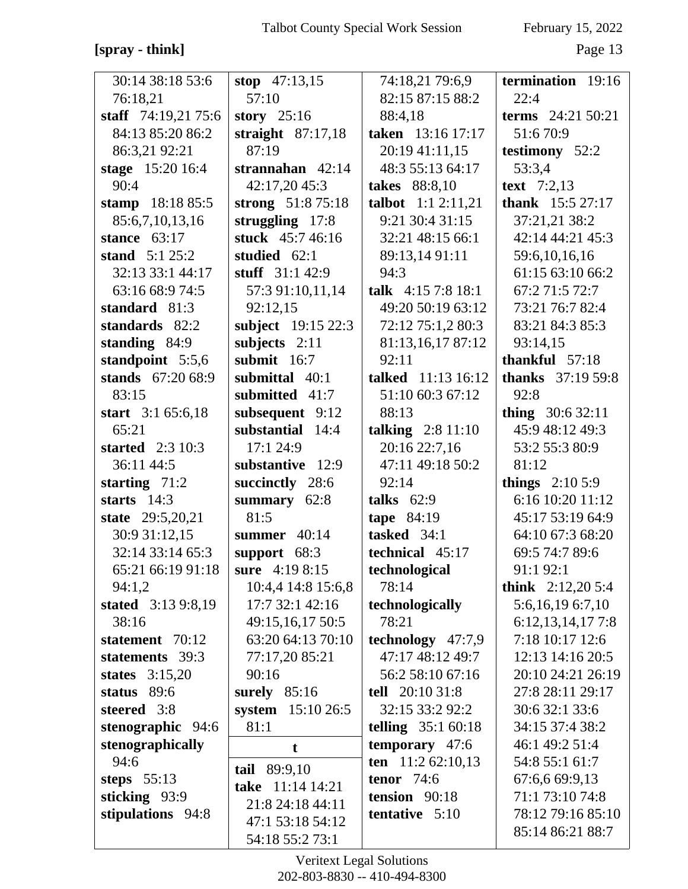**[spray - think]**

30:14 38:18 53:6 76:18,21
**staff** 74:19,21 75:6 84:13 85:20 86:2 86:3,21 92:21
**stage** 15:20 16:4 90:4
**stamp** 18:18 85:5 85:6,7,10,13,16
**stance** 63:17
**stand** 5:1 25:2 32:13 33:1 44:17 63:16 68:9 74:5
**standard** 81:3
**standards** 82:2
**standing** 84:9
**standpoint** 5:5,6
**stands** 67:20 68:9 83:15
**start** 3:1 65:6,18 65:21
**started** 2:3 10:3 36:11 44:5
**starting** 71:2
**starts** 14:3
**state** 29:5,20,21 30:9 31:12,15 32:14 33:14 65:3 65:21 66:19 91:18 94:1,2
**stated** 3:13 9:8,19 38:16
**statement** 70:12
**statements** 39:3
**states** 3:15,20
**status** 89:6
**steered** 3:8
**stenographic** 94:6
**stenographically** 94:6
**steps** 55:13
**sticking** 93:9
**stipulations** 94:8
**stop** 47:13,15 57:10
**story** 25:16
**straight** 87:17,18 87:19
**strannahan** 42:14 42:17,20 45:3
**strong** 51:8 75:18
**struggling** 17:8
**stuck** 45:7 46:16
**studied** 62:1
**stuff** 31:1 42:9 57:3 91:10,11,14 92:12,15
**subject** 19:15 22:3
**subjects** 2:11
**submit** 16:7
**submittal** 40:1
**submitted** 41:7
**subsequent** 9:12
**substantial** 14:4 17:1 24:9
**substantive** 12:9
**succinctly** 28:6
**summary** 62:8 81:5
**summer** 40:14
**support** 68:3
**sure** 4:19 8:15 10:4,4 14:8 15:6,8 17:7 32:1 42:16 49:15,16,17 50:5 63:20 64:13 70:10 77:17,20 85:21 90:16
**surely** 85:16
**system** 15:10 26:5 81:1

**t**

**tail** 89:9,10
**take** 11:14 14:21 21:8 24:18 44:11 47:1 53:18 54:12 54:18 55:2 73:1 74:18,21 79:6,9 82:15 87:15 88:2 88:4,18
**taken** 13:16 17:17 20:19 41:11,15 48:3 55:13 64:17
**takes** 88:8,10
**talbot** 1:1 2:11,21 9:21 30:4 31:15 32:21 48:15 66:1 89:13,14 91:11 94:3
**talk** 4:15 7:8 18:1 49:20 50:19 63:12 72:12 75:1,2 80:3 81:13,16,17 87:12 92:11
**talked** 11:13 16:12 51:10 60:3 67:12 88:13
**talking** 2:8 11:10 20:16 22:7,16 47:11 49:18 50:2 92:14
**talks** 62:9
**tape** 84:19
**tasked** 34:1
**technical** 45:17
**technological** 78:14
**technologically** 78:21
**technology** 47:7,9 47:17 48:12 49:7 56:2 58:10 67:16
**tell** 20:10 31:8 32:15 33:2 92:2
**telling** 35:1 60:18
**temporary** 47:6
**ten** 11:2 62:10,13
**tenor** 74:6
**tension** 90:18
**tentative** 5:10
**termination** 19:16 22:4
**terms** 24:21 50:21 51:6 70:9
**testimony** 52:2 53:3,4
**text** 7:2,13
**thank** 15:5 27:17 37:21,21 38:2 42:14 44:21 45:3 59:6,10,16,16 61:15 63:10 66:2 67:2 71:5 72:7 73:21 76:7 82:4 83:21 84:3 85:3 93:14,15
**thankful** 57:18
**thanks** 37:19 59:8 92:8
**thing** 30:6 32:11 45:9 48:12 49:3 53:2 55:3 80:9 81:12
**things** 2:10 5:9 6:16 10:20 11:12 45:17 53:19 64:9 64:10 67:3 68:20 69:5 74:7 89:6 91:1 92:1
**think** 2:12,20 5:4 5:6,16,19 6:7,10 6:12,13,14,17 7:8 7:18 10:17 12:6 12:13 14:16 20:5 20:10 24:21 26:19 27:8 28:11 29:17 30:6 32:1 33:6 34:15 37:4 38:2 46:1 49:2 51:4 54:8 55:1 61:7 67:6,6 69:9,13 71:1 73:10 74:8 78:12 79:16 85:10 85:14 86:21 88:7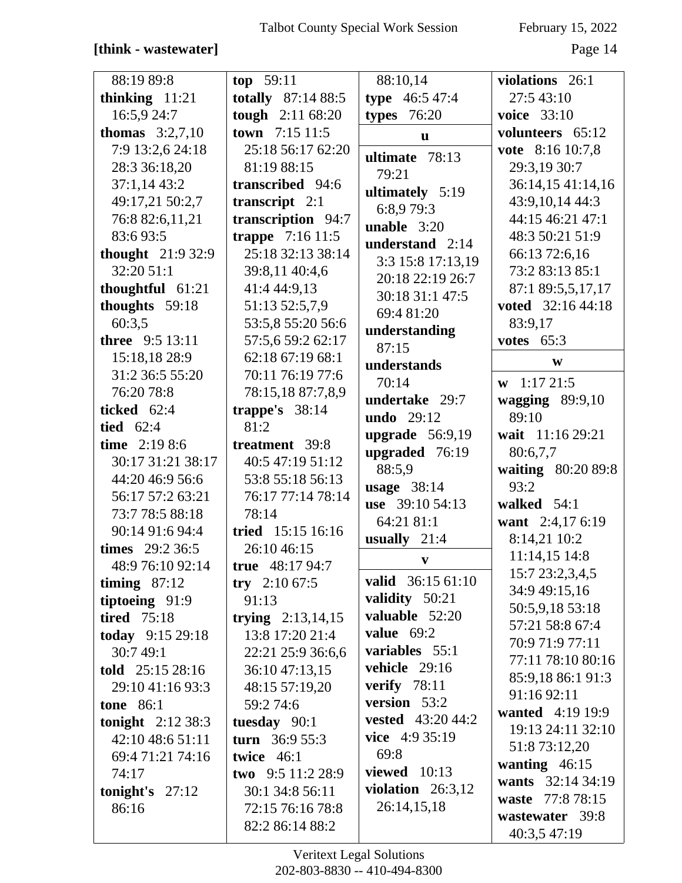**[think - wastewater]**

88:19 89:8
**thinking** 11:21 16:5,9 24:7
**thomas** 3:2,7,10 7:9 13:2,6 24:18 28:3 36:18,20 37:1,14 43:2 49:17,21 50:2,7 76:8 82:6,11,21 83:6 93:5
**thought** 21:9 32:9 32:20 51:1
**thoughtful** 61:21
**thoughts** 59:18 60:3,5
**three** 9:5 13:11 15:18,18 28:9 31:2 36:5 55:20 76:20 78:8
**ticked** 62:4
**tied** 62:4
**time** 2:19 8:6 30:17 31:21 38:17 44:20 46:9 56:6 56:17 57:2 63:21 73:7 78:5 88:18 90:14 91:6 94:4
**times** 29:2 36:5 48:9 76:10 92:14
**timing** 87:12
**tiptoeing** 91:9
**tired** 75:18
**today** 9:15 29:18 30:7 49:1
**told** 25:15 28:16 29:10 41:16 93:3
**tone** 86:1
**tonight** 2:12 38:3 42:10 48:6 51:11 69:4 71:21 74:16 74:17
**tonight's** 27:12 86:16
**top** 59:11
**totally** 87:14 88:5
**tough** 2:11 68:20
**town** 7:15 11:5 25:18 56:17 62:20 81:19 88:15
**transcribed** 94:6
**transcript** 2:1
**transcription** 94:7
**trappe** 7:16 11:5 25:18 32:13 38:14 39:8,11 40:4,6 41:4 44:9,13 51:13 52:5,7,9 53:5,8 55:20 56:6 57:5,6 59:2 62:17 62:18 67:19 68:1 70:11 76:19 77:6 78:15,18 87:7,8,9
**trappe's** 38:14 81:2
**treatment** 39:8 40:5 47:19 51:12 53:8 55:18 56:13 76:17 77:14 78:14 78:14
**tried** 15:15 16:16 26:10 46:15
**true** 48:17 94:7
**try** 2:10 67:5 91:13
**trying** 2:13,14,15 13:8 17:20 21:4 22:21 25:9 36:6,6 36:10 47:13,15 48:15 57:19,20 59:2 74:6
**tuesday** 90:1
**turn** 36:9 55:3
**twice** 46:1
**two** 9:5 11:2 28:9 30:1 34:8 56:11 72:15 76:16 78:8 82:2 86:14 88:2
88:10,14
**type** 46:5 47:4
**types** 76:20

**u**

**ultimate** 78:13 79:21
**ultimately** 5:19 6:8,9 79:3
**unable** 3:20
**understand** 2:14 3:3 15:8 17:13,19 20:18 22:19 26:7 30:18 31:1 47:5 69:4 81:20
**understanding** 87:15
**understands** 70:14
**undertake** 29:7
**undo** 29:12
**upgrade** 56:9,19
**upgraded** 76:19 88:5,9
**usage** 38:14
**use** 39:10 54:13 64:21 81:1
**usually** 21:4

**v**

**valid** 36:15 61:10
**validity** 50:21
**valuable** 52:20
**value** 69:2
**variables** 55:1
**vehicle** 29:16
**verify** 78:11
**version** 53:2
**vested** 43:20 44:2
**vice** 4:9 35:19 69:8
**viewed** 10:13
**violation** 26:3,12 26:14,15,18
**violations** 26:1 27:5 43:10
**voice** 33:10
**volunteers** 65:12
**vote** 8:16 10:7,8 29:3,19 30:7 36:14,15 41:14,16 43:9,10,14 44:3 44:15 46:21 47:1 48:3 50:21 51:9 66:13 72:6,16 73:2 83:13 85:1 87:1 89:5,5,17,17
**voted** 32:16 44:18 83:9,17
**votes** 65:3

**w**

**w** 1:17 21:5
**wagging** 89:9,10 89:10
**wait** 11:16 29:21 80:6,7,7
**waiting** 80:20 89:8 93:2
**walked** 54:1
**want** 2:4,17 6:19 8:14,21 10:2 11:14,15 14:8 15:7 23:2,3,4,5 34:9 49:15,16 50:5,9,18 53:18 57:21 58:8 67:4 70:9 71:9 77:11 77:11 78:10 80:16 85:9,18 86:1 91:3 91:16 92:11
**wanted** 4:19 19:9 19:13 24:11 32:10 51:8 73:12,20
**wanting** 46:15
**wants** 32:14 34:19
**waste** 77:8 78:15
**wastewater** 39:8 40:3,5 47:19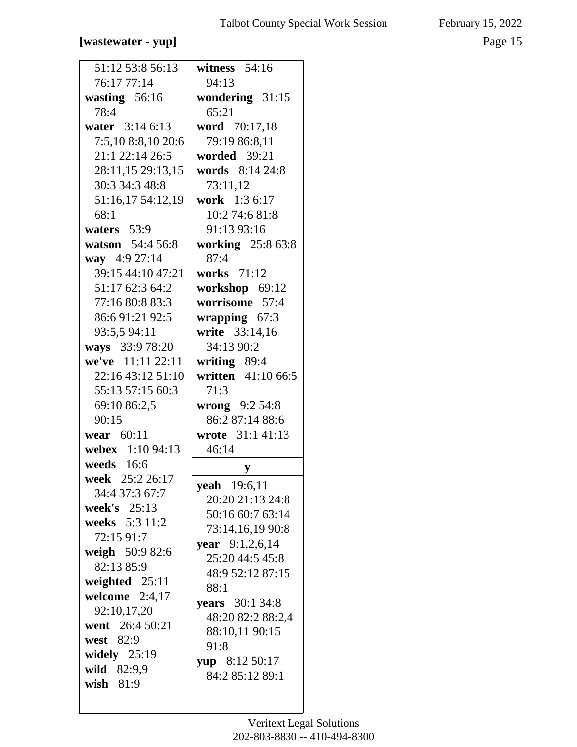**[wastewater - yup]**

51:12 53:8 56:13 76:17 77:14
**wasting** 56:16 78:4
**water** 3:14 6:13 7:5,10 8:8,10 20:6 21:1 22:14 26:5 28:11,15 29:13,15 30:3 34:3 48:8 51:16,17 54:12,19 68:1
**waters** 53:9
**watson** 54:4 56:8
**way** 4:9 27:14 39:15 44:10 47:21 51:17 62:3 64:2 77:16 80:8 83:3 86:6 91:21 92:5 93:5,5 94:11
**ways** 33:9 78:20
**we've** 11:11 22:11 22:16 43:12 51:10 55:13 57:15 60:3 69:10 86:2,5 90:15
**wear** 60:11
**webex** 1:10 94:13
**weeds** 16:6
**week** 25:2 26:17 34:4 37:3 67:7
**week's** 25:13
**weeks** 5:3 11:2 72:15 91:7
**weigh** 50:9 82:6 82:13 85:9
**weighted** 25:11
**welcome** 2:4,17 92:10,17,20
**went** 26:4 50:21
**west** 82:9
**widely** 25:19
**wild** 82:9,9
**wish** 81:9
**witness** 54:16 94:13
**wondering** 31:15 65:21
**word** 70:17,18 79:19 86:8,11
**worded** 39:21
**words** 8:14 24:8 73:11,12
**work** 1:3 6:17 10:2 74:6 81:8 91:13 93:16
**working** 25:8 63:8 87:4
**works** 71:12
**workshop** 69:12
**worrisome** 57:4
**wrapping** 67:3
**write** 33:14,16 34:13 90:2
**writing** 89:4
**written** 41:10 66:5 71:3
**wrong** 9:2 54:8 86:2 87:14 88:6
**wrote** 31:1 41:13 46:14

**y**

**yeah** 19:6,11 20:20 21:13 24:8 50:16 60:7 63:14 73:14,16,19 90:8
**year** 9:1,2,6,14 25:20 44:5 45:8 48:9 52:12 87:15 88:1
**years** 30:1 34:8 48:20 82:2 88:2,4 88:10,11 90:15 91:8
**yup** 8:12 50:17 84:2 85:12 89:1